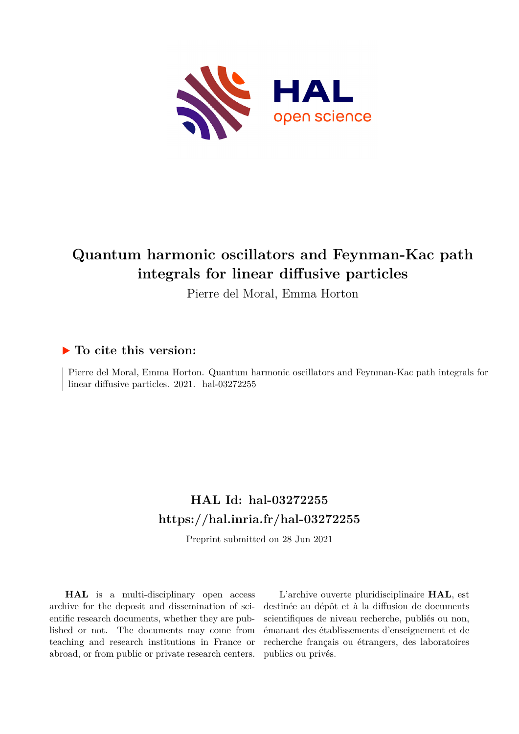# Quantum harmonic oscillators and Feynman-Kac path integrals for linear diffusive particles

Pierre del Moral, Emma Horton

## ▶ To cite this version:

Pierre del Moral, Emma Horton. Quantum harmonic oscillators and Feynman-Kac path integrals for linear diffusive particles. 2021. hal-03272255

## HAL Id: hal-03272255
## https://hal.inria.fr/hal-03272255

Preprint submitted on 28 Jun 2021

**HAL** is a multi-disciplinary open access archive for the deposit and dissemination of scientific research documents, whether they are published or not. The documents may come from teaching and research institutions in France or abroad, or from public or private research centers.

L'archive ouverte pluridisciplinaire **HAL**, est destinée au dépôt et à la diffusion de documents scientifiques de niveau recherche, publiés ou non, émanant des établissements d'enseignement et de recherche français ou étrangers, des laboratoires publics ou privés.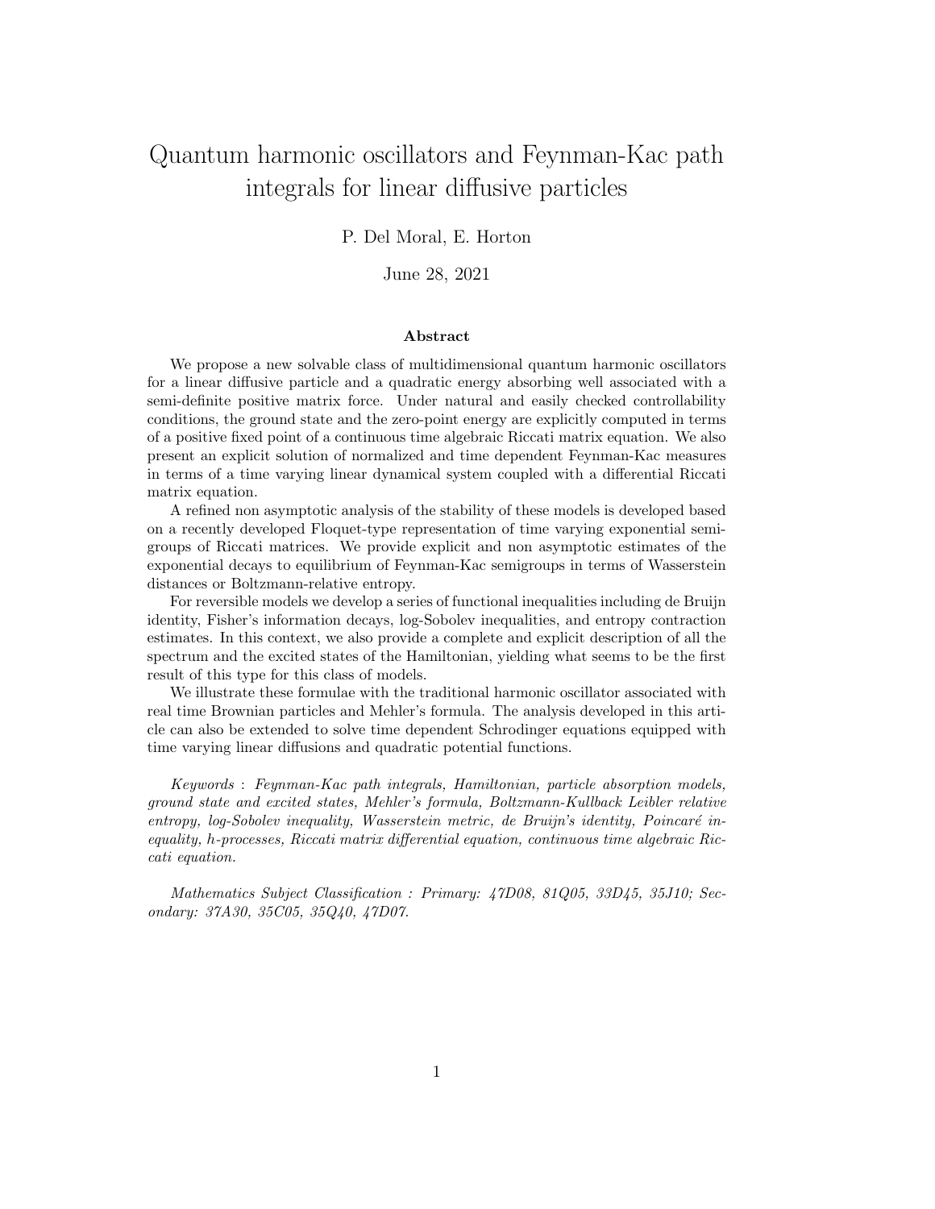# Quantum harmonic oscillators and Feynman-Kac path integrals for linear diffusive particles

P. Del Moral, E. Horton

June 28, 2021

### Abstract

We propose a new solvable class of multidimensional quantum harmonic oscillators for a linear diffusive particle and a quadratic energy absorbing well associated with a semi-definite positive matrix force. Under natural and easily checked controllability conditions, the ground state and the zero-point energy are explicitly computed in terms of a positive fixed point of a continuous time algebraic Riccati matrix equation. We also present an explicit solution of normalized and time dependent Feynman-Kac measures in terms of a time varying linear dynamical system coupled with a differential Riccati matrix equation.

A refined non asymptotic analysis of the stability of these models is developed based on a recently developed Floquet-type representation of time varying exponential semigroups of Riccati matrices. We provide explicit and non asymptotic estimates of the exponential decays to equilibrium of Feynman-Kac semigroups in terms of Wasserstein distances or Boltzmann-relative entropy.

For reversible models we develop a series of functional inequalities including de Bruijn identity, Fisher's information decays, log-Sobolev inequalities, and entropy contraction estimates. In this context, we also provide a complete and explicit description of all the spectrum and the excited states of the Hamiltonian, yielding what seems to be the first result of this type for this class of models.

We illustrate these formulae with the traditional harmonic oscillator associated with real time Brownian particles and Mehler's formula. The analysis developed in this article can also be extended to solve time dependent Schrodinger equations equipped with time varying linear diffusions and quadratic potential functions.

*Keywords* : *Feynman-Kac path integrals, Hamiltonian, particle absorption models, ground state and excited states, Mehler's formula, Boltzmann-Kullback Leibler relative entropy, log-Sobolev inequality, Wasserstein metric, de Bruijn's identity, Poincaré inequality, h-processes, Riccati matrix differential equation, continuous time algebraic Riccati equation.*

*Mathematics Subject Classification : Primary: 47D08, 81Q05, 33D45, 35J10; Secondary: 37A30, 35C05, 35Q40, 47D07.*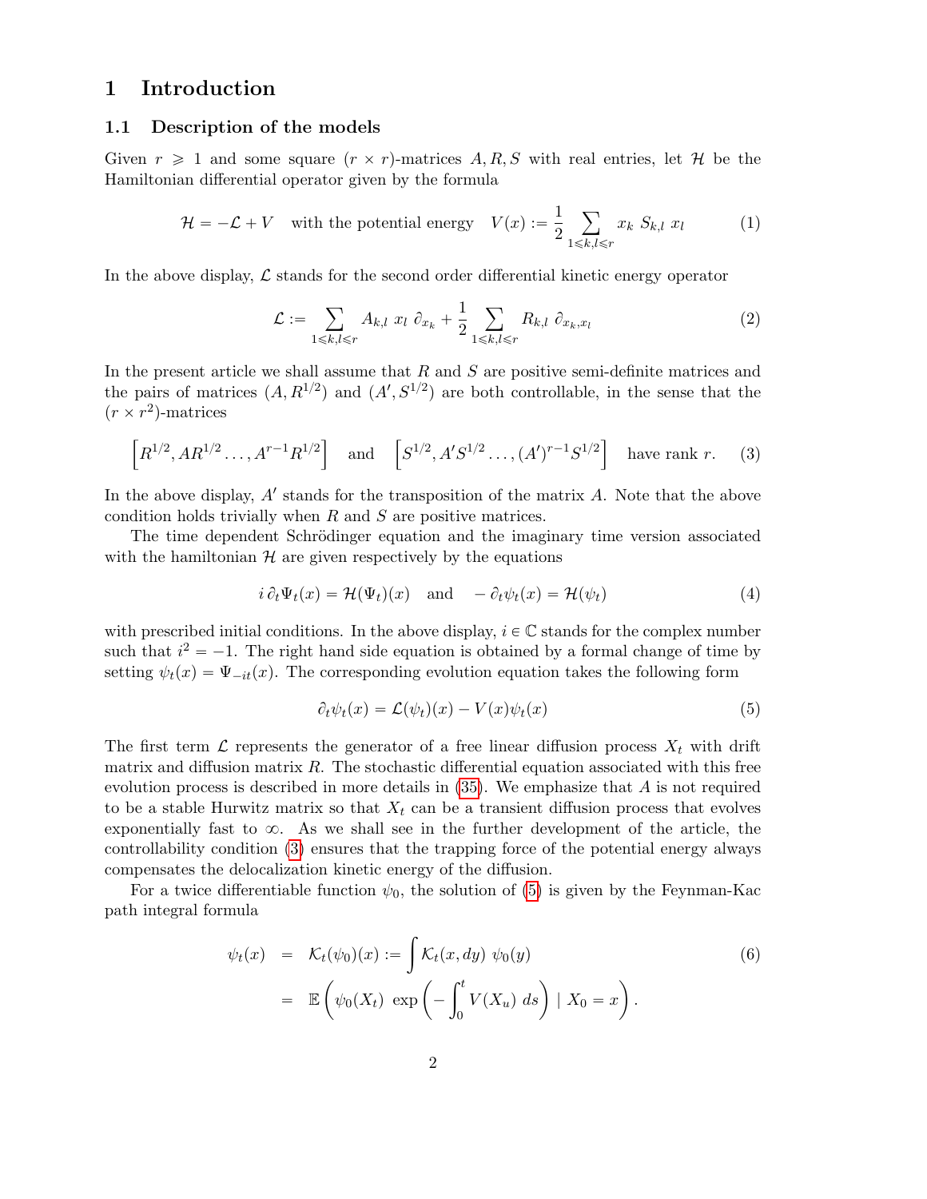# 1 Introduction

## 1.1 Description of the models

Given $r \geqslant 1$ and some square $(r \times r)$-matrices $A, R, S$ with real entries, let $\mathcal{H}$ be the Hamiltonian differential operator given by the formula

$$\mathcal{H} = -\mathcal{L} + V \quad \text{with the potential energy} \quad V(x) := \frac{1}{2} \sum_{1 \leqslant k,l \leqslant r} x_k \; S_{k,l} \; x_l \tag{1}$$

In the above display, $\mathcal{L}$ stands for the second order differential kinetic energy operator

$$\mathcal{L} := \sum_{1 \leqslant k,l \leqslant r} A_{k,l} \; x_l \; \partial_{x_k} + \frac{1}{2} \sum_{1 \leqslant k,l \leqslant r} R_{k,l} \; \partial_{x_k, x_l} \tag{2}$$

In the present article we shall assume that $R$ and $S$ are positive semi-definite matrices and the pairs of matrices $(A, R^{1/2})$ and $(A', S^{1/2})$ are both controllable, in the sense that the $(r \times r^2)$-matrices

$$\left[R^{1/2}, AR^{1/2} \ldots, A^{r-1}R^{1/2}\right] \quad \text{and} \quad \left[S^{1/2}, A'S^{1/2} \ldots, (A')^{r-1}S^{1/2}\right] \quad \text{have rank } r. \tag{3}$$

In the above display, $A'$ stands for the transposition of the matrix $A$. Note that the above condition holds trivially when $R$ and $S$ are positive matrices.

The time dependent Schrödinger equation and the imaginary time version associated with the hamiltonian $\mathcal{H}$ are given respectively by the equations

$$i \, \partial_t \Psi_t(x) = \mathcal{H}(\Psi_t)(x) \quad \text{and} \quad -\partial_t \psi_t(x) = \mathcal{H}(\psi_t) \tag{4}$$

with prescribed initial conditions. In the above display, $i \in \mathbb{C}$ stands for the complex number such that $i^2 = -1$. The right hand side equation is obtained by a formal change of time by setting $\psi_t(x) = \Psi_{-it}(x)$. The corresponding evolution equation takes the following form

$$\partial_t \psi_t(x) = \mathcal{L}(\psi_t)(x) - V(x)\psi_t(x) \tag{5}$$

The first term $\mathcal{L}$ represents the generator of a free linear diffusion process $X_t$ with drift matrix and diffusion matrix $R$. The stochastic differential equation associated with this free evolution process is described in more details in (35). We emphasize that $A$ is not required to be a stable Hurwitz matrix so that $X_t$ can be a transient diffusion process that evolves exponentially fast to $\infty$. As we shall see in the further development of the article, the controllability condition (3) ensures that the trapping force of the potential energy always compensates the delocalization kinetic energy of the diffusion.

For a twice differentiable function $\psi_0$, the solution of (5) is given by the Feynman-Kac path integral formula

$$\begin{aligned} \psi_t(x) &= \mathcal{K}_t(\psi_0)(x) := \int \mathcal{K}_t(x, dy) \; \psi_0(y) \\ &= \mathbb{E}\left(\psi_0(X_t) \; \exp\left(-\int_0^t V(X_u) \; ds\right) \mid X_0 = x\right). \end{aligned} \tag{6}$$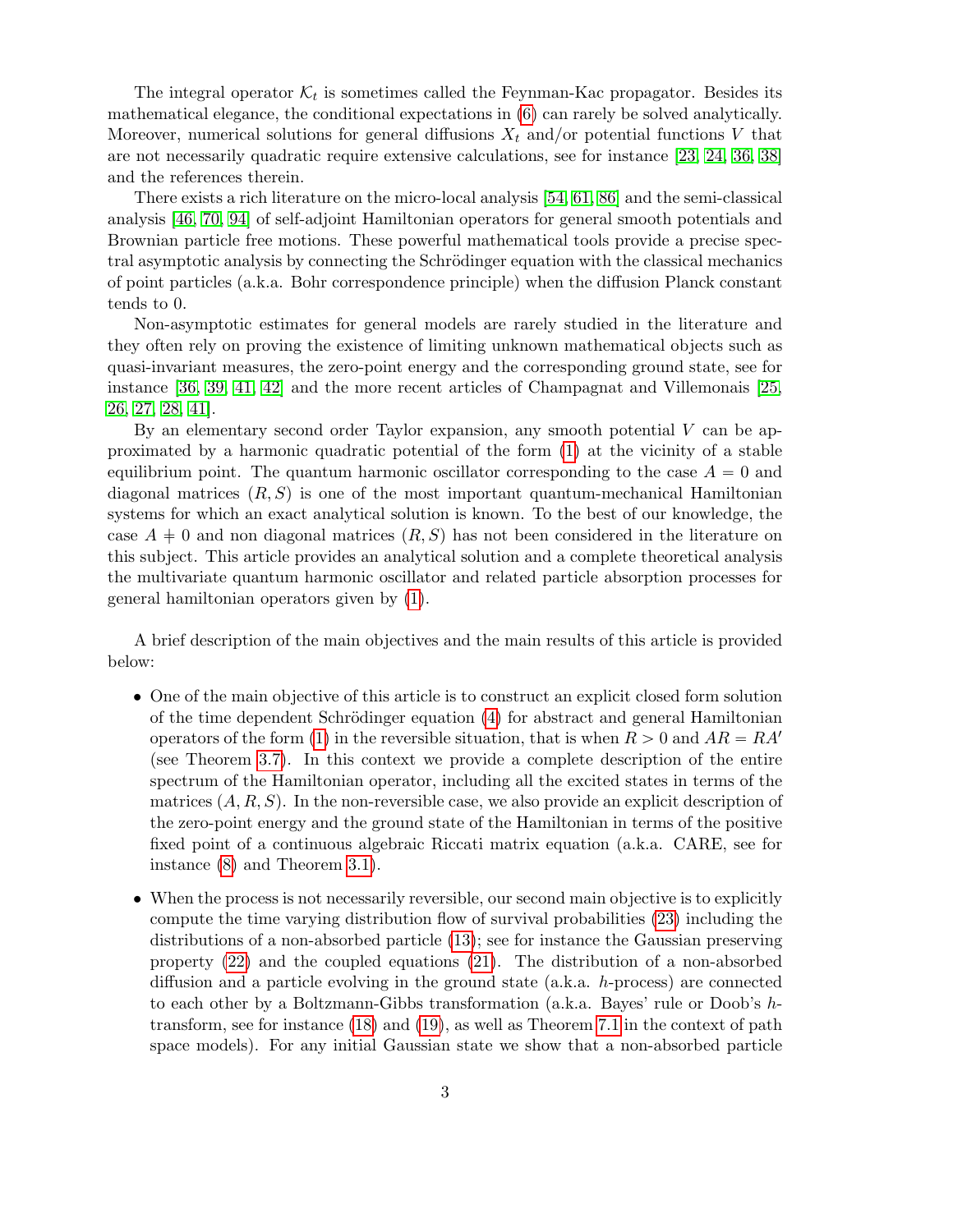The integral operator $\mathcal{K}_t$ is sometimes called the Feynman-Kac propagator. Besides its mathematical elegance, the conditional expectations in (6) can rarely be solved analytically. Moreover, numerical solutions for general diffusions $X_t$ and/or potential functions $V$ that are not necessarily quadratic require extensive calculations, see for instance [23, 24, 36, 38] and the references therein.

There exists a rich literature on the micro-local analysis [54, 61, 86] and the semi-classical analysis [46, 70, 94] of self-adjoint Hamiltonian operators for general smooth potentials and Brownian particle free motions. These powerful mathematical tools provide a precise spectral asymptotic analysis by connecting the Schrödinger equation with the classical mechanics of point particles (a.k.a. Bohr correspondence principle) when the diffusion Planck constant tends to 0.

Non-asymptotic estimates for general models are rarely studied in the literature and they often rely on proving the existence of limiting unknown mathematical objects such as quasi-invariant measures, the zero-point energy and the corresponding ground state, see for instance [36, 39, 41, 42] and the more recent articles of Champagnat and Villemonais [25, 26, 27, 28, 41].

By an elementary second order Taylor expansion, any smooth potential $V$ can be approximated by a harmonic quadratic potential of the form (1) at the vicinity of a stable equilibrium point. The quantum harmonic oscillator corresponding to the case $A = 0$ and diagonal matrices $(R, S)$ is one of the most important quantum-mechanical Hamiltonian systems for which an exact analytical solution is known. To the best of our knowledge, the case $A \neq 0$ and non diagonal matrices $(R, S)$ has not been considered in the literature on this subject. This article provides an analytical solution and a complete theoretical analysis the multivariate quantum harmonic oscillator and related particle absorption processes for general hamiltonian operators given by (1).

A brief description of the main objectives and the main results of this article is provided below:

- One of the main objective of this article is to construct an explicit closed form solution of the time dependent Schrödinger equation (4) for abstract and general Hamiltonian operators of the form (1) in the reversible situation, that is when $R > 0$ and $AR = RA'$ (see Theorem 3.7). In this context we provide a complete description of the entire spectrum of the Hamiltonian operator, including all the excited states in terms of the matrices $(A, R, S)$. In the non-reversible case, we also provide an explicit description of the zero-point energy and the ground state of the Hamiltonian in terms of the positive fixed point of a continuous algebraic Riccati matrix equation (a.k.a. CARE, see for instance (8) and Theorem 3.1).
- When the process is not necessarily reversible, our second main objective is to explicitly compute the time varying distribution flow of survival probabilities (23) including the distributions of a non-absorbed particle (13); see for instance the Gaussian preserving property (22) and the coupled equations (21). The distribution of a non-absorbed diffusion and a particle evolving in the ground state (a.k.a. $h$-process) are connected to each other by a Boltzmann-Gibbs transformation (a.k.a. Bayes' rule or Doob's $h$-transform, see for instance (18) and (19), as well as Theorem 7.1 in the context of path space models). For any initial Gaussian state we show that a non-absorbed particle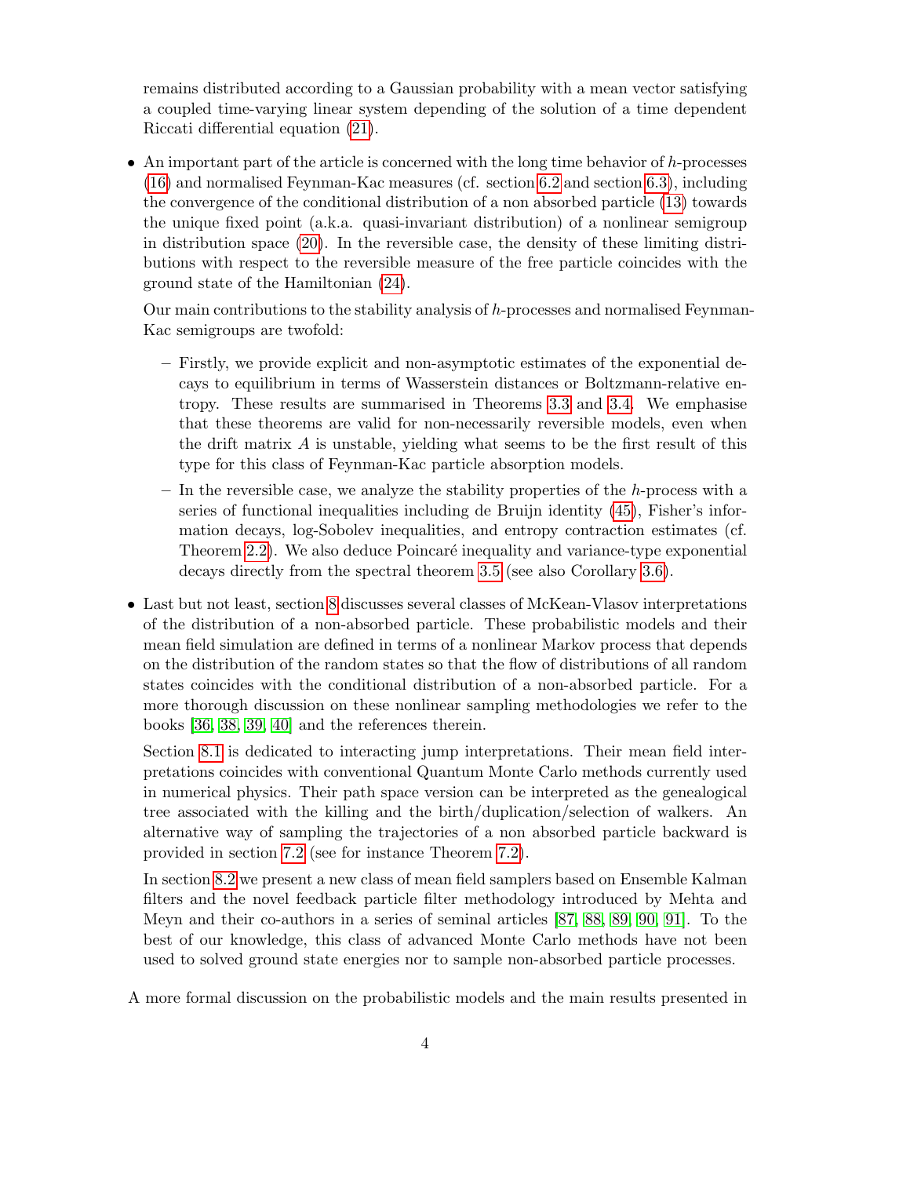remains distributed according to a Gaussian probability with a mean vector satisfying a coupled time-varying linear system depending of the solution of a time dependent Riccati differential equation (21).

- An important part of the article is concerned with the long time behavior of $h$-processes (16) and normalised Feynman-Kac measures (cf. section 6.2 and section 6.3), including the convergence of the conditional distribution of a non absorbed particle (13) towards the unique fixed point (a.k.a. quasi-invariant distribution) of a nonlinear semigroup in distribution space (20). In the reversible case, the density of these limiting distributions with respect to the reversible measure of the free particle coincides with the ground state of the Hamiltonian (24).

  Our main contributions to the stability analysis of $h$-processes and normalised Feynman-Kac semigroups are twofold:

  - Firstly, we provide explicit and non-asymptotic estimates of the exponential decays to equilibrium in terms of Wasserstein distances or Boltzmann-relative entropy. These results are summarised in Theorems 3.3 and 3.4. We emphasise that these theorems are valid for non-necessarily reversible models, even when the drift matrix $A$ is unstable, yielding what seems to be the first result of this type for this class of Feynman-Kac particle absorption models.
  - In the reversible case, we analyze the stability properties of the $h$-process with a series of functional inequalities including de Bruijn identity (45), Fisher's information decays, log-Sobolev inequalities, and entropy contraction estimates (cf. Theorem 2.2). We also deduce Poincaré inequality and variance-type exponential decays directly from the spectral theorem 3.5 (see also Corollary 3.6).

- Last but not least, section 8 discusses several classes of McKean-Vlasov interpretations of the distribution of a non-absorbed particle. These probabilistic models and their mean field simulation are defined in terms of a nonlinear Markov process that depends on the distribution of the random states so that the flow of distributions of all random states coincides with the conditional distribution of a non-absorbed particle. For a more thorough discussion on these nonlinear sampling methodologies we refer to the books [36, 38, 39, 40] and the references therein.

  Section 8.1 is dedicated to interacting jump interpretations. Their mean field interpretations coincides with conventional Quantum Monte Carlo methods currently used in numerical physics. Their path space version can be interpreted as the genealogical tree associated with the killing and the birth/duplication/selection of walkers. An alternative way of sampling the trajectories of a non absorbed particle backward is provided in section 7.2 (see for instance Theorem 7.2).

  In section 8.2 we present a new class of mean field samplers based on Ensemble Kalman filters and the novel feedback particle filter methodology introduced by Mehta and Meyn and their co-authors in a series of seminal articles [87, 88, 89, 90, 91]. To the best of our knowledge, this class of advanced Monte Carlo methods have not been used to solved ground state energies nor to sample non-absorbed particle processes.

A more formal discussion on the probabilistic models and the main results presented in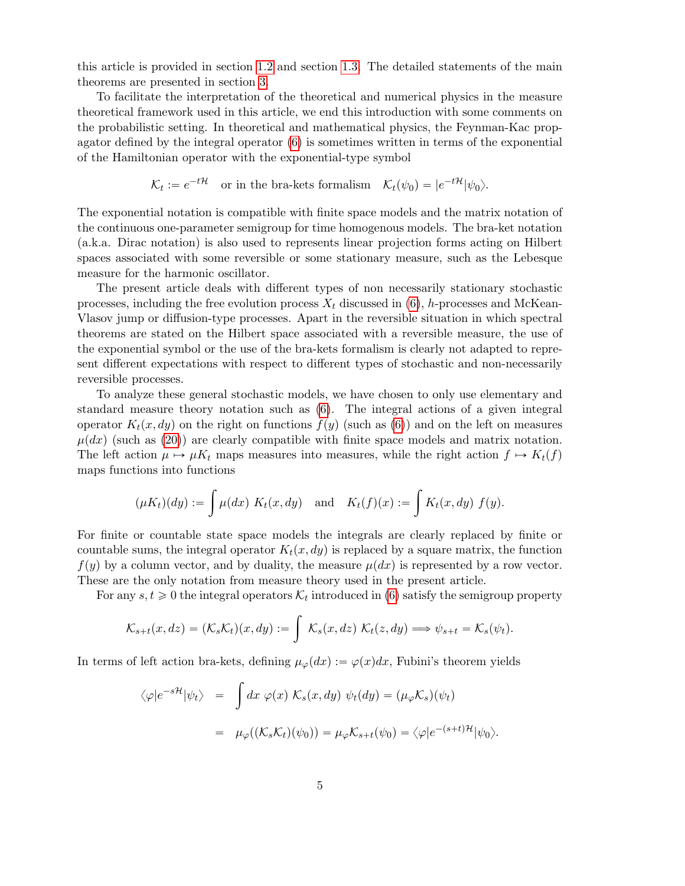this article is provided in section 1.2 and section 1.3. The detailed statements of the main theorems are presented in section 3.

To facilitate the interpretation of the theoretical and numerical physics in the measure theoretical framework used in this article, we end this introduction with some comments on the probabilistic setting. In theoretical and mathematical physics, the Feynman-Kac propagator defined by the integral operator (6) is sometimes written in terms of the exponential of the Hamiltonian operator with the exponential-type symbol

$$\mathcal{K}_t := e^{-t\mathcal{H}} \quad \text{or in the bra-kets formalism} \quad \mathcal{K}_t(\psi_0) = |e^{-t\mathcal{H}}|\psi_0\rangle.$$

The exponential notation is compatible with finite space models and the matrix notation of the continuous one-parameter semigroup for time homogenous models. The bra-ket notation (a.k.a. Dirac notation) is also used to represents linear projection forms acting on Hilbert spaces associated with some reversible or some stationary measure, such as the Lebesque measure for the harmonic oscillator.

The present article deals with different types of non necessarily stationary stochastic processes, including the free evolution process $X_t$ discussed in (6), $h$-processes and McKean-Vlasov jump or diffusion-type processes. Apart in the reversible situation in which spectral theorems are stated on the Hilbert space associated with a reversible measure, the use of the exponential symbol or the use of the bra-kets formalism is clearly not adapted to represent different expectations with respect to different types of stochastic and non-necessarily reversible processes.

To analyze these general stochastic models, we have chosen to only use elementary and standard measure theory notation such as (6). The integral actions of a given integral operator $K_t(x, dy)$ on the right on functions $f(y)$ (such as (6)) and on the left on measures $\mu(dx)$ (such as (20)) are clearly compatible with finite space models and matrix notation. The left action $\mu \mapsto \mu K_t$ maps measures into measures, while the right action $f \mapsto K_t(f)$ maps functions into functions

$$(\mu K_t)(dy) := \int \mu(dx)\ K_t(x, dy) \quad \text{and} \quad K_t(f)(x) := \int K_t(x, dy)\ f(y).$$

For finite or countable state space models the integrals are clearly replaced by finite or countable sums, the integral operator $K_t(x, dy)$ is replaced by a square matrix, the function $f(y)$ by a column vector, and by duality, the measure $\mu(dx)$ is represented by a row vector. These are the only notation from measure theory used in the present article.

For any $s, t \geqslant 0$ the integral operators $\mathcal{K}_t$ introduced in (6) satisfy the semigroup property

$$\mathcal{K}_{s+t}(x, dz) = (\mathcal{K}_s\mathcal{K}_t)(x, dy) := \int\ \mathcal{K}_s(x, dz)\ \mathcal{K}_t(z, dy) \Longrightarrow \psi_{s+t} = \mathcal{K}_s(\psi_t).$$

In terms of left action bra-kets, defining $\mu_\varphi(dx) := \varphi(x)dx$, Fubini's theorem yields

$$\begin{aligned}
\langle \varphi | e^{-s\mathcal{H}} | \psi_t \rangle &= \int dx\ \varphi(x)\ \mathcal{K}_s(x, dy)\ \psi_t(dy) = (\mu_\varphi \mathcal{K}_s)(\psi_t) \\
&= \mu_\varphi((\mathcal{K}_s\mathcal{K}_t)(\psi_0)) = \mu_\varphi \mathcal{K}_{s+t}(\psi_0) = \langle \varphi | e^{-(s+t)\mathcal{H}} | \psi_0 \rangle.
\end{aligned}$$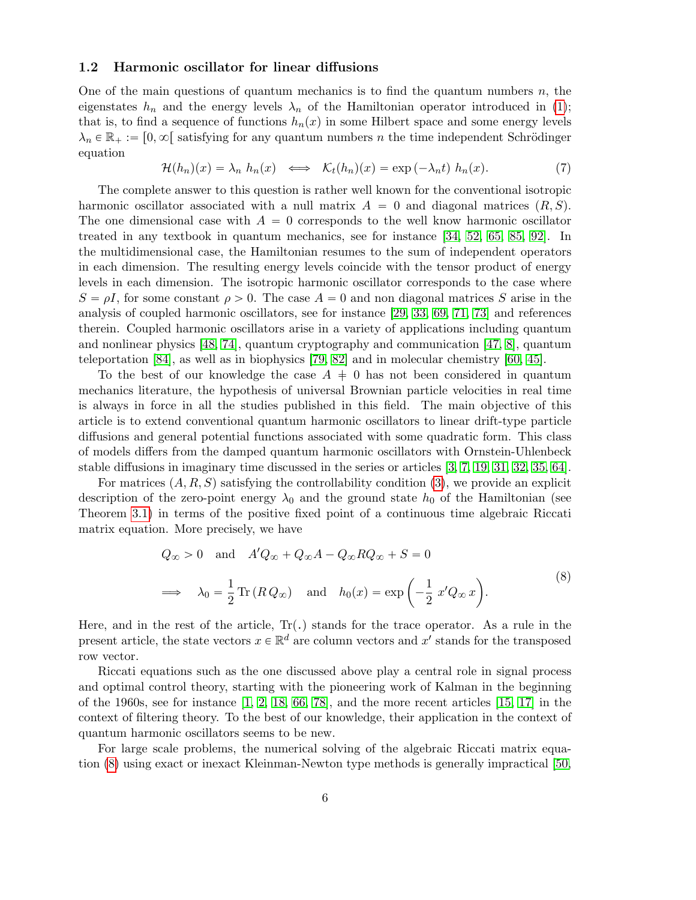### 1.2 Harmonic oscillator for linear diffusions

One of the main questions of quantum mechanics is to find the quantum numbers $n$, the eigenstates $h_n$ and the energy levels $\lambda_n$ of the Hamiltonian operator introduced in (1); that is, to find a sequence of functions $h_n(x)$ in some Hilbert space and some energy levels $\lambda_n \in \mathbb{R}_+ := [0,\infty[$ satisfying for any quantum numbers $n$ the time independent Schrödinger equation

$$\mathcal{H}(h_n)(x) = \lambda_n\ h_n(x) \iff \mathcal{K}_t(h_n)(x) = \exp\left(-\lambda_n t\right)\ h_n(x). \tag{7}$$

The complete answer to this question is rather well known for the conventional isotropic harmonic oscillator associated with a null matrix $A = 0$ and diagonal matrices $(R, S)$. The one dimensional case with $A = 0$ corresponds to the well know harmonic oscillator treated in any textbook in quantum mechanics, see for instance [34, 52, 65, 85, 92]. In the multidimensional case, the Hamiltonian resumes to the sum of independent operators in each dimension. The resulting energy levels coincide with the tensor product of energy levels in each dimension. The isotropic harmonic oscillator corresponds to the case where $S = \rho I$, for some constant $\rho > 0$. The case $A = 0$ and non diagonal matrices $S$ arise in the analysis of coupled harmonic oscillators, see for instance [29, 33, 69, 71, 73] and references therein. Coupled harmonic oscillators arise in a variety of applications including quantum and nonlinear physics [48, 74], quantum cryptography and communication [47, 8], quantum teleportation [84], as well as in biophysics [79, 82] and in molecular chemistry [60, 45].

To the best of our knowledge the case $A \neq 0$ has not been considered in quantum mechanics literature, the hypothesis of universal Brownian particle velocities in real time is always in force in all the studies published in this field. The main objective of this article is to extend conventional quantum harmonic oscillators to linear drift-type particle diffusions and general potential functions associated with some quadratic form. This class of models differs from the damped quantum harmonic oscillators with Ornstein-Uhlenbeck stable diffusions in imaginary time discussed in the series or articles [3, 7, 19, 31, 32, 35, 64].

For matrices $(A, R, S)$ satisfying the controllability condition (3), we provide an explicit description of the zero-point energy $\lambda_0$ and the ground state $h_0$ of the Hamiltonian (see Theorem 3.1) in terms of the positive fixed point of a continuous time algebraic Riccati matrix equation. More precisely, we have

$$\begin{aligned}
& Q_\infty > 0 \quad \text{and} \quad A'Q_\infty + Q_\infty A - Q_\infty R Q_\infty + S = 0 \\
& \implies \quad \lambda_0 = \frac{1}{2}\operatorname{Tr}\left(R\, Q_\infty\right) \quad \text{and} \quad h_0(x) = \exp\left(-\frac{1}{2}\ x' Q_\infty\, x\right).
\end{aligned} \tag{8}$$

Here, and in the rest of the article, $\operatorname{Tr}(.)$ stands for the trace operator. As a rule in the present article, the state vectors $x \in \mathbb{R}^d$ are column vectors and $x'$ stands for the transposed row vector.

Riccati equations such as the one discussed above play a central role in signal process and optimal control theory, starting with the pioneering work of Kalman in the beginning of the 1960s, see for instance [1, 2, 18, 66, 78], and the more recent articles [15, 17] in the context of filtering theory. To the best of our knowledge, their application in the context of quantum harmonic oscillators seems to be new.

For large scale problems, the numerical solving of the algebraic Riccati matrix equation (8) using exact or inexact Kleinman-Newton type methods is generally impractical [50,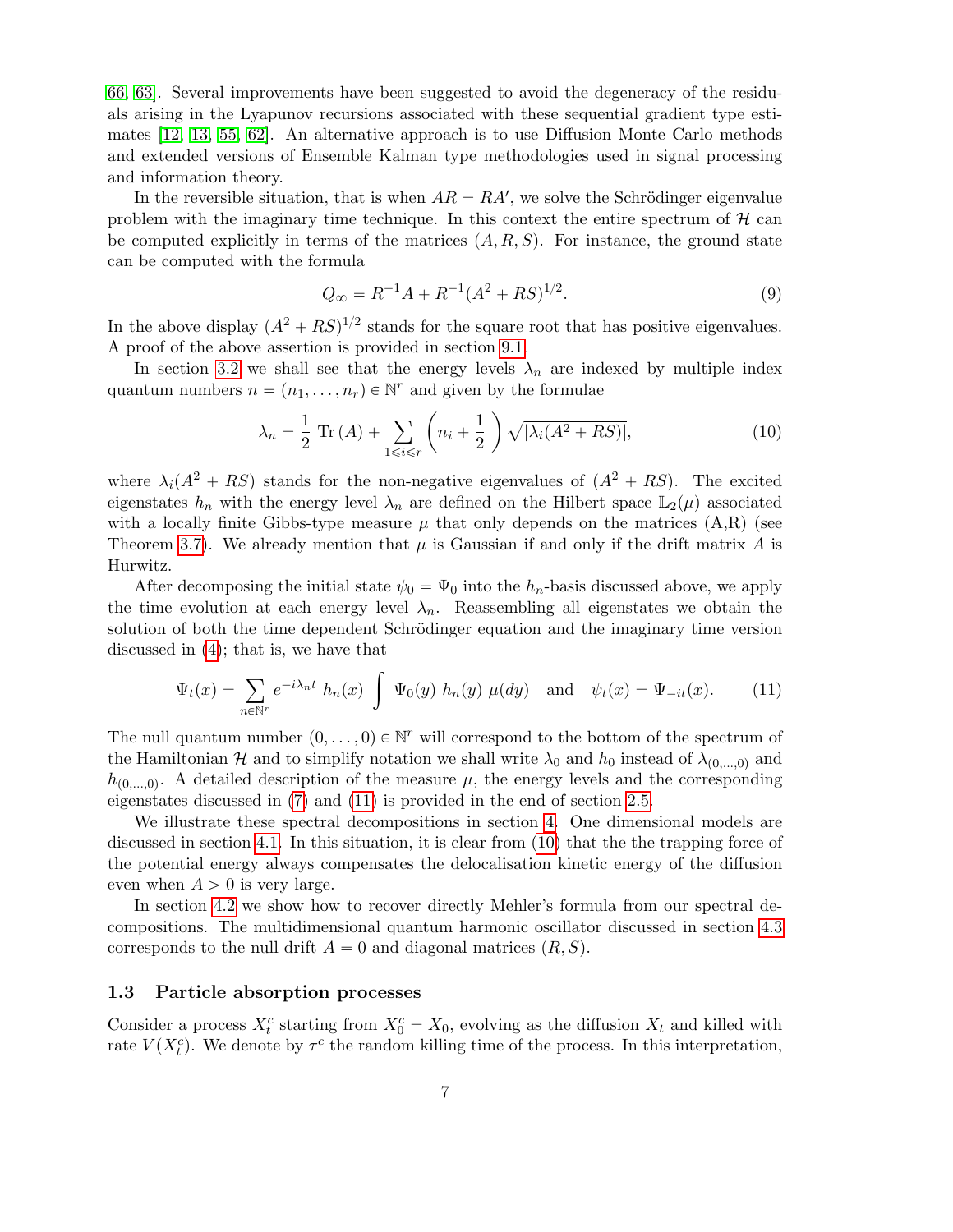[66, 63]. Several improvements have been suggested to avoid the degeneracy of the residuals arising in the Lyapunov recursions associated with these sequential gradient type estimates [12, 13, 55, 62]. An alternative approach is to use Diffusion Monte Carlo methods and extended versions of Ensemble Kalman type methodologies used in signal processing and information theory.

In the reversible situation, that is when $AR = RA'$, we solve the Schrödinger eigenvalue problem with the imaginary time technique. In this context the entire spectrum of $\mathcal{H}$ can be computed explicitly in terms of the matrices $(A, R, S)$. For instance, the ground state can be computed with the formula

$$Q_\infty = R^{-1}A + R^{-1}(A^2 + RS)^{1/2}. \tag{9}$$

In the above display $(A^2 + RS)^{1/2}$ stands for the square root that has positive eigenvalues. A proof of the above assertion is provided in section 9.1.

In section 3.2 we shall see that the energy levels $\lambda_n$ are indexed by multiple index quantum numbers $n = (n_1, \ldots, n_r) \in \mathbb{N}^r$ and given by the formulae

$$\lambda_n = \frac{1}{2}\,\mathrm{Tr}\,(A) + \sum_{1 \leqslant i \leqslant r} \left(n_i + \frac{1}{2}\right) \sqrt{|\lambda_i(A^2 + RS)|}, \tag{10}$$

where $\lambda_i(A^2 + RS)$ stands for the non-negative eigenvalues of $(A^2 + RS)$. The excited eigenstates $h_n$ with the energy level $\lambda_n$ are defined on the Hilbert space $\mathbb{L}_2(\mu)$ associated with a locally finite Gibbs-type measure $\mu$ that only depends on the matrices (A,R) (see Theorem 3.7). We already mention that $\mu$ is Gaussian if and only if the drift matrix $A$ is Hurwitz.

After decomposing the initial state $\psi_0 = \Psi_0$ into the $h_n$-basis discussed above, we apply the time evolution at each energy level $\lambda_n$. Reassembling all eigenstates we obtain the solution of both the time dependent Schrödinger equation and the imaginary time version discussed in (4); that is, we have that

$$\Psi_t(x) = \sum_{n \in \mathbb{N}^r} e^{-i\lambda_n t}\; h_n(x) \int \Psi_0(y)\; h_n(y)\; \mu(dy) \quad \text{and} \quad \psi_t(x) = \Psi_{-it}(x). \tag{11}$$

The null quantum number $(0, \ldots, 0) \in \mathbb{N}^r$ will correspond to the bottom of the spectrum of the Hamiltonian $\mathcal{H}$ and to simplify notation we shall write $\lambda_0$ and $h_0$ instead of $\lambda_{(0,\ldots,0)}$ and $h_{(0,\ldots,0)}$. A detailed description of the measure $\mu$, the energy levels and the corresponding eigenstates discussed in (7) and (11) is provided in the end of section 2.5.

We illustrate these spectral decompositions in section 4. One dimensional models are discussed in section 4.1. In this situation, it is clear from (10) that the the trapping force of the potential energy always compensates the delocalisation kinetic energy of the diffusion even when $A > 0$ is very large.

In section 4.2 we show how to recover directly Mehler's formula from our spectral decompositions. The multidimensional quantum harmonic oscillator discussed in section 4.3 corresponds to the null drift $A = 0$ and diagonal matrices $(R, S)$.

### 1.3 Particle absorption processes

Consider a process $X_t^c$ starting from $X_0^c = X_0$, evolving as the diffusion $X_t$ and killed with rate $V(X_t^c)$. We denote by $\tau^c$ the random killing time of the process. In this interpretation,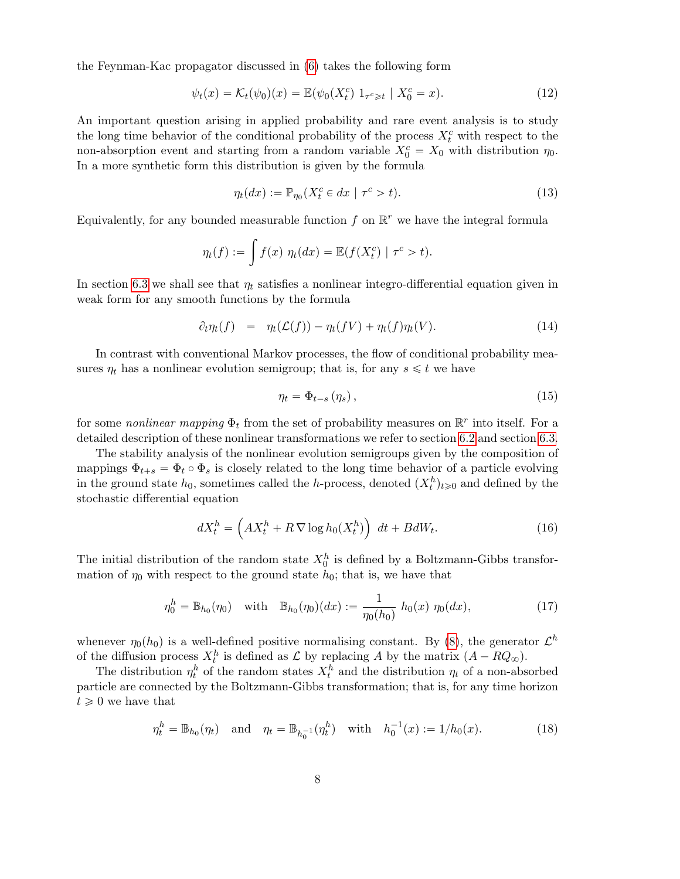the Feynman-Kac propagator discussed in (6) takes the following form

$$\psi_t(x) = \mathcal{K}_t(\psi_0)(x) = \mathbb{E}(\psi_0(X_t^c)\ 1_{\tau^c \geqslant t} \mid X_0^c = x). \tag{12}$$

An important question arising in applied probability and rare event analysis is to study the long time behavior of the conditional probability of the process $X_t^c$ with respect to the non-absorption event and starting from a random variable $X_0^c = X_0$ with distribution $\eta_0$. In a more synthetic form this distribution is given by the formula

$$\eta_t(dx) := \mathbb{P}_{\eta_0}(X_t^c \in dx \mid \tau^c > t). \tag{13}$$

Equivalently, for any bounded measurable function $f$ on $\mathbb{R}^r$ we have the integral formula

$$\eta_t(f) := \int f(x)\ \eta_t(dx) = \mathbb{E}(f(X_t^c) \mid \tau^c > t).$$

In section 6.3 we shall see that $\eta_t$ satisfies a nonlinear integro-differential equation given in weak form for any smooth functions by the formula

$$\partial_t \eta_t(f) \quad = \quad \eta_t(\mathcal{L}(f)) - \eta_t(fV) + \eta_t(f)\eta_t(V). \tag{14}$$

In contrast with conventional Markov processes, the flow of conditional probability measures $\eta_t$ has a nonlinear evolution semigroup; that is, for any $s \leqslant t$ we have

$$\eta_t = \Phi_{t-s}(\eta_s), \tag{15}$$

for some *nonlinear mapping* $\Phi_t$ from the set of probability measures on $\mathbb{R}^r$ into itself. For a detailed description of these nonlinear transformations we refer to section 6.2 and section 6.3.

The stability analysis of the nonlinear evolution semigroups given by the composition of mappings $\Phi_{t+s} = \Phi_t \circ \Phi_s$ is closely related to the long time behavior of a particle evolving in the ground state $h_0$, sometimes called the $h$-process, denoted $(X_t^h)_{t \geqslant 0}$ and defined by the stochastic differential equation

$$dX_t^h = \left(AX_t^h + R\,\nabla \log h_0(X_t^h)\right)\ dt + BdW_t. \tag{16}$$

The initial distribution of the random state $X_0^h$ is defined by a Boltzmann-Gibbs transformation of $\eta_0$ with respect to the ground state $h_0$; that is, we have that

$$\eta_0^h = \mathbb{B}_{h_0}(\eta_0) \quad \text{with} \quad \mathbb{B}_{h_0}(\eta_0)(dx) := \frac{1}{\eta_0(h_0)}\ h_0(x)\ \eta_0(dx), \tag{17}$$

whenever $\eta_0(h_0)$ is a well-defined positive normalising constant. By (8), the generator $\mathcal{L}^h$ of the diffusion process $X_t^h$ is defined as $\mathcal{L}$ by replacing $A$ by the matrix $(A - RQ_\infty)$.

The distribution $\eta_t^h$ of the random states $X_t^h$ and the distribution $\eta_t$ of a non-absorbed particle are connected by the Boltzmann-Gibbs transformation; that is, for any time horizon $t \geqslant 0$ we have that

$$\eta_t^h = \mathbb{B}_{h_0}(\eta_t) \quad \text{and} \quad \eta_t = \mathbb{B}_{h_0^{-1}}(\eta_t^h) \quad \text{with} \quad h_0^{-1}(x) := 1/h_0(x). \tag{18}$$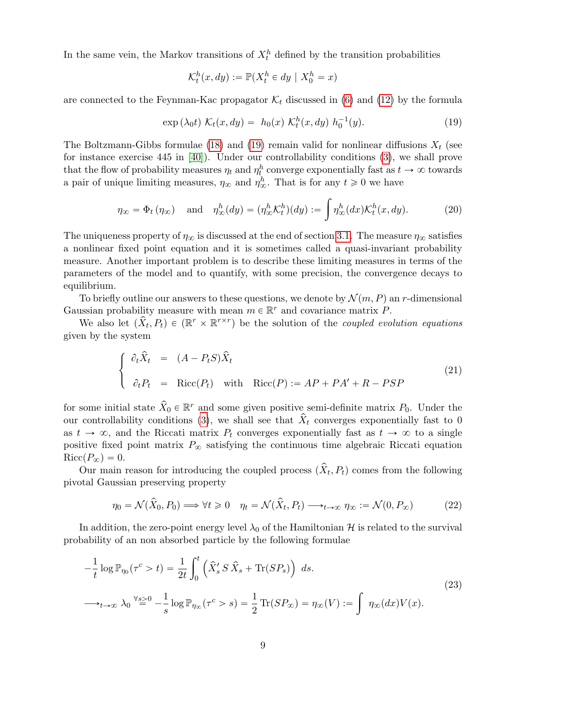In the same vein, the Markov transitions of $X_t^h$ defined by the transition probabilities

$$\mathcal{K}_t^h(x, dy) := \mathbb{P}(X_t^h \in dy \mid X_0^h = x)$$

are connected to the Feynman-Kac propagator $\mathcal{K}_t$ discussed in (6) and (12) by the formula

$$\exp(\lambda_0 t)\ \mathcal{K}_t(x, dy) = \ h_0(x)\ \mathcal{K}_t^h(x, dy)\ h_0^{-1}(y). \tag{19}$$

The Boltzmann-Gibbs formulae (18) and (19) remain valid for nonlinear diffusions $X_t$ (see for instance exercise 445 in [40]). Under our controllability conditions (3), we shall prove that the flow of probability measures $\eta_t$ and $\eta_t^h$ converge exponentially fast as $t \to \infty$ towards a pair of unique limiting measures, $\eta_\infty$ and $\eta_\infty^h$. That is for any $t \geqslant 0$ we have

$$\eta_\infty = \Phi_t(\eta_\infty) \quad \text{and} \quad \eta_\infty^h(dy) = (\eta_\infty^h \mathcal{K}_t^h)(dy) := \int \eta_\infty^h(dx) \mathcal{K}_t^h(x, dy). \tag{20}$$

The uniqueness property of $\eta_\infty$ is discussed at the end of section 3.1. The measure $\eta_\infty$ satisfies a nonlinear fixed point equation and it is sometimes called a quasi-invariant probability measure. Another important problem is to describe these limiting measures in terms of the parameters of the model and to quantify, with some precision, the convergence decays to equilibrium.

To briefly outline our answers to these questions, we denote by $\mathcal{N}(m, P)$ an $r$-dimensional Gaussian probability measure with mean $m \in \mathbb{R}^r$ and covariance matrix $P$.

We also let $(\widehat{X}_t, P_t) \in (\mathbb{R}^r \times \mathbb{R}^{r \times r})$ be the solution of the *coupled evolution equations* given by the system

$$\left\{ \begin{array}{rcl} \partial_t \widehat{X}_t &=& (A - P_t S)\widehat{X}_t \\ \\ \partial_t P_t &=& \text{Ricc}(P_t) \quad \text{with} \quad \text{Ricc}(P) := AP + PA' + R - PSP \end{array} \right. \tag{21}$$

for some initial state $\widehat{X}_0 \in \mathbb{R}^r$ and some given positive semi-definite matrix $P_0$. Under the our controllability conditions (3), we shall see that $\widehat{X}_t$ converges exponentially fast to 0 as $t \to \infty$, and the Riccati matrix $P_t$ converges exponentially fast as $t \to \infty$ to a single positive fixed point matrix $P_\infty$ satisfying the continuous time algebraic Riccati equation $\text{Ricc}(P_\infty) = 0$.

Our main reason for introducing the coupled process $(\widehat{X}_t, P_t)$ comes from the following pivotal Gaussian preserving property

$$\eta_0 = \mathcal{N}(\widehat{X}_0, P_0) \Longrightarrow \forall t \geqslant 0 \quad \eta_t = \mathcal{N}(\widehat{X}_t, P_t) \longrightarrow_{t \to \infty} \eta_\infty := \mathcal{N}(0, P_\infty) \tag{22}$$

In addition, the zero-point energy level $\lambda_0$ of the Hamiltonian $\mathcal{H}$ is related to the survival probability of an non absorbed particle by the following formulae

$$\begin{array}{l} -\dfrac{1}{t} \log \mathbb{P}_{\eta_0}(\tau^c > t) = \dfrac{1}{2t} \displaystyle\int_0^t \left( \widehat{X}_s'\, S\, \widehat{X}_s + \text{Tr}(SP_s) \right)\ ds. \\ \\ \longrightarrow_{t \to \infty} \lambda_0 \overset{\forall s \geqslant 0}{=} -\dfrac{1}{s} \log \mathbb{P}_{\eta_\infty}(\tau^c > s) = \dfrac{1}{2} \text{Tr}(SP_\infty) = \eta_\infty(V) := \displaystyle\int\ \eta_\infty(dx) V(x). \end{array} \tag{23}$$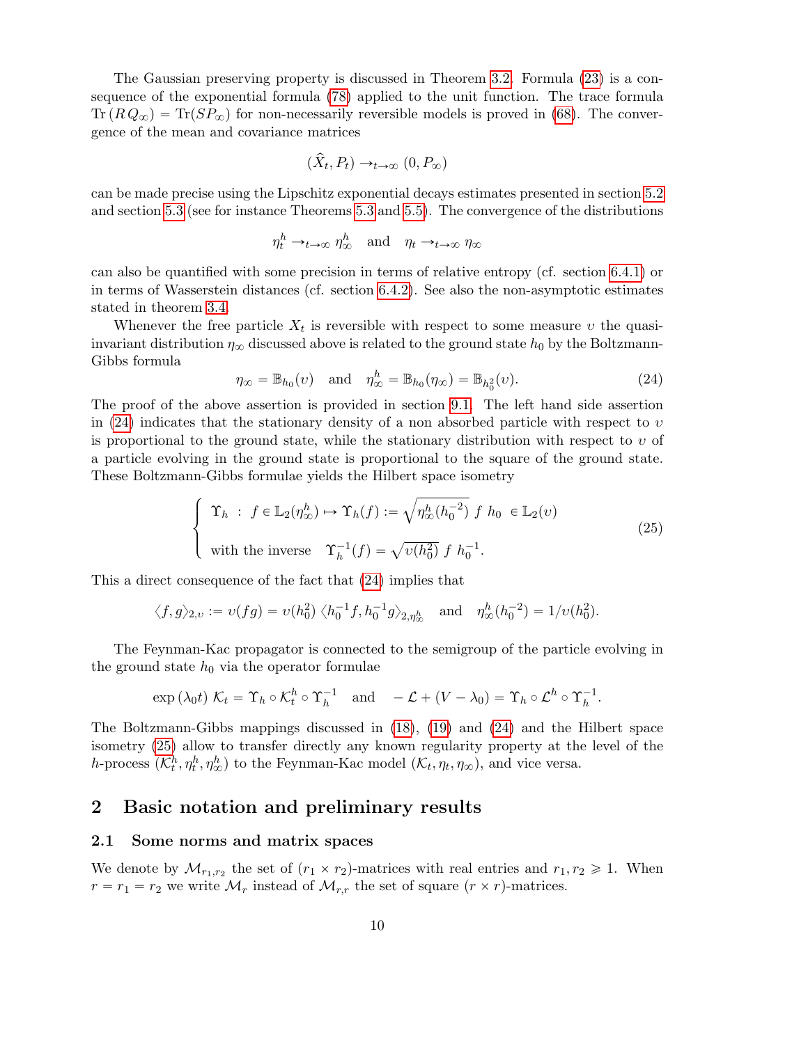The Gaussian preserving property is discussed in Theorem 3.2. Formula (23) is a consequence of the exponential formula (78) applied to the unit function. The trace formula $\operatorname{Tr}(R\,Q_\infty) = \operatorname{Tr}(SP_\infty)$ for non-necessarily reversible models is proved in (68). The convergence of the mean and covariance matrices

$$(\widehat{X}_t, P_t) \rightarrow_{t\rightarrow\infty} (0, P_\infty)$$

can be made precise using the Lipschitz exponential decays estimates presented in section 5.2 and section 5.3 (see for instance Theorems 5.3 and 5.5). The convergence of the distributions

$$\eta_t^h \rightarrow_{t\rightarrow\infty} \eta_\infty^h \quad \text{and} \quad \eta_t \rightarrow_{t\rightarrow\infty} \eta_\infty$$

can also be quantified with some precision in terms of relative entropy (cf. section 6.4.1) or in terms of Wasserstein distances (cf. section 6.4.2). See also the non-asymptotic estimates stated in theorem 3.4.

Whenever the free particle $X_t$ is reversible with respect to some measure $\upsilon$ the quasi-invariant distribution $\eta_\infty$ discussed above is related to the ground state $h_0$ by the Boltzmann-Gibbs formula

$$\eta_\infty = \mathbb{B}_{h_0}(\upsilon) \quad \text{and} \quad \eta_\infty^h = \mathbb{B}_{h_0}(\eta_\infty) = \mathbb{B}_{h_0^2}(\upsilon). \tag{24}$$

The proof of the above assertion is provided in section 9.1. The left hand side assertion in (24) indicates that the stationary density of a non absorbed particle with respect to $\upsilon$ is proportional to the ground state, while the stationary distribution with respect to $\upsilon$ of a particle evolving in the ground state is proportional to the square of the ground state. These Boltzmann-Gibbs formulae yields the Hilbert space isometry

$$\left\{\begin{array}{l} \Upsilon_h \ :\ f \in \mathbb{L}_2(\eta_\infty^h) \mapsto \Upsilon_h(f) := \sqrt{\eta_\infty^h(h_0^{-2})}\ f\ h_0\ \in \mathbb{L}_2(\upsilon) \\ \\ \text{with the inverse} \quad \Upsilon_h^{-1}(f) = \sqrt{\upsilon(h_0^2)}\ f\ h_0^{-1}. \end{array}\right. \tag{25}$$

This a direct consequence of the fact that (24) implies that

$$\langle f, g\rangle_{2,\upsilon} := \upsilon(fg) = \upsilon(h_0^2)\ \langle h_0^{-1}f, h_0^{-1}g\rangle_{2,\eta_\infty^h} \quad \text{and} \quad \eta_\infty^h(h_0^{-2}) = 1/\upsilon(h_0^2).$$

The Feynman-Kac propagator is connected to the semigroup of the particle evolving in the ground state $h_0$ via the operator formulae

$$\exp(\lambda_0 t)\ \mathcal{K}_t = \Upsilon_h \circ \mathcal{K}_t^h \circ \Upsilon_h^{-1} \quad \text{and} \quad -\mathcal{L} + (V - \lambda_0) = \Upsilon_h \circ \mathcal{L}^h \circ \Upsilon_h^{-1}.$$

The Boltzmann-Gibbs mappings discussed in (18), (19) and (24) and the Hilbert space isometry (25) allow to transfer directly any known regularity property at the level of the $h$-process $(\mathcal{K}_t^h, \eta_t^h, \eta_\infty^h)$ to the Feynman-Kac model $(\mathcal{K}_t, \eta_t, \eta_\infty)$, and vice versa.

## 2 Basic notation and preliminary results

### 2.1 Some norms and matrix spaces

We denote by $\mathcal{M}_{r_1,r_2}$ the set of $(r_1 \times r_2)$-matrices with real entries and $r_1, r_2 \geqslant 1$. When $r = r_1 = r_2$ we write $\mathcal{M}_r$ instead of $\mathcal{M}_{r,r}$ the set of square $(r \times r)$-matrices.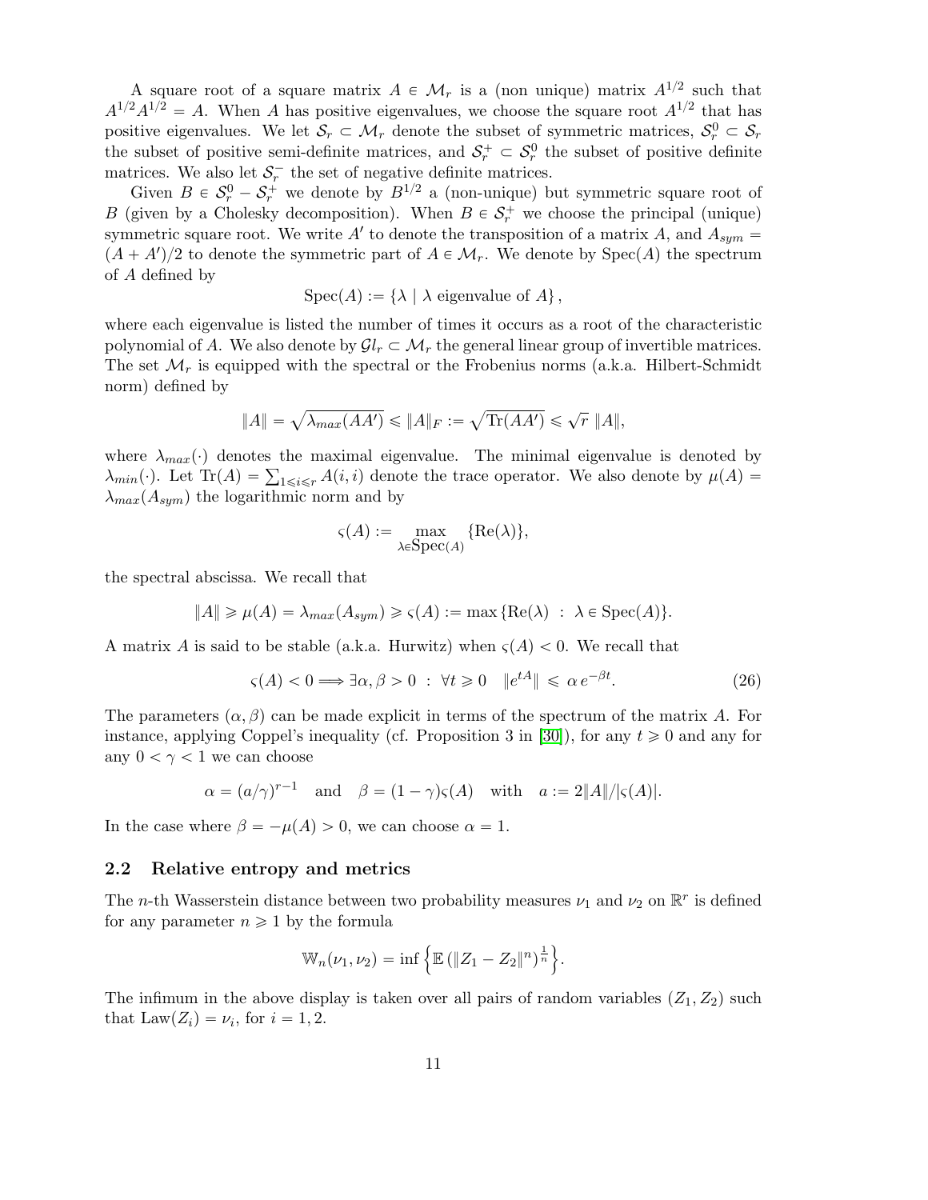A square root of a square matrix $A \in \mathcal{M}_r$ is a (non unique) matrix $A^{1/2}$ such that $A^{1/2}A^{1/2} = A$. When $A$ has positive eigenvalues, we choose the square root $A^{1/2}$ that has positive eigenvalues. We let $\mathcal{S}_r \subset \mathcal{M}_r$ denote the subset of symmetric matrices, $\mathcal{S}_r^0 \subset \mathcal{S}_r$ the subset of positive semi-definite matrices, and $\mathcal{S}_r^+ \subset \mathcal{S}_r^0$ the subset of positive definite matrices. We also let $\mathcal{S}_r^-$ the set of negative definite matrices.

Given $B \in \mathcal{S}_r^0 - \mathcal{S}_r^+$ we denote by $B^{1/2}$ a (non-unique) but symmetric square root of $B$ (given by a Cholesky decomposition). When $B \in \mathcal{S}_r^+$ we choose the principal (unique) symmetric square root. We write $A'$ to denote the transposition of a matrix $A$, and $A_{sym} = (A + A')/2$ to denote the symmetric part of $A \in \mathcal{M}_r$. We denote by $\mathrm{Spec}(A)$ the spectrum of $A$ defined by

$$\mathrm{Spec}(A) := \{\lambda \mid \lambda \text{ eigenvalue of } A\},$$

where each eigenvalue is listed the number of times it occurs as a root of the characteristic polynomial of $A$. We also denote by $\mathcal{G}l_r \subset \mathcal{M}_r$ the general linear group of invertible matrices. The set $\mathcal{M}_r$ is equipped with the spectral or the Frobenius norms (a.k.a. Hilbert-Schmidt norm) defined by

$$\|A\| = \sqrt{\lambda_{max}(AA')} \leqslant \|A\|_F := \sqrt{\mathrm{Tr}(AA')} \leqslant \sqrt{r}\ \|A\|,$$

where $\lambda_{max}(\cdot)$ denotes the maximal eigenvalue. The minimal eigenvalue is denoted by $\lambda_{min}(\cdot)$. Let $\mathrm{Tr}(A) = \sum_{1 \leqslant i \leqslant r} A(i,i)$ denote the trace operator. We also denote by $\mu(A) = \lambda_{max}(A_{sym})$ the logarithmic norm and by

$$\varsigma(A) := \max_{\lambda \in \mathrm{Spec}(A)} \{\mathrm{Re}(\lambda)\},$$

the spectral abscissa. We recall that

$$\|A\| \geqslant \mu(A) = \lambda_{max}(A_{sym}) \geqslant \varsigma(A) := \max\{\mathrm{Re}(\lambda)\ :\ \lambda \in \mathrm{Spec}(A)\}.$$

A matrix $A$ is said to be stable (a.k.a. Hurwitz) when $\varsigma(A) < 0$. We recall that

$$\varsigma(A) < 0 \Longrightarrow \exists \alpha, \beta > 0\ :\ \forall t \geqslant 0 \quad \|e^{tA}\| \leqslant \alpha\, e^{-\beta t}. \tag{26}$$

The parameters $(\alpha, \beta)$ can be made explicit in terms of the spectrum of the matrix $A$. For instance, applying Coppel's inequality (cf. Proposition 3 in [30]), for any $t \geqslant 0$ and any for any $0 < \gamma < 1$ we can choose

$$\alpha = (a/\gamma)^{r-1} \quad \text{and} \quad \beta = (1-\gamma)\varsigma(A) \quad \text{with} \quad a := 2\|A\|/|\varsigma(A)|.$$

In the case where $\beta = -\mu(A) > 0$, we can choose $\alpha = 1$.

## 2.2 Relative entropy and metrics

The $n$-th Wasserstein distance between two probability measures $\nu_1$ and $\nu_2$ on $\mathbb{R}^r$ is defined for any parameter $n \geqslant 1$ by the formula

$$\mathbb{W}_n(\nu_1, \nu_2) = \inf\left\{\mathbb{E}\left(\|Z_1 - Z_2\|^n\right)^{\frac{1}{n}}\right\}.$$

The infimum in the above display is taken over all pairs of random variables $(Z_1, Z_2)$ such that $\mathrm{Law}(Z_i) = \nu_i$, for $i = 1, 2$.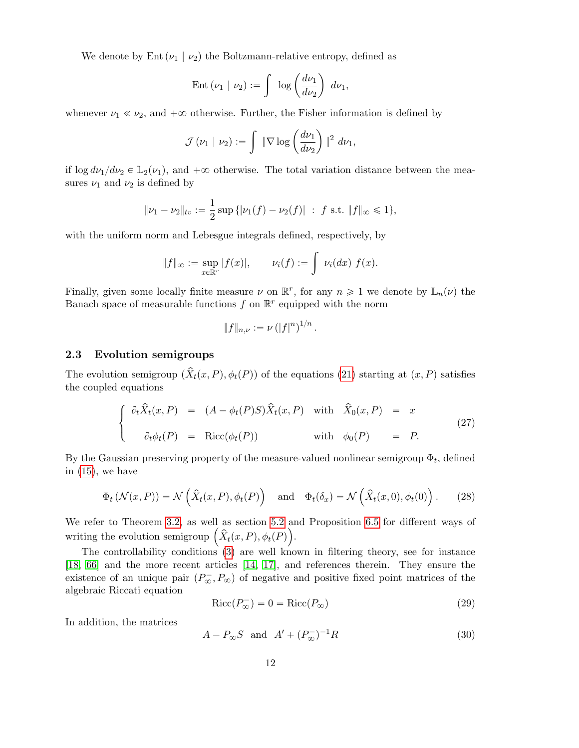We denote by $\operatorname{Ent}(\nu_1 \mid \nu_2)$ the Boltzmann-relative entropy, defined as

$$\operatorname{Ent}(\nu_1 \mid \nu_2) := \int \log\left(\frac{d\nu_1}{d\nu_2}\right) \, d\nu_1,$$

whenever $\nu_1 \ll \nu_2$, and $+\infty$ otherwise. Further, the Fisher information is defined by

$$\mathcal{J}(\nu_1 \mid \nu_2) := \int \|\nabla \log\left(\frac{d\nu_1}{d\nu_2}\right)\|^2 \, d\nu_1,$$

if $\log d\nu_1/d\nu_2 \in \mathbb{L}_2(\nu_1)$, and $+\infty$ otherwise. The total variation distance between the measures $\nu_1$ and $\nu_2$ is defined by

$$\|\nu_1 - \nu_2\|_{tv} := \frac{1}{2} \sup\{|\nu_1(f) - \nu_2(f)| \ : \ f \text{ s.t. } \|f\|_\infty \leqslant 1\},$$

with the uniform norm and Lebesgue integrals defined, respectively, by

$$\|f\|_\infty := \sup_{x \in \mathbb{R}^r} |f(x)|, \qquad \nu_i(f) := \int \nu_i(dx) \; f(x).$$

Finally, given some locally finite measure $\nu$ on $\mathbb{R}^r$, for any $n \geqslant 1$ we denote by $\mathbb{L}_n(\nu)$ the Banach space of measurable functions $f$ on $\mathbb{R}^r$ equipped with the norm

$$\|f\|_{n,\nu} := \nu\left(|f|^n\right)^{1/n}.$$

### 2.3 Evolution semigroups

The evolution semigroup $(\widehat{X}_t(x,P), \phi_t(P))$ of the equations (21) starting at $(x,P)$ satisfies the coupled equations

$$\left\{ \begin{array}{rclcrcl} \partial_t \widehat{X}_t(x,P) & = & (A - \phi_t(P)S)\widehat{X}_t(x,P) & \text{with} & \widehat{X}_0(x,P) & = & x \\[2ex] \partial_t \phi_t(P) & = & \operatorname{Ricc}(\phi_t(P)) & \text{with} & \phi_0(P) & = & P. \end{array} \right. \tag{27}$$

By the Gaussian preserving property of the measure-valued nonlinear semigroup $\Phi_t$, defined in (15), we have

$$\Phi_t\left(\mathcal{N}(x,P)\right) = \mathcal{N}\left(\widehat{X}_t(x,P), \phi_t(P)\right) \quad \text{and} \quad \Phi_t(\delta_x) = \mathcal{N}\left(\widehat{X}_t(x,0), \phi_t(0)\right). \tag{28}$$

We refer to Theorem 3.2, as well as section 5.2 and Proposition 6.5 for different ways of writing the evolution semigroup $\left(\widehat{X}_t(x,P), \phi_t(P)\right)$.

The controllability conditions (3) are well known in filtering theory, see for instance [18, 66] and the more recent articles [14, 17], and references therein. They ensure the existence of an unique pair $(P_\infty^-, P_\infty)$ of negative and positive fixed point matrices of the algebraic Riccati equation

$$\operatorname{Ricc}(P_\infty^-) = 0 = \operatorname{Ricc}(P_\infty) \tag{29}$$

In addition, the matrices

$$A - P_\infty S \quad \text{and} \quad A' + (P_\infty^-)^{-1} R \tag{30}$$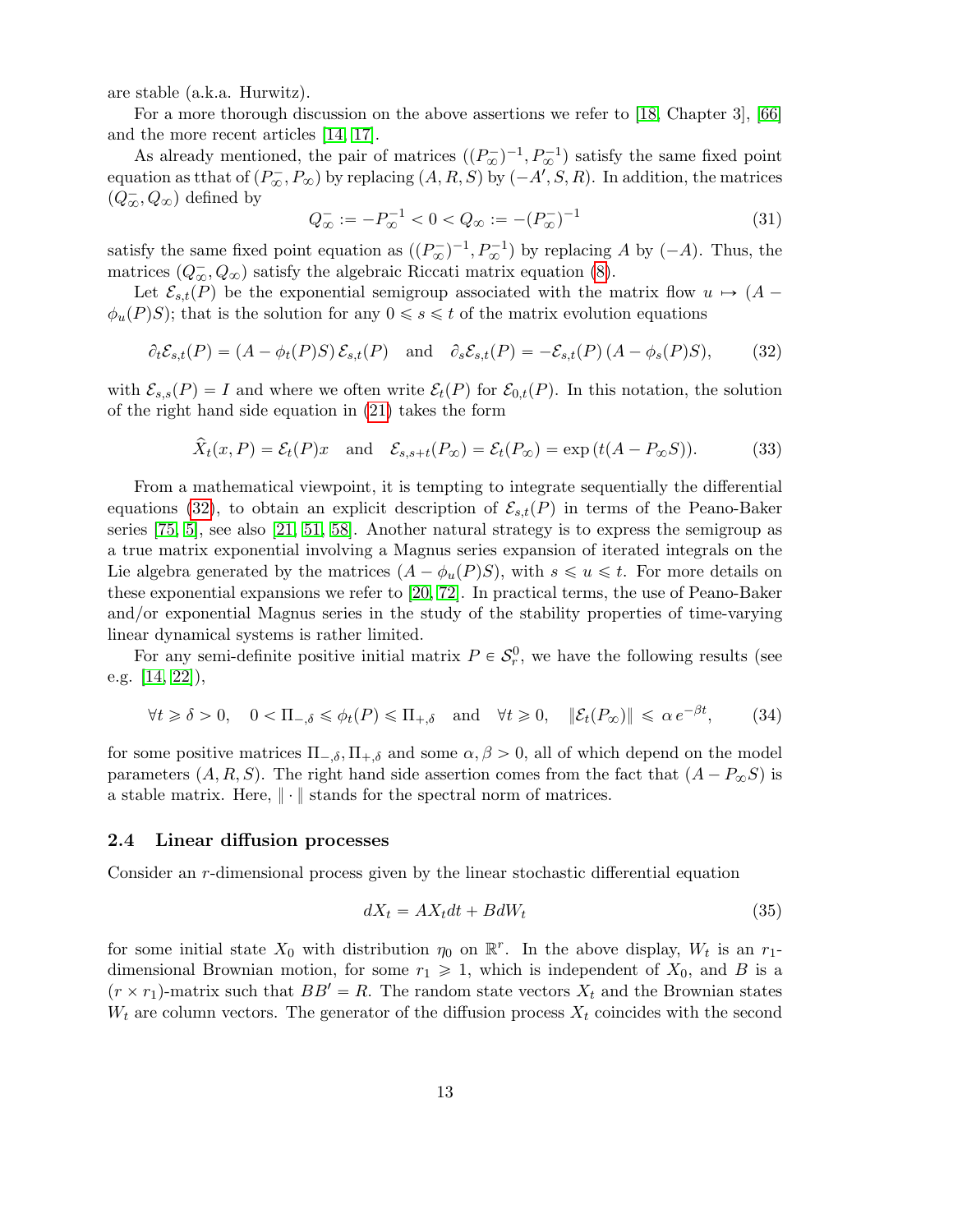are stable (a.k.a. Hurwitz).

For a more thorough discussion on the above assertions we refer to [18, Chapter 3], [66] and the more recent articles [14, 17].

As already mentioned, the pair of matrices $((P_\infty^-)^{-1}, P_\infty^{-1})$ satisfy the same fixed point equation as tthat of $(P_\infty^-, P_\infty)$ by replacing $(A, R, S)$ by $(-A', S, R)$. In addition, the matrices $(Q_\infty^-, Q_\infty)$ defined by

$$Q_\infty^- := -P_\infty^{-1} < 0 < Q_\infty := -(P_\infty^-)^{-1} \tag{31}$$

satisfy the same fixed point equation as $((P_\infty^-)^{-1}, P_\infty^{-1})$ by replacing $A$ by $(-A)$. Thus, the matrices $(Q_\infty^-, Q_\infty)$ satisfy the algebraic Riccati matrix equation (8).

Let $\mathcal{E}_{s,t}(P)$ be the exponential semigroup associated with the matrix flow $u \mapsto (A - \phi_u(P)S)$; that is the solution for any $0 \leqslant s \leqslant t$ of the matrix evolution equations

$$\partial_t \mathcal{E}_{s,t}(P) = (A - \phi_t(P)S)\, \mathcal{E}_{s,t}(P) \quad \text{and} \quad \partial_s \mathcal{E}_{s,t}(P) = -\mathcal{E}_{s,t}(P)\,(A - \phi_s(P)S), \tag{32}$$

with $\mathcal{E}_{s,s}(P) = I$ and where we often write $\mathcal{E}_t(P)$ for $\mathcal{E}_{0,t}(P)$. In this notation, the solution of the right hand side equation in (21) takes the form

$$\widehat{X}_t(x, P) = \mathcal{E}_t(P)x \quad \text{and} \quad \mathcal{E}_{s,s+t}(P_\infty) = \mathcal{E}_t(P_\infty) = \exp\left(t(A - P_\infty S)\right). \tag{33}$$

From a mathematical viewpoint, it is tempting to integrate sequentially the differential equations (32), to obtain an explicit description of $\mathcal{E}_{s,t}(P)$ in terms of the Peano-Baker series [75, 5], see also [21, 51, 58]. Another natural strategy is to express the semigroup as a true matrix exponential involving a Magnus series expansion of iterated integrals on the Lie algebra generated by the matrices $(A - \phi_u(P)S)$, with $s \leqslant u \leqslant t$. For more details on these exponential expansions we refer to [20, 72]. In practical terms, the use of Peano-Baker and/or exponential Magnus series in the study of the stability properties of time-varying linear dynamical systems is rather limited.

For any semi-definite positive initial matrix $P \in \mathcal{S}_r^0$, we have the following results (see e.g. [14, 22]),

$$\forall t \geqslant \delta > 0, \quad 0 < \Pi_{-,\delta} \leqslant \phi_t(P) \leqslant \Pi_{+,\delta} \quad \text{and} \quad \forall t \geqslant 0, \quad \|\mathcal{E}_t(P_\infty)\| \leqslant \alpha\, e^{-\beta t}, \tag{34}$$

for some positive matrices $\Pi_{-,\delta}, \Pi_{+,\delta}$ and some $\alpha, \beta > 0$, all of which depend on the model parameters $(A, R, S)$. The right hand side assertion comes from the fact that $(A - P_\infty S)$ is a stable matrix. Here, $\|\cdot\|$ stands for the spectral norm of matrices.

### 2.4 Linear diffusion processes

Consider an $r$-dimensional process given by the linear stochastic differential equation

$$dX_t = AX_t dt + BdW_t \tag{35}$$

for some initial state $X_0$ with distribution $\eta_0$ on $\mathbb{R}^r$. In the above display, $W_t$ is an $r_1$-dimensional Brownian motion, for some $r_1 \geqslant 1$, which is independent of $X_0$, and $B$ is a $(r \times r_1)$-matrix such that $BB' = R$. The random state vectors $X_t$ and the Brownian states $W_t$ are column vectors. The generator of the diffusion process $X_t$ coincides with the second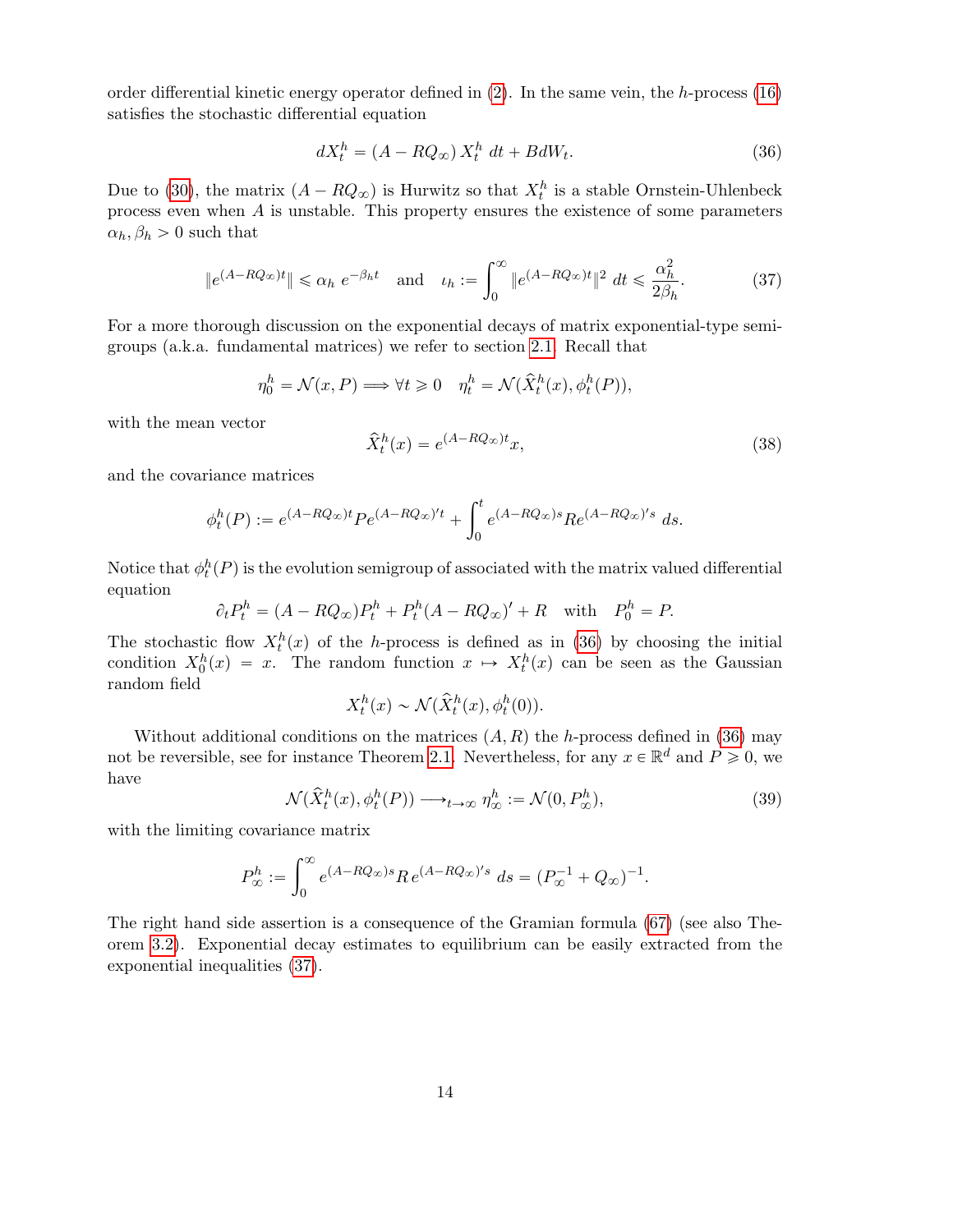order differential kinetic energy operator defined in (2). In the same vein, the $h$-process (16) satisfies the stochastic differential equation

$$dX_t^h = (A - RQ_\infty)\, X_t^h \; dt + B dW_t. \tag{36}$$

Due to (30), the matrix $(A - RQ_\infty)$ is Hurwitz so that $X_t^h$ is a stable Ornstein-Uhlenbeck process even when $A$ is unstable. This property ensures the existence of some parameters $\alpha_h, \beta_h > 0$ such that

$$\|e^{(A-RQ_\infty)t}\| \leqslant \alpha_h \; e^{-\beta_h t} \quad \text{and} \quad \iota_h := \int_0^\infty \|e^{(A-RQ_\infty)t}\|^2 \; dt \leqslant \frac{\alpha_h^2}{2\beta_h}. \tag{37}$$

For a more thorough discussion on the exponential decays of matrix exponential-type semigroups (a.k.a. fundamental matrices) we refer to section 2.1. Recall that

$$\eta_0^h = \mathcal{N}(x, P) \Longrightarrow \forall t \geqslant 0 \quad \eta_t^h = \mathcal{N}(\widehat{X}_t^h(x), \phi_t^h(P)),$$

with the mean vector

$$\widehat{X}_t^h(x) = e^{(A-RQ_\infty)t} x, \tag{38}$$

and the covariance matrices

$$\phi_t^h(P) := e^{(A-RQ_\infty)t} P e^{(A-RQ_\infty)'t} + \int_0^t e^{(A-RQ_\infty)s} R e^{(A-RQ_\infty)'s} \; ds.$$

Notice that $\phi_t^h(P)$ is the evolution semigroup of associated with the matrix valued differential equation

$$\partial_t P_t^h = (A - RQ_\infty) P_t^h + P_t^h (A - RQ_\infty)' + R \quad \text{with} \quad P_0^h = P.$$

The stochastic flow $X_t^h(x)$ of the $h$-process is defined as in (36) by choosing the initial condition $X_0^h(x) = x$. The random function $x \mapsto X_t^h(x)$ can be seen as the Gaussian random field

$$X_t^h(x) \sim \mathcal{N}(\widehat{X}_t^h(x), \phi_t^h(0)).$$

Without additional conditions on the matrices $(A, R)$ the $h$-process defined in (36) may not be reversible, see for instance Theorem 2.1. Nevertheless, for any $x \in \mathbb{R}^d$ and $P \geqslant 0$, we have

$$\mathcal{N}(\widehat{X}_t^h(x), \phi_t^h(P)) \longrightarrow_{t \to \infty} \eta_\infty^h := \mathcal{N}(0, P_\infty^h), \tag{39}$$

with the limiting covariance matrix

$$P_\infty^h := \int_0^\infty e^{(A-RQ_\infty)s} R \, e^{(A-RQ_\infty)'s} \; ds = (P_\infty^{-1} + Q_\infty)^{-1}.$$

The right hand side assertion is a consequence of the Gramian formula (67) (see also Theorem 3.2). Exponential decay estimates to equilibrium can be easily extracted from the exponential inequalities (37).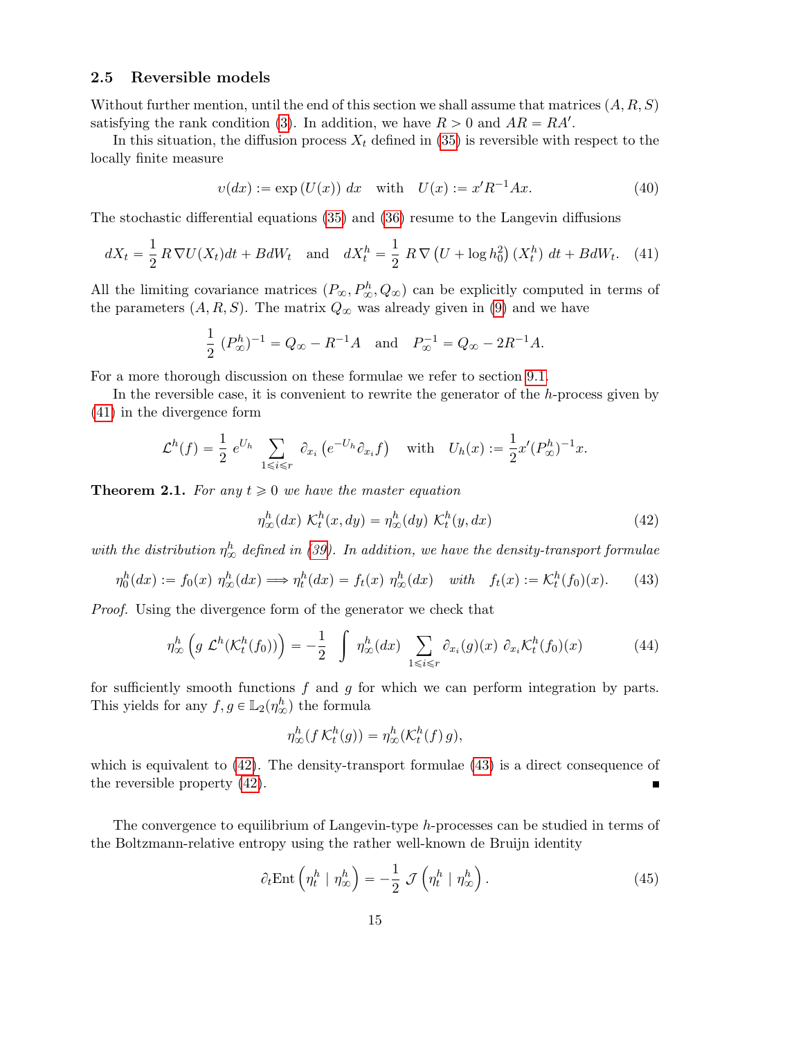### 2.5 Reversible models

Without further mention, until the end of this section we shall assume that matrices $(A, R, S)$ satisfying the rank condition (3). In addition, we have $R > 0$ and $AR = RA'$.

In this situation, the diffusion process $X_t$ defined in (35) is reversible with respect to the locally finite measure

$$\upsilon(dx) := \exp\left(U(x)\right)\, dx \quad \text{with} \quad U(x) := x' R^{-1} A x. \tag{40}$$

The stochastic differential equations (35) and (36) resume to the Langevin diffusions

$$dX_t = \frac{1}{2}\, R\, \nabla U(X_t) dt + B dW_t \quad \text{and} \quad dX^h_t = \frac{1}{2}\, R\, \nabla \left(U + \log h_0^2\right)(X^h_t)\; dt + B dW_t. \tag{41}$$

All the limiting covariance matrices $(P_\infty, P^h_\infty, Q_\infty)$ can be explicitly computed in terms of the parameters $(A, R, S)$. The matrix $Q_\infty$ was already given in (9) and we have

$$\frac{1}{2}\, (P^h_\infty)^{-1} = Q_\infty - R^{-1} A \quad \text{and} \quad P_\infty^{-1} = Q_\infty - 2R^{-1} A.$$

For a more thorough discussion on these formulae we refer to section 9.1.

In the reversible case, it is convenient to rewrite the generator of the $h$-process given by (41) in the divergence form

$$\mathcal{L}^h(f) = \frac{1}{2}\; e^{U_h} \sum_{1 \leqslant i \leqslant r} \partial_{x_i}\left(e^{-U_h} \partial_{x_i} f\right) \quad \text{with} \quad U_h(x) := \frac{1}{2} x' (P^h_\infty)^{-1} x.$$

**Theorem 2.1.** *For any $t \geqslant 0$ we have the master equation*

$$\eta^h_\infty(dx)\; \mathcal{K}^h_t(x, dy) = \eta^h_\infty(dy)\; \mathcal{K}^h_t(y, dx) \tag{42}$$

*with the distribution $\eta^h_\infty$ defined in (39). In addition, we have the density-transport formulae*

$$\eta^h_0(dx) := f_0(x)\; \eta^h_\infty(dx) \Longrightarrow \eta^h_t(dx) = f_t(x)\; \eta^h_\infty(dx) \quad \textit{with} \quad f_t(x) := \mathcal{K}^h_t(f_0)(x). \tag{43}$$

*Proof.* Using the divergence form of the generator we check that

$$\eta^h_\infty\left(g\; \mathcal{L}^h(\mathcal{K}^h_t(f_0))\right) = -\frac{1}{2} \int \eta^h_\infty(dx) \sum_{1 \leqslant i \leqslant r} \partial_{x_i}(g)(x)\; \partial_{x_i} \mathcal{K}^h_t(f_0)(x) \tag{44}$$

for sufficiently smooth functions $f$ and $g$ for which we can perform integration by parts. This yields for any $f, g \in \mathbb{L}_2(\eta^h_\infty)$ the formula

$$\eta^h_\infty(f\, \mathcal{K}^h_t(g)) = \eta^h_\infty(\mathcal{K}^h_t(f)\, g),$$

which is equivalent to (42). The density-transport formulae (43) is a direct consequence of the reversible property (42). ∎

The convergence to equilibrium of Langevin-type $h$-processes can be studied in terms of the Boltzmann-relative entropy using the rather well-known de Bruijn identity

$$\partial_t \text{Ent}\left(\eta^h_t \mid \eta^h_\infty\right) = -\frac{1}{2}\; \mathcal{J}\left(\eta^h_t \mid \eta^h_\infty\right). \tag{45}$$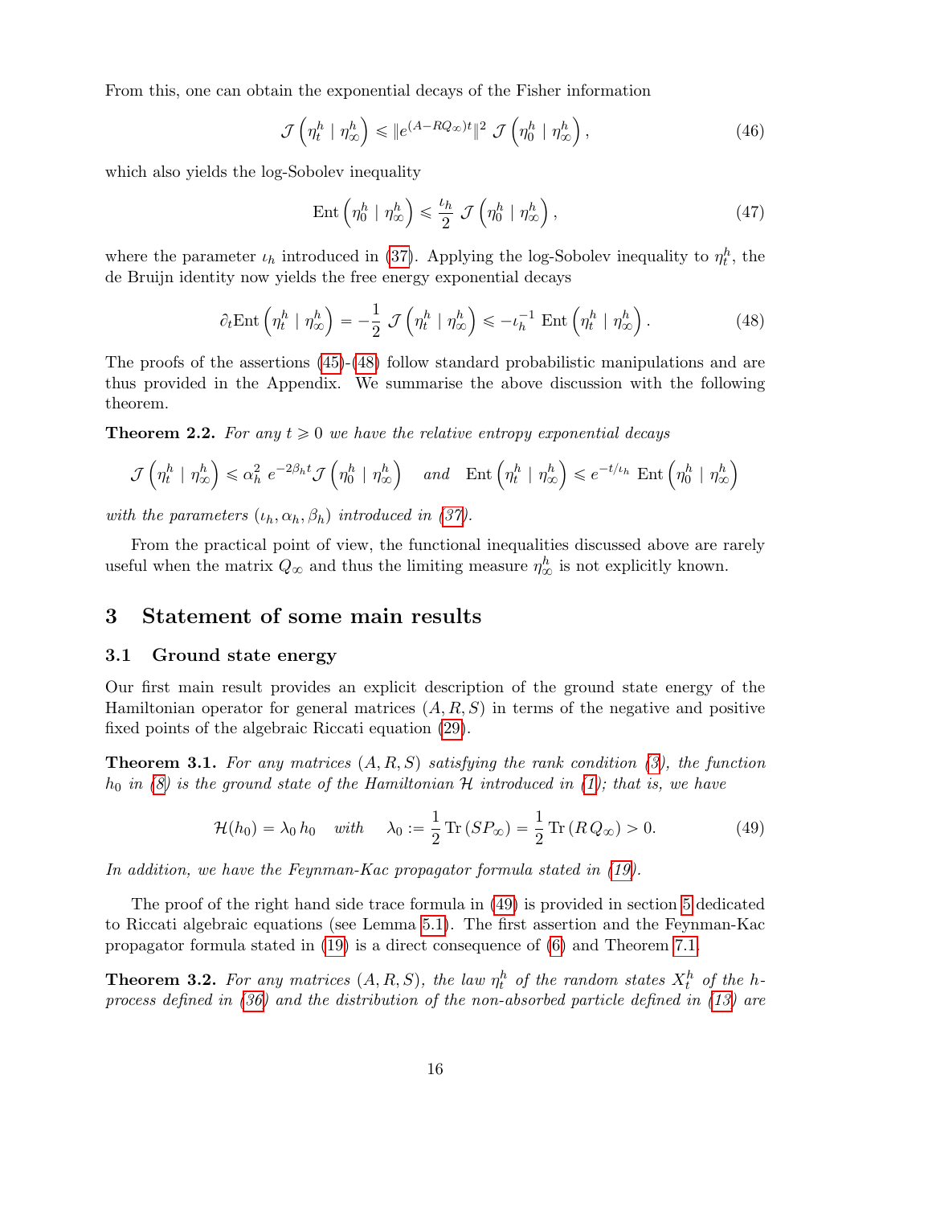From this, one can obtain the exponential decays of the Fisher information

$$\mathcal{J}\left(\eta_t^h \mid \eta_\infty^h\right) \leqslant \|e^{(A-RQ_\infty)t}\|^2\ \mathcal{J}\left(\eta_0^h \mid \eta_\infty^h\right), \tag{46}$$

which also yields the log-Sobolev inequality

$$\mathrm{Ent}\left(\eta_0^h \mid \eta_\infty^h\right) \leqslant \frac{\iota_h}{2}\ \mathcal{J}\left(\eta_0^h \mid \eta_\infty^h\right), \tag{47}$$

where the parameter $\iota_h$ introduced in (37). Applying the log-Sobolev inequality to $\eta_t^h$, the de Bruijn identity now yields the free energy exponential decays

$$\partial_t \mathrm{Ent}\left(\eta_t^h \mid \eta_\infty^h\right) = -\frac{1}{2}\ \mathcal{J}\left(\eta_t^h \mid \eta_\infty^h\right) \leqslant -\iota_h^{-1}\ \mathrm{Ent}\left(\eta_t^h \mid \eta_\infty^h\right). \tag{48}$$

The proofs of the assertions (45)-(48) follow standard probabilistic manipulations and are thus provided in the Appendix. We summarise the above discussion with the following theorem.

**Theorem 2.2.** *For any $t \geqslant 0$ we have the relative entropy exponential decays*

$$\mathcal{J}\left(\eta_t^h \mid \eta_\infty^h\right) \leqslant \alpha_h^2\ e^{-2\beta_h t}\mathcal{J}\left(\eta_0^h \mid \eta_\infty^h\right) \quad \text{and} \quad \mathrm{Ent}\left(\eta_t^h \mid \eta_\infty^h\right) \leqslant e^{-t/\iota_h}\ \mathrm{Ent}\left(\eta_0^h \mid \eta_\infty^h\right)$$

*with the parameters $(\iota_h, \alpha_h, \beta_h)$ introduced in (37).*

From the practical point of view, the functional inequalities discussed above are rarely useful when the matrix $Q_\infty$ and thus the limiting measure $\eta_\infty^h$ is not explicitly known.

## 3 Statement of some main results

### 3.1 Ground state energy

Our first main result provides an explicit description of the ground state energy of the Hamiltonian operator for general matrices $(A, R, S)$ in terms of the negative and positive fixed points of the algebraic Riccati equation (29).

**Theorem 3.1.** *For any matrices $(A, R, S)$ satisfying the rank condition (3), the function $h_0$ in (8) is the ground state of the Hamiltonian $\mathcal{H}$ introduced in (1); that is, we have*

$$\mathcal{H}(h_0) = \lambda_0\, h_0 \quad \text{with} \quad \lambda_0 := \frac{1}{2}\,\mathrm{Tr}\,(SP_\infty) = \frac{1}{2}\,\mathrm{Tr}\,(R\,Q_\infty) > 0. \tag{49}$$

*In addition, we have the Feynman-Kac propagator formula stated in (19).*

The proof of the right hand side trace formula in (49) is provided in section 5 dedicated to Riccati algebraic equations (see Lemma 5.1). The first assertion and the Feynman-Kac propagator formula stated in (19) is a direct consequence of (6) and Theorem 7.1.

**Theorem 3.2.** *For any matrices $(A, R, S)$, the law $\eta_t^h$ of the random states $X_t^h$ of the $h$-process defined in (36) and the distribution of the non-absorbed particle defined in (13) are*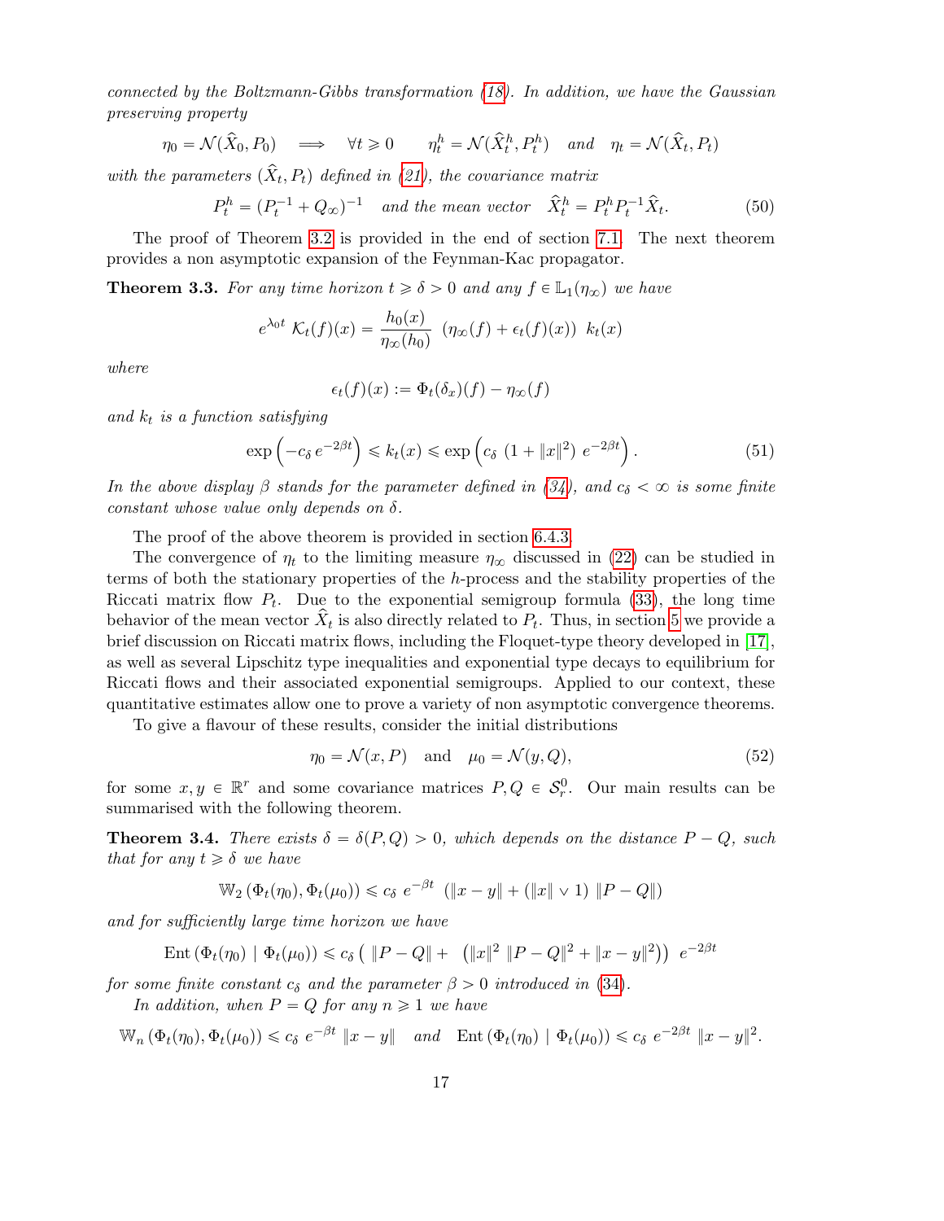*connected by the Boltzmann-Gibbs transformation (18). In addition, we have the Gaussian preserving property*

$$\eta_0 = \mathcal{N}(\widehat{X}_0, P_0) \quad \Longrightarrow \quad \forall t \geqslant 0 \qquad \eta_t^h = \mathcal{N}(\widehat{X}_t^h, P_t^h) \quad \text{and} \quad \eta_t = \mathcal{N}(\widehat{X}_t, P_t)$$

*with the parameters $(\widehat{X}_t, P_t)$ defined in (21), the covariance matrix*

$$P_t^h = (P_t^{-1} + Q_\infty)^{-1} \quad \text{and the mean vector} \quad \widehat{X}_t^h = P_t^h P_t^{-1} \widehat{X}_t. \tag{50}$$

The proof of Theorem 3.2 is provided in the end of section 7.1. The next theorem provides a non asymptotic expansion of the Feynman-Kac propagator.

**Theorem 3.3.** *For any time horizon $t \geqslant \delta > 0$ and any $f \in \mathbb{L}_1(\eta_\infty)$ we have*

$$e^{\lambda_0 t}\ \mathcal{K}_t(f)(x) = \frac{h_0(x)}{\eta_\infty(h_0)}\ \left(\eta_\infty(f) + \epsilon_t(f)(x)\right)\ k_t(x)$$

*where*

$$\epsilon_t(f)(x) := \Phi_t(\delta_x)(f) - \eta_\infty(f)$$

*and $k_t$ is a function satisfying*

$$\exp\left(-c_\delta\, e^{-2\beta t}\right) \leqslant k_t(x) \leqslant \exp\left(c_\delta\ (1 + \|x\|^2)\ e^{-2\beta t}\right). \tag{51}$$

*In the above display $\beta$ stands for the parameter defined in (34), and $c_\delta < \infty$ is some finite constant whose value only depends on $\delta$.*

The proof of the above theorem is provided in section 6.4.3.

The convergence of $\eta_t$ to the limiting measure $\eta_\infty$ discussed in (22) can be studied in terms of both the stationary properties of the $h$-process and the stability properties of the Riccati matrix flow $P_t$. Due to the exponential semigroup formula (33), the long time behavior of the mean vector $\widehat{X}_t$ is also directly related to $P_t$. Thus, in section 5 we provide a brief discussion on Riccati matrix flows, including the Floquet-type theory developed in [17], as well as several Lipschitz type inequalities and exponential type decays to equilibrium for Riccati flows and their associated exponential semigroups. Applied to our context, these quantitative estimates allow one to prove a variety of non asymptotic convergence theorems.

To give a flavour of these results, consider the initial distributions

$$\eta_0 = \mathcal{N}(x, P) \quad \text{and} \quad \mu_0 = \mathcal{N}(y, Q), \tag{52}$$

for some $x, y \in \mathbb{R}^r$ and some covariance matrices $P, Q \in \mathcal{S}_r^0$. Our main results can be summarised with the following theorem.

**Theorem 3.4.** *There exists $\delta = \delta(P, Q) > 0$, which depends on the distance $P - Q$, such that for any $t \geqslant \delta$ we have*

$$\mathbb{W}_2\left(\Phi_t(\eta_0), \Phi_t(\mu_0)\right) \leqslant c_\delta\ e^{-\beta t}\ \left(\|x - y\| + (\|x\| \vee 1)\ \|P - Q\|\right)$$

*and for sufficiently large time horizon we have*

$$\text{Ent}\left(\Phi_t(\eta_0) \mid \Phi_t(\mu_0)\right) \leqslant c_\delta \left(\ \|P - Q\| + \ \left(\|x\|^2\ \|P - Q\|^2 + \|x - y\|^2\right)\right)\ e^{-2\beta t}$$

*for some finite constant $c_\delta$ and the parameter $\beta > 0$ introduced in (34).*

*In addition, when $P = Q$ for any $n \geqslant 1$ we have*

$$\mathbb{W}_n\left(\Phi_t(\eta_0), \Phi_t(\mu_0)\right) \leqslant c_\delta\ e^{-\beta t}\ \|x - y\| \quad \text{and} \quad \text{Ent}\left(\Phi_t(\eta_0) \mid \Phi_t(\mu_0)\right) \leqslant c_\delta\ e^{-2\beta t}\ \|x - y\|^2.$$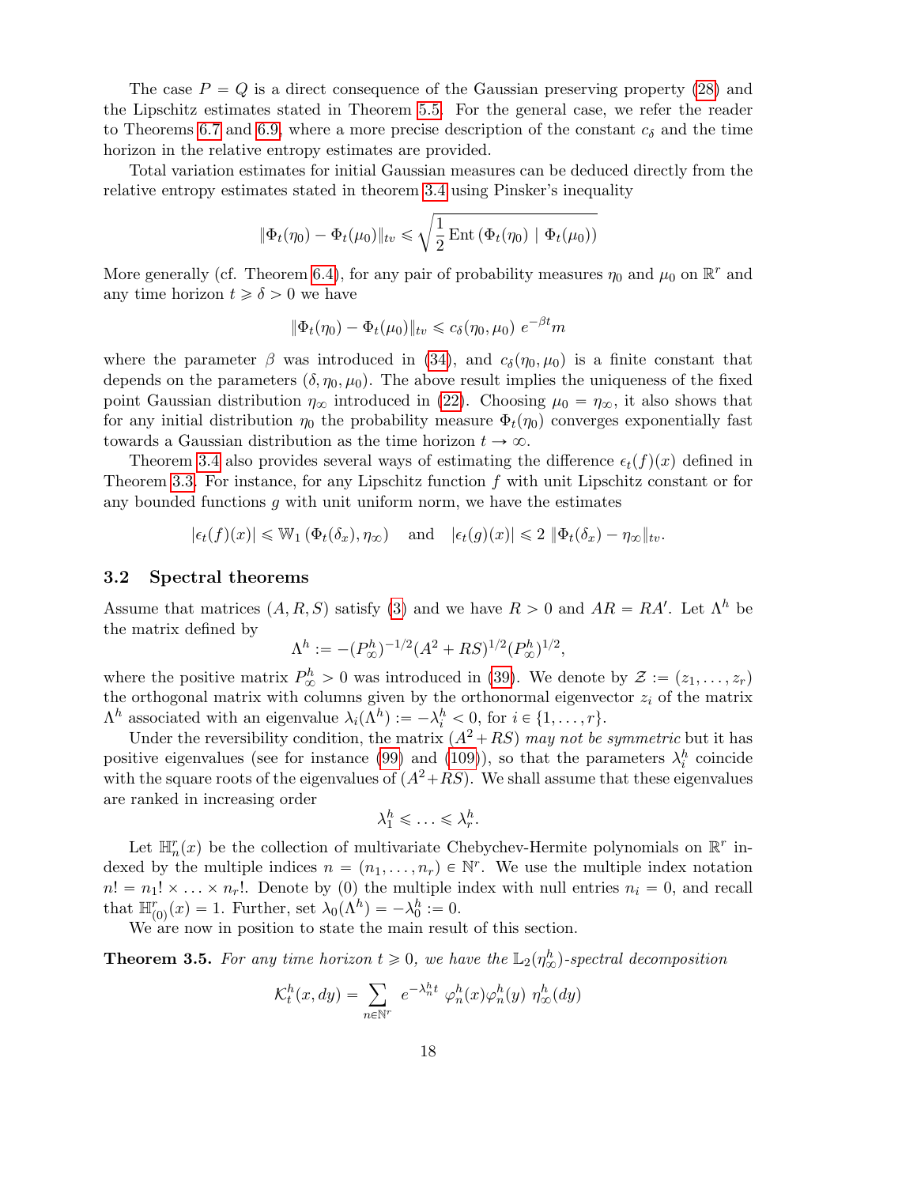The case $P = Q$ is a direct consequence of the Gaussian preserving property (28) and the Lipschitz estimates stated in Theorem 5.5. For the general case, we refer the reader to Theorems 6.7 and 6.9, where a more precise description of the constant $c_\delta$ and the time horizon in the relative entropy estimates are provided.

Total variation estimates for initial Gaussian measures can be deduced directly from the relative entropy estimates stated in theorem 3.4 using Pinsker's inequality

$$\|\Phi_t(\eta_0) - \Phi_t(\mu_0)\|_{tv} \leqslant \sqrt{\frac{1}{2}\,\mathrm{Ent}\left(\Phi_t(\eta_0) \mid \Phi_t(\mu_0)\right)}$$

More generally (cf. Theorem 6.4), for any pair of probability measures $\eta_0$ and $\mu_0$ on $\mathbb{R}^r$ and any time horizon $t \geqslant \delta > 0$ we have

$$\|\Phi_t(\eta_0) - \Phi_t(\mu_0)\|_{tv} \leqslant c_\delta(\eta_0, \mu_0)\; e^{-\beta t} m$$

where the parameter $\beta$ was introduced in (34), and $c_\delta(\eta_0, \mu_0)$ is a finite constant that depends on the parameters $(\delta, \eta_0, \mu_0)$. The above result implies the uniqueness of the fixed point Gaussian distribution $\eta_\infty$ introduced in (22). Choosing $\mu_0 = \eta_\infty$, it also shows that for any initial distribution $\eta_0$ the probability measure $\Phi_t(\eta_0)$ converges exponentially fast towards a Gaussian distribution as the time horizon $t \to \infty$.

Theorem 3.4 also provides several ways of estimating the difference $\epsilon_t(f)(x)$ defined in Theorem 3.3. For instance, for any Lipschitz function $f$ with unit Lipschitz constant or for any bounded functions $g$ with unit uniform norm, we have the estimates

$$|\epsilon_t(f)(x)| \leqslant \mathbb{W}_1\left(\Phi_t(\delta_x), \eta_\infty\right) \quad \text{and} \quad |\epsilon_t(g)(x)| \leqslant 2\; \|\Phi_t(\delta_x) - \eta_\infty\|_{tv}.$$

### 3.2 Spectral theorems

Assume that matrices $(A, R, S)$ satisfy (3) and we have $R > 0$ and $AR = RA'$. Let $\Lambda^h$ be the matrix defined by

$$\Lambda^h := -(P^h_\infty)^{-1/2}(A^2 + RS)^{1/2}(P^h_\infty)^{1/2},$$

where the positive matrix $P^h_\infty > 0$ was introduced in (39). We denote by $\mathcal{Z} := (z_1, \ldots, z_r)$ the orthogonal matrix with columns given by the orthonormal eigenvector $z_i$ of the matrix $\Lambda^h$ associated with an eigenvalue $\lambda_i(\Lambda^h) := -\lambda^h_i < 0$, for $i \in \{1, \ldots, r\}$.

Under the reversibility condition, the matrix $(A^2 + RS)$ *may not be symmetric* but it has positive eigenvalues (see for instance (99) and (109)), so that the parameters $\lambda^h_i$ coincide with the square roots of the eigenvalues of $(A^2 + RS)$. We shall assume that these eigenvalues are ranked in increasing order

$$\lambda^h_1 \leqslant \ldots \leqslant \lambda^h_r.$$

Let $\mathbb{H}^r_n(x)$ be the collection of multivariate Chebychev-Hermite polynomials on $\mathbb{R}^r$ indexed by the multiple indices $n = (n_1, \ldots, n_r) \in \mathbb{N}^r$. We use the multiple index notation $n! = n_1! \times \ldots \times n_r!$. Denote by $(0)$ the multiple index with null entries $n_i = 0$, and recall that $\mathbb{H}^r_{(0)}(x) = 1$. Further, set $\lambda_0(\Lambda^h) = -\lambda^h_0 := 0$.

We are now in position to state the main result of this section.

**Theorem 3.5.** *For any time horizon $t \geqslant 0$, we have the $\mathbb{L}_2(\eta^h_\infty)$-spectral decomposition*

$$\mathcal{K}^h_t(x, dy) = \sum_{n \in \mathbb{N}^r} e^{-\lambda^h_n t}\; \varphi^h_n(x)\varphi^h_n(y)\; \eta^h_\infty(dy)$$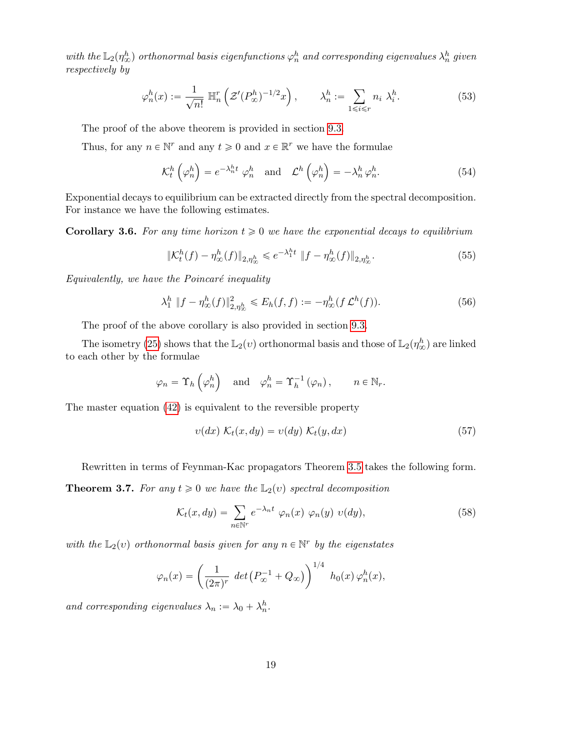*with the* $\mathbb{L}_2(\eta_\infty^h)$ *orthonormal basis eigenfunctions* $\varphi_n^h$ *and corresponding eigenvalues* $\lambda_n^h$ *given respectively by*

$$\varphi_n^h(x) := \frac{1}{\sqrt{n!}} \,\mathbb{H}_n^r\left(\mathcal{Z}'(P_\infty^h)^{-1/2}x\right), \qquad \lambda_n^h := \sum_{1\leqslant i\leqslant r} n_i\ \lambda_i^h. \tag{53}$$

The proof of the above theorem is provided in section 9.3.

Thus, for any $n \in \mathbb{N}^r$ and any $t \geqslant 0$ and $x \in \mathbb{R}^r$ we have the formulae

$$\mathcal{K}_t^h\left(\varphi_n^h\right) = e^{-\lambda_n^h t}\ \varphi_n^h \quad \text{and} \quad \mathcal{L}^h\left(\varphi_n^h\right) = -\lambda_n^h\,\varphi_n^h. \tag{54}$$

Exponential decays to equilibrium can be extracted directly from the spectral decomposition. For instance we have the following estimates.

**Corollary 3.6.** *For any time horizon* $t \geqslant 0$ *we have the exponential decays to equilibrium*

$$\|\mathcal{K}_t^h(f) - \eta_\infty^h(f)\|_{2,\eta_\infty^h} \leqslant e^{-\lambda_1^h t}\ \|f - \eta_\infty^h(f)\|_{2,\eta_\infty^h}. \tag{55}$$

*Equivalently, we have the Poincaré inequality*

$$\lambda_1^h\ \|f - \eta_\infty^h(f)\|_{2,\eta_\infty^h}^2 \leqslant E_h(f,f) := -\eta_\infty^h(f\,\mathcal{L}^h(f)). \tag{56}$$

The proof of the above corollary is also provided in section 9.3.

The isometry (25) shows that the $\mathbb{L}_2(\upsilon)$ orthonormal basis and those of $\mathbb{L}_2(\eta_\infty^h)$ are linked to each other by the formulae

$$\varphi_n = \Upsilon_h\left(\varphi_n^h\right) \quad \text{and} \quad \varphi_n^h = \Upsilon_h^{-1}\left(\varphi_n\right), \qquad n \in \mathbb{N}_r.$$

The master equation (42) is equivalent to the reversible property

$$\upsilon(dx)\ \mathcal{K}_t(x,dy) = \upsilon(dy)\ \mathcal{K}_t(y,dx) \tag{57}$$

Rewritten in terms of Feynman-Kac propagators Theorem 3.5 takes the following form.

**Theorem 3.7.** *For any* $t \geqslant 0$ *we have the* $\mathbb{L}_2(\upsilon)$ *spectral decomposition*

$$\mathcal{K}_t(x,dy) = \sum_{n\in\mathbb{N}^r} e^{-\lambda_n t}\ \varphi_n(x)\ \varphi_n(y)\ \upsilon(dy), \tag{58}$$

*with the* $\mathbb{L}_2(\upsilon)$ *orthonormal basis given for any* $n \in \mathbb{N}^r$ *by the eigenstates*

$$\varphi_n(x) = \left(\frac{1}{(2\pi)^r}\ det\left(P_\infty^{-1} + Q_\infty\right)\right)^{1/4}\ h_0(x)\,\varphi_n^h(x),$$

*and corresponding eigenvalues* $\lambda_n := \lambda_0 + \lambda_n^h$.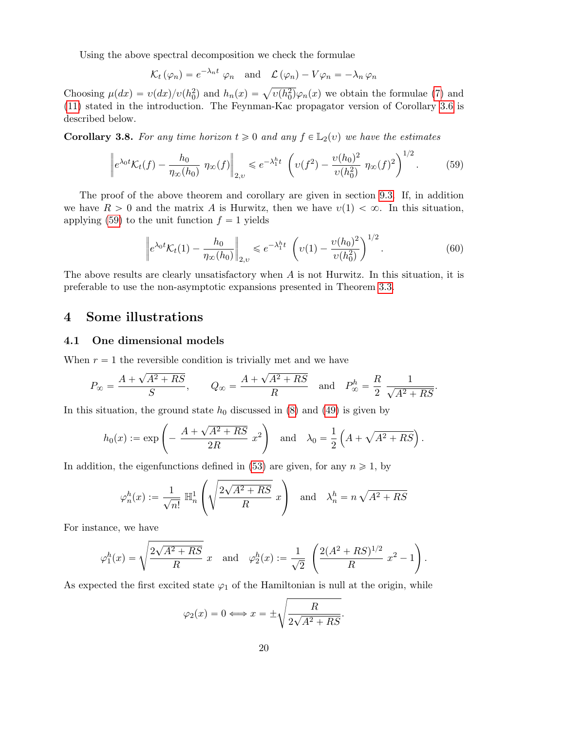Using the above spectral decomposition we check the formulae

$$\mathcal{K}_t(\varphi_n) = e^{-\lambda_n t}\, \varphi_n \quad \text{and} \quad \mathcal{L}(\varphi_n) - V\varphi_n = -\lambda_n\, \varphi_n$$

Choosing $\mu(dx) = \upsilon(dx)/\upsilon(h_0^2)$ and $h_n(x) = \sqrt{\upsilon(h_0^2)}\varphi_n(x)$ we obtain the formulae (7) and (11) stated in the introduction. The Feynman-Kac propagator version of Corollary 3.6 is described below.

**Corollary 3.8.** *For any time horizon $t \geqslant 0$ and any $f \in \mathbb{L}_2(\upsilon)$ we have the estimates*

$$\left\| e^{\lambda_0 t}\mathcal{K}_t(f) - \frac{h_0}{\eta_\infty(h_0)}\, \eta_\infty(f)\right\|_{2,\upsilon} \leqslant e^{-\lambda_1^h t}\, \left(\upsilon(f^2) - \frac{\upsilon(h_0)^2}{\upsilon(h_0^2)}\, \eta_\infty(f)^2\right)^{1/2}. \tag{59}$$

The proof of the above theorem and corollary are given in section 9.3. If, in addition we have $R > 0$ and the matrix $A$ is Hurwitz, then we have $\upsilon(1) < \infty$. In this situation, applying (59) to the unit function $f = 1$ yields

$$\left\| e^{\lambda_0 t}\mathcal{K}_t(1) - \frac{h_0}{\eta_\infty(h_0)}\right\|_{2,\upsilon} \leqslant e^{-\lambda_1^h t}\, \left(\upsilon(1) - \frac{\upsilon(h_0)^2}{\upsilon(h_0^2)}\right)^{1/2}. \tag{60}$$

The above results are clearly unsatisfactory when $A$ is not Hurwitz. In this situation, it is preferable to use the non-asymptotic expansions presented in Theorem 3.3.

## 4 Some illustrations

### 4.1 One dimensional models

When $r = 1$ the reversible condition is trivially met and we have

$$P_\infty = \frac{A + \sqrt{A^2 + RS}}{S}, \qquad Q_\infty = \frac{A + \sqrt{A^2 + RS}}{R} \quad \text{and} \quad P_\infty^h = \frac{R}{2}\, \frac{1}{\sqrt{A^2 + RS}}.$$

In this situation, the ground state $h_0$ discussed in (8) and (49) is given by

$$h_0(x) := \exp\left(-\frac{A + \sqrt{A^2 + RS}}{2R}\, x^2\right) \quad \text{and} \quad \lambda_0 = \frac{1}{2}\left(A + \sqrt{A^2 + RS}\right).$$

In addition, the eigenfunctions defined in (53) are given, for any $n \geqslant 1$, by

$$\varphi_n^h(x) := \frac{1}{\sqrt{n!}}\, \mathbb{H}_n^1\left(\sqrt{\frac{2\sqrt{A^2 + RS}}{R}}\, x\right) \quad \text{and} \quad \lambda_n^h = n\,\sqrt{A^2 + RS}$$

For instance, we have

$$\varphi_1^h(x) = \sqrt{\frac{2\sqrt{A^2 + RS}}{R}}\, x \quad \text{and} \quad \varphi_2^h(x) := \frac{1}{\sqrt{2}}\, \left(\frac{2(A^2 + RS)^{1/2}}{R}\, x^2 - 1\right).$$

As expected the first excited state $\varphi_1$ of the Hamiltonian is null at the origin, while

$$\varphi_2(x) = 0 \Longleftrightarrow x = \pm\sqrt{\frac{R}{2\sqrt{A^2 + RS}}}.$$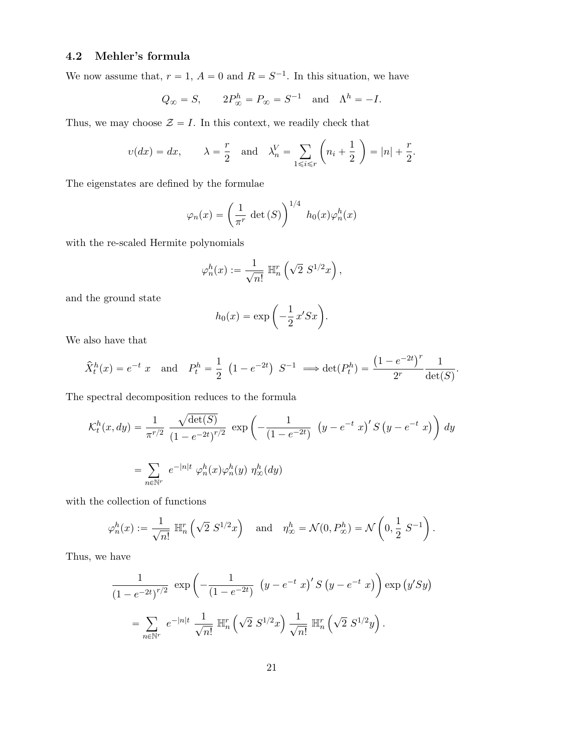### 4.2 Mehler's formula

We now assume that, $r = 1$, $A = 0$ and $R = S^{-1}$. In this situation, we have

$$Q_\infty = S, \qquad 2P^h_\infty = P_\infty = S^{-1} \quad \text{and} \quad \Lambda^h = -I.$$

Thus, we may choose $\mathcal{Z} = I$. In this context, we readily check that

$$\upsilon(dx) = dx, \qquad \lambda = \frac{r}{2} \quad \text{and} \quad \lambda^V_n = \sum_{1 \leqslant i \leqslant r} \left( n_i + \frac{1}{2} \right) = |n| + \frac{r}{2}.$$

The eigenstates are defined by the formulae

$$\varphi_n(x) = \left( \frac{1}{\pi^r} \det(S) \right)^{1/4} h_0(x) \varphi^h_n(x)$$

with the re-scaled Hermite polynomials

$$\varphi^h_n(x) := \frac{1}{\sqrt{n!}} \, \mathbb{H}^r_n\left( \sqrt{2}\, S^{1/2} x \right),$$

and the ground state

$$h_0(x) = \exp\left( -\frac{1}{2}\, x' S x \right).$$

We also have that

$$\widehat{X}^h_t(x) = e^{-t}\, x \quad \text{and} \quad P^h_t = \frac{1}{2}\, \left( 1 - e^{-2t} \right)\, S^{-1} \Longrightarrow \det(P^h_t) = \frac{\left( 1 - e^{-2t} \right)^r}{2^r} \frac{1}{\det(S)}.$$

The spectral decomposition reduces to the formula

$$\mathcal{K}^h_t(x, dy) = \frac{1}{\pi^{r/2}}\, \frac{\sqrt{\det(S)}}{\left( 1 - e^{-2t} \right)^{r/2}}\, \exp\left( -\frac{1}{(1 - e^{-2t})}\, \left( y - e^{-t}\, x \right)' S \left( y - e^{-t}\, x \right) \right)\, dy$$

$$= \sum_{n \in \mathbb{N}^r} e^{-|n|t}\, \varphi^h_n(x) \varphi^h_n(y)\, \eta^h_\infty(dy)$$

with the collection of functions

$$\varphi^h_n(x) := \frac{1}{\sqrt{n!}}\, \mathbb{H}^r_n\left( \sqrt{2}\, S^{1/2} x \right) \quad \text{and} \quad \eta^h_\infty = \mathcal{N}(0, P^h_\infty) = \mathcal{N}\left( 0, \frac{1}{2}\, S^{-1} \right).$$

Thus, we have

$$\frac{1}{\left( 1 - e^{-2t} \right)^{r/2}}\, \exp\left( -\frac{1}{(1 - e^{-2t})}\, \left( y - e^{-t}\, x \right)' S \left( y - e^{-t}\, x \right) \right) \exp\left( y' S y \right)$$

$$= \sum_{n \in \mathbb{N}^r} e^{-|n|t}\, \frac{1}{\sqrt{n!}}\, \mathbb{H}^r_n\left( \sqrt{2}\, S^{1/2} x \right) \frac{1}{\sqrt{n!}}\, \mathbb{H}^r_n\left( \sqrt{2}\, S^{1/2} y \right).$$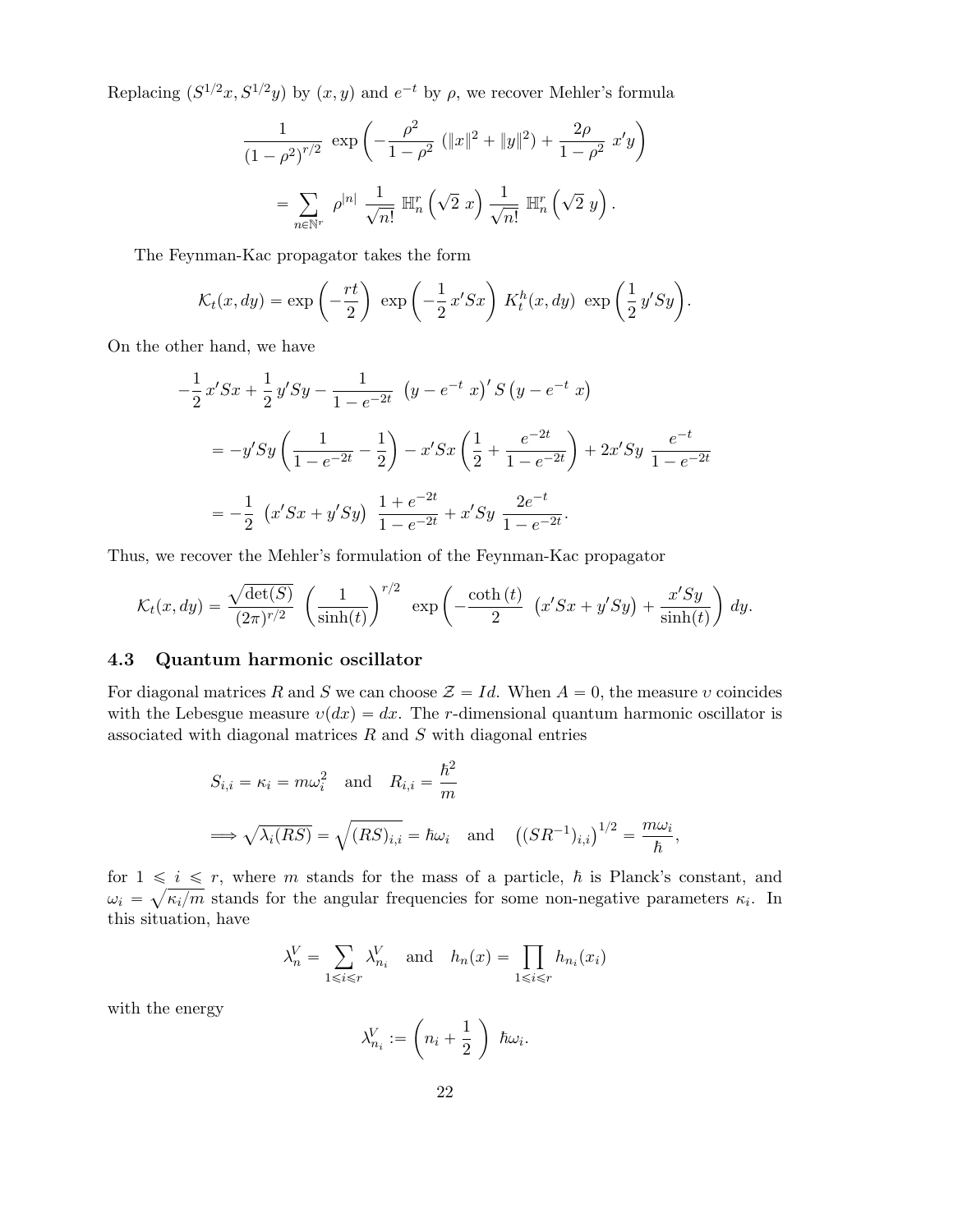Replacing $(S^{1/2}x, S^{1/2}y)$ by $(x, y)$ and $e^{-t}$ by $\rho$, we recover Mehler's formula

$$
\begin{aligned}
&\frac{1}{(1-\rho^2)^{r/2}} \ \exp\left(-\frac{\rho^2}{1-\rho^2}\ (\|x\|^2+\|y\|^2) + \frac{2\rho}{1-\rho^2}\ x'y\right) \\
&\quad = \sum_{n\in\mathbb{N}^r} \rho^{|n|}\ \frac{1}{\sqrt{n!}}\ \mathbb{H}_n^r\left(\sqrt{2}\ x\right) \frac{1}{\sqrt{n!}}\ \mathbb{H}_n^r\left(\sqrt{2}\ y\right).
\end{aligned}
$$

The Feynman-Kac propagator takes the form

$$
\mathcal{K}_t(x, dy) = \exp\left(-\frac{rt}{2}\right)\ \exp\left(-\frac{1}{2}\, x'Sx\right)\ K_t^h(x, dy)\ \exp\left(\frac{1}{2}\, y'Sy\right).
$$

On the other hand, we have

$$
\begin{aligned}
&-\frac{1}{2}\, x'Sx + \frac{1}{2}\, y'Sy - \frac{1}{1-e^{-2t}}\ \left(y - e^{-t}\ x\right)' S \left(y - e^{-t}\ x\right) \\
&= -y'Sy\left(\frac{1}{1-e^{-2t}} - \frac{1}{2}\right) - x'Sx\left(\frac{1}{2} + \frac{e^{-2t}}{1-e^{-2t}}\right) + 2x'Sy\ \frac{e^{-t}}{1-e^{-2t}} \\
&= -\frac{1}{2}\ \left(x'Sx + y'Sy\right)\ \frac{1+e^{-2t}}{1-e^{-2t}} + x'Sy\ \frac{2e^{-t}}{1-e^{-2t}}.
\end{aligned}
$$

Thus, we recover the Mehler's formulation of the Feynman-Kac propagator

$$
\mathcal{K}_t(x, dy) = \frac{\sqrt{\det(S)}}{(2\pi)^{r/2}}\ \left(\frac{1}{\sinh(t)}\right)^{r/2}\ \exp\left(-\frac{\coth(t)}{2}\ \left(x'Sx + y'Sy\right) + \frac{x'Sy}{\sinh(t)}\right)\ dy.
$$

### 4.3 Quantum harmonic oscillator

For diagonal matrices $R$ and $S$ we can choose $\mathcal{Z} = Id$. When $A = 0$, the measure $\upsilon$ coincides with the Lebesgue measure $\upsilon(dx) = dx$. The $r$-dimensional quantum harmonic oscillator is associated with diagonal matrices $R$ and $S$ with diagonal entries

$$
\begin{aligned}
&S_{i,i} = \kappa_i = m\omega_i^2 \quad \text{and} \quad R_{i,i} = \frac{\hbar^2}{m} \\
&\Longrightarrow \sqrt{\lambda_i(RS)} = \sqrt{(RS)_{i,i}} = \hbar\omega_i \quad \text{and} \quad \left((SR^{-1})_{i,i}\right)^{1/2} = \frac{m\omega_i}{\hbar},
\end{aligned}
$$

for $1 \leqslant i \leqslant r$, where $m$ stands for the mass of a particle, $\hbar$ is Planck's constant, and $\omega_i = \sqrt{\kappa_i/m}$ stands for the angular frequencies for some non-negative parameters $\kappa_i$. In this situation, have

$$
\lambda_n^V = \sum_{1\leqslant i\leqslant r} \lambda_{n_i}^V \quad \text{and} \quad h_n(x) = \prod_{1\leqslant i\leqslant r} h_{n_i}(x_i)
$$

with the energy

$$
\lambda_{n_i}^V := \left(n_i + \frac{1}{2}\ \right)\ \hbar\omega_i.
$$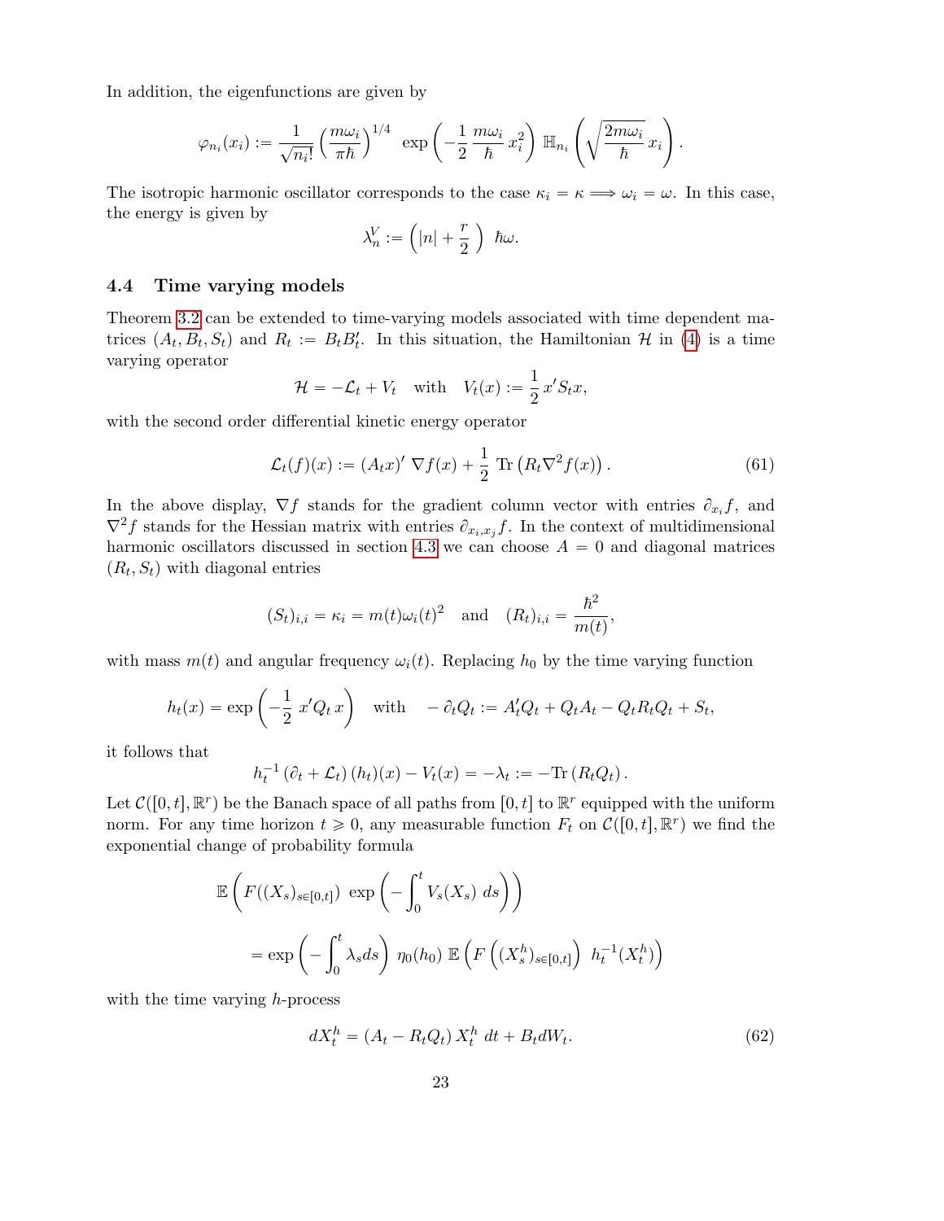In addition, the eigenfunctions are given by

$$\varphi_{n_i}(x_i) := \frac{1}{\sqrt{n_i!}} \left(\frac{m\omega_i}{\pi\hbar}\right)^{1/4} \exp\left(-\frac{1}{2}\frac{m\omega_i}{\hbar}x_i^2\right) \mathbb{H}_{n_i}\left(\sqrt{\frac{2m\omega_i}{\hbar}}\,x_i\right).$$

The isotropic harmonic oscillator corresponds to the case $\kappa_i = \kappa \Longrightarrow \omega_i = \omega$. In this case, the energy is given by

$$\lambda_n^V := \left(|n| + \frac{r}{2}\right) \hbar\omega.$$

### 4.4 Time varying models

Theorem 3.2 can be extended to time-varying models associated with time dependent matrices $(A_t, B_t, S_t)$ and $R_t := B_t B_t'$. In this situation, the Hamiltonian $\mathcal{H}$ in (4) is a time varying operator

$$\mathcal{H} = -\mathcal{L}_t + V_t \quad \text{with} \quad V_t(x) := \frac{1}{2}\,x' S_t x,$$

with the second order differential kinetic energy operator

$$\mathcal{L}_t(f)(x) := (A_t x)' \, \nabla f(x) + \frac{1}{2}\,\mathrm{Tr}\left(R_t \nabla^2 f(x)\right). \tag{61}$$

In the above display, $\nabla f$ stands for the gradient column vector with entries $\partial_{x_i} f$, and $\nabla^2 f$ stands for the Hessian matrix with entries $\partial_{x_i,x_j} f$. In the context of multidimensional harmonic oscillators discussed in section 4.3 we can choose $A = 0$ and diagonal matrices $(R_t, S_t)$ with diagonal entries

$$(S_t)_{i,i} = \kappa_i = m(t)\omega_i(t)^2 \quad \text{and} \quad (R_t)_{i,i} = \frac{\hbar^2}{m(t)},$$

with mass $m(t)$ and angular frequency $\omega_i(t)$. Replacing $h_0$ by the time varying function

$$h_t(x) = \exp\left(-\frac{1}{2}\,x' Q_t\,x\right) \quad \text{with} \quad -\partial_t Q_t := A_t' Q_t + Q_t A_t - Q_t R_t Q_t + S_t,$$

it follows that

$$h_t^{-1}\left(\partial_t + \mathcal{L}_t\right)(h_t)(x) - V_t(x) = -\lambda_t := -\mathrm{Tr}\left(R_t Q_t\right).$$

Let $\mathcal{C}([0,t], \mathbb{R}^r)$ be the Banach space of all paths from $[0,t]$ to $\mathbb{R}^r$ equipped with the uniform norm. For any time horizon $t \geqslant 0$, any measurable function $F_t$ on $\mathcal{C}([0,t], \mathbb{R}^r)$ we find the exponential change of probability formula

$$\begin{aligned}
&\mathbb{E}\left(F((X_s)_{s\in[0,t]}) \, \exp\left(-\int_0^t V_s(X_s)\, ds\right)\right) \\
&\qquad = \exp\left(-\int_0^t \lambda_s ds\right) \eta_0(h_0)\; \mathbb{E}\left(F\left((X_s^h)_{s\in[0,t]}\right)\; h_t^{-1}(X_t^h)\right)
\end{aligned}$$

with the time varying $h$-process

$$dX_t^h = \left(A_t - R_t Q_t\right) X_t^h \, dt + B_t dW_t. \tag{62}$$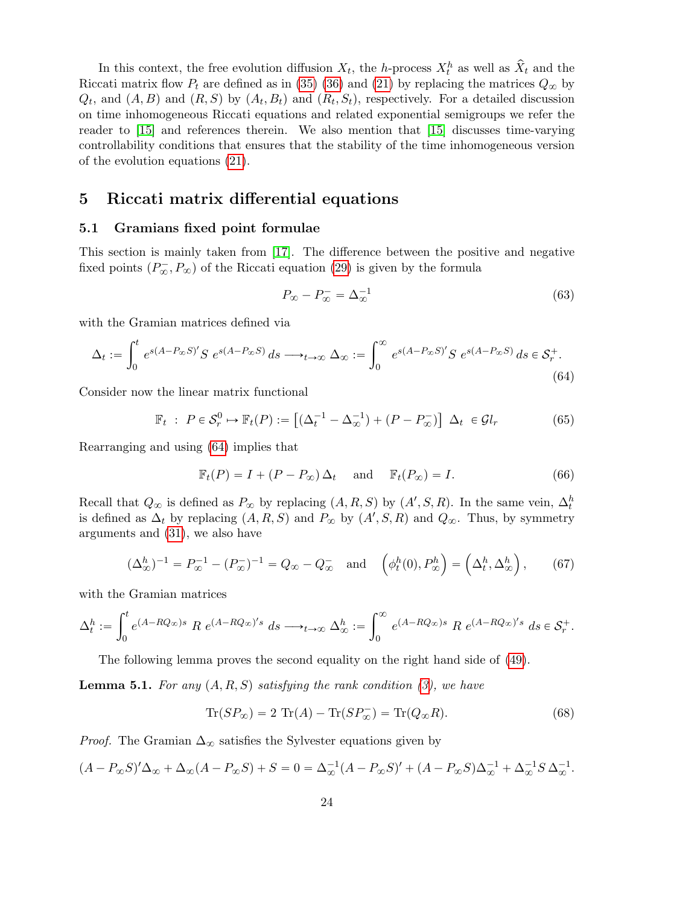In this context, the free evolution diffusion $X_t$, the $h$-process $X_t^h$ as well as $\widehat{X}_t$ and the Riccati matrix flow $P_t$ are defined as in (35) (36) and (21) by replacing the matrices $Q_\infty$ by $Q_t$, and $(A,B)$ and $(R,S)$ by $(A_t,B_t)$ and $(R_t,S_t)$, respectively. For a detailed discussion on time inhomogeneous Riccati equations and related exponential semigroups we refer the reader to [15] and references therein. We also mention that [15] discusses time-varying controllability conditions that ensures that the stability of the time inhomogeneous version of the evolution equations (21).

## 5 Riccati matrix differential equations

### 5.1 Gramians fixed point formulae

This section is mainly taken from [17]. The difference between the positive and negative fixed points $(P_\infty^-, P_\infty)$ of the Riccati equation (29) is given by the formula

$$P_\infty - P_\infty^- = \Delta_\infty^{-1} \tag{63}$$

with the Gramian matrices defined via

$$\Delta_t := \int_0^t e^{s(A-P_\infty S)'} S \; e^{s(A-P_\infty S)}\, ds \longrightarrow_{t\to\infty} \Delta_\infty := \int_0^\infty e^{s(A-P_\infty S)'} S \; e^{s(A-P_\infty S)}\, ds \in \mathcal{S}_r^+. \tag{64}$$

Consider now the linear matrix functional

$$\mathbb{F}_t \;:\; P\in\mathcal{S}_r^0 \mapsto \mathbb{F}_t(P) := \left[(\Delta_t^{-1}-\Delta_\infty^{-1}) + (P-P_\infty^-)\right]\; \Delta_t \;\in \mathcal{G}l_r \tag{65}$$

Rearranging and using (64) implies that

$$\mathbb{F}_t(P) = I + (P-P_\infty)\,\Delta_t \quad \text{ and } \quad \mathbb{F}_t(P_\infty) = I. \tag{66}$$

Recall that $Q_\infty$ is defined as $P_\infty$ by replacing $(A,R,S)$ by $(A',S,R)$. In the same vein, $\Delta_t^h$ is defined as $\Delta_t$ by replacing $(A,R,S)$ and $P_\infty$ by $(A',S,R)$ and $Q_\infty$. Thus, by symmetry arguments and (31), we also have

$$(\Delta_\infty^h)^{-1} = P_\infty^{-1} - (P_\infty^-)^{-1} = Q_\infty - Q_\infty^- \quad \text{and} \quad \left(\phi_t^h(0), P_\infty^h\right) = \left(\Delta_t^h, \Delta_\infty^h\right), \tag{67}$$

with the Gramian matrices

$$\Delta_t^h := \int_0^t e^{(A-RQ_\infty)s}\; R\; e^{(A-RQ_\infty)'s}\; ds \longrightarrow_{t\to\infty} \Delta_\infty^h := \int_0^\infty e^{(A-RQ_\infty)s}\; R\; e^{(A-RQ_\infty)'s}\; ds \in \mathcal{S}_r^+.$$

The following lemma proves the second equality on the right hand side of (49).

**Lemma 5.1.** *For any $(A,R,S)$ satisfying the rank condition (3), we have*

$$\mathrm{Tr}(SP_\infty) = 2\;\mathrm{Tr}(A) - \mathrm{Tr}(SP_\infty^-) = \mathrm{Tr}(Q_\infty R). \tag{68}$$

*Proof.* The Gramian $\Delta_\infty$ satisfies the Sylvester equations given by

$$(A-P_\infty S)'\Delta_\infty + \Delta_\infty(A-P_\infty S) + S = 0 = \Delta_\infty^{-1}(A-P_\infty S)' + (A-P_\infty S)\Delta_\infty^{-1} + \Delta_\infty^{-1} S\,\Delta_\infty^{-1}.$$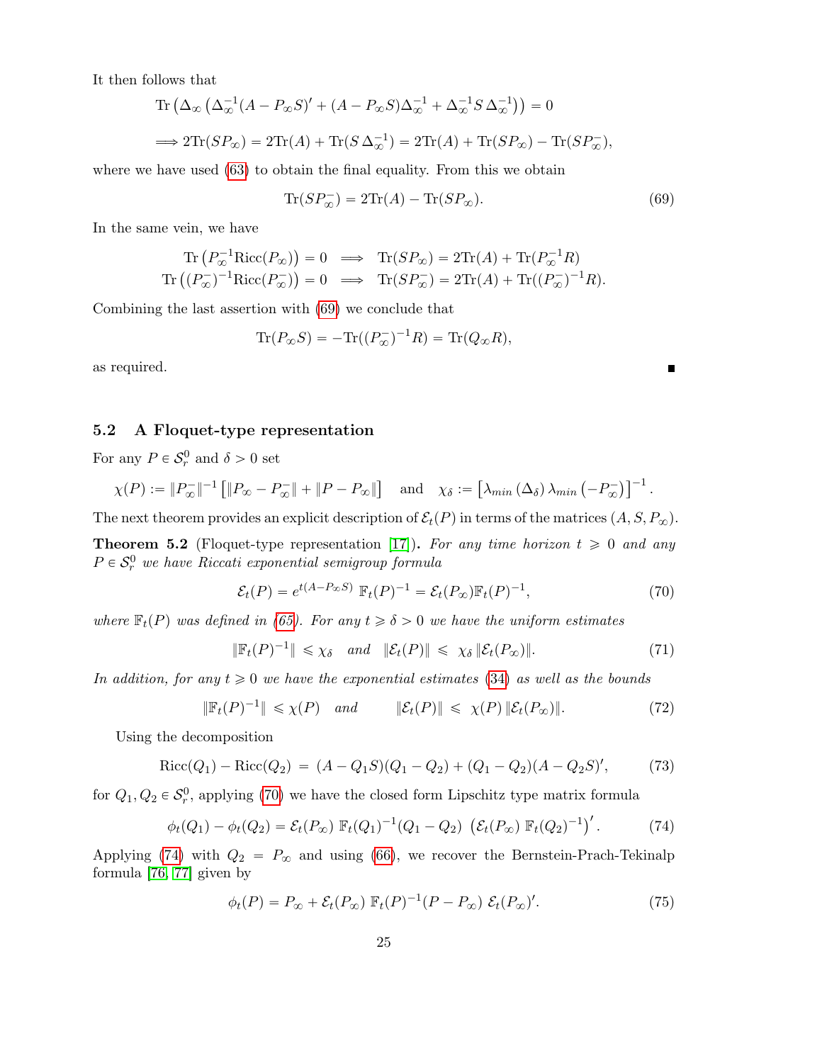It then follows that

$$\operatorname{Tr}\left(\Delta_\infty\left(\Delta_\infty^{-1}(A-P_\infty S)'+(A-P_\infty S)\Delta_\infty^{-1}+\Delta_\infty^{-1}S\,\Delta_\infty^{-1}\right)\right)=0$$

$$\Longrightarrow 2\operatorname{Tr}(SP_\infty)=2\operatorname{Tr}(A)+\operatorname{Tr}(S\,\Delta_\infty^{-1})=2\operatorname{Tr}(A)+\operatorname{Tr}(SP_\infty)-\operatorname{Tr}(SP_\infty^-),$$

where we have used (63) to obtain the final equality. From this we obtain

$$\operatorname{Tr}(SP_\infty^-)=2\operatorname{Tr}(A)-\operatorname{Tr}(SP_\infty). \tag{69}$$

In the same vein, we have

$$\begin{array}{rcl}\operatorname{Tr}\left(P_\infty^{-1}\operatorname{Ricc}(P_\infty)\right)=0 & \Longrightarrow & \operatorname{Tr}(SP_\infty)=2\operatorname{Tr}(A)+\operatorname{Tr}(P_\infty^{-1}R)\\ \operatorname{Tr}\left((P_\infty^-)^{-1}\operatorname{Ricc}(P_\infty^-)\right)=0 & \Longrightarrow & \operatorname{Tr}(SP_\infty^-)=2\operatorname{Tr}(A)+\operatorname{Tr}((P_\infty^-)^{-1}R).\end{array}$$

Combining the last assertion with (69) we conclude that

$$\operatorname{Tr}(P_\infty S)=-\operatorname{Tr}((P_\infty^-)^{-1}R)=\operatorname{Tr}(Q_\infty R),$$

as required. ∎

### 5.2 A Floquet-type representation

For any $P\in\mathcal{S}_r^0$ and $\delta>0$ set

$$\chi(P):=\|P_\infty^-\|^{-1}\left[\|P_\infty-P_\infty^-\|+\|P-P_\infty\|\right]\quad\text{and}\quad \chi_\delta:=\left[\lambda_{min}\left(\Delta_\delta\right)\lambda_{min}\left(-P_\infty^-\right)\right]^{-1}.$$

The next theorem provides an explicit description of $\mathcal{E}_t(P)$ in terms of the matrices $(A,S,P_\infty)$.

**Theorem 5.2** (Floquet-type representation [17]). *For any time horizon $t\geqslant 0$ and any $P\in\mathcal{S}_r^0$ we have Riccati exponential semigroup formula*

$$\mathcal{E}_t(P)=e^{t(A-P_\infty S)}\,\mathbb{F}_t(P)^{-1}=\mathcal{E}_t(P_\infty)\mathbb{F}_t(P)^{-1}, \tag{70}$$

*where $\mathbb{F}_t(P)$ was defined in (65). For any $t\geqslant\delta>0$ we have the uniform estimates*

$$\|\mathbb{F}_t(P)^{-1}\|\leqslant\chi_\delta\quad\text{and}\quad\|\mathcal{E}_t(P)\|\leqslant\ \chi_\delta\,\|\mathcal{E}_t(P_\infty)\|. \tag{71}$$

*In addition, for any $t\geqslant 0$ we have the exponential estimates (34) as well as the bounds*

$$\|\mathbb{F}_t(P)^{-1}\|\leqslant\chi(P)\quad\text{and}\qquad\|\mathcal{E}_t(P)\|\leqslant\ \chi(P)\,\|\mathcal{E}_t(P_\infty)\|. \tag{72}$$

Using the decomposition

$$\operatorname{Ricc}(Q_1)-\operatorname{Ricc}(Q_2)\ =\ (A-Q_1S)(Q_1-Q_2)+(Q_1-Q_2)(A-Q_2S)', \tag{73}$$

for $Q_1,Q_2\in\mathcal{S}_r^0$, applying (70) we have the closed form Lipschitz type matrix formula

$$\phi_t(Q_1)-\phi_t(Q_2)=\mathcal{E}_t(P_\infty)\,\mathbb{F}_t(Q_1)^{-1}(Q_1-Q_2)\,\left(\mathcal{E}_t(P_\infty)\,\mathbb{F}_t(Q_2)^{-1}\right)'. \tag{74}$$

Applying (74) with $Q_2=P_\infty$ and using (66), we recover the Bernstein-Prach-Tekinalp formula [76, 77] given by

$$\phi_t(P)=P_\infty+\mathcal{E}_t(P_\infty)\,\mathbb{F}_t(P)^{-1}(P-P_\infty)\,\mathcal{E}_t(P_\infty)'. \tag{75}$$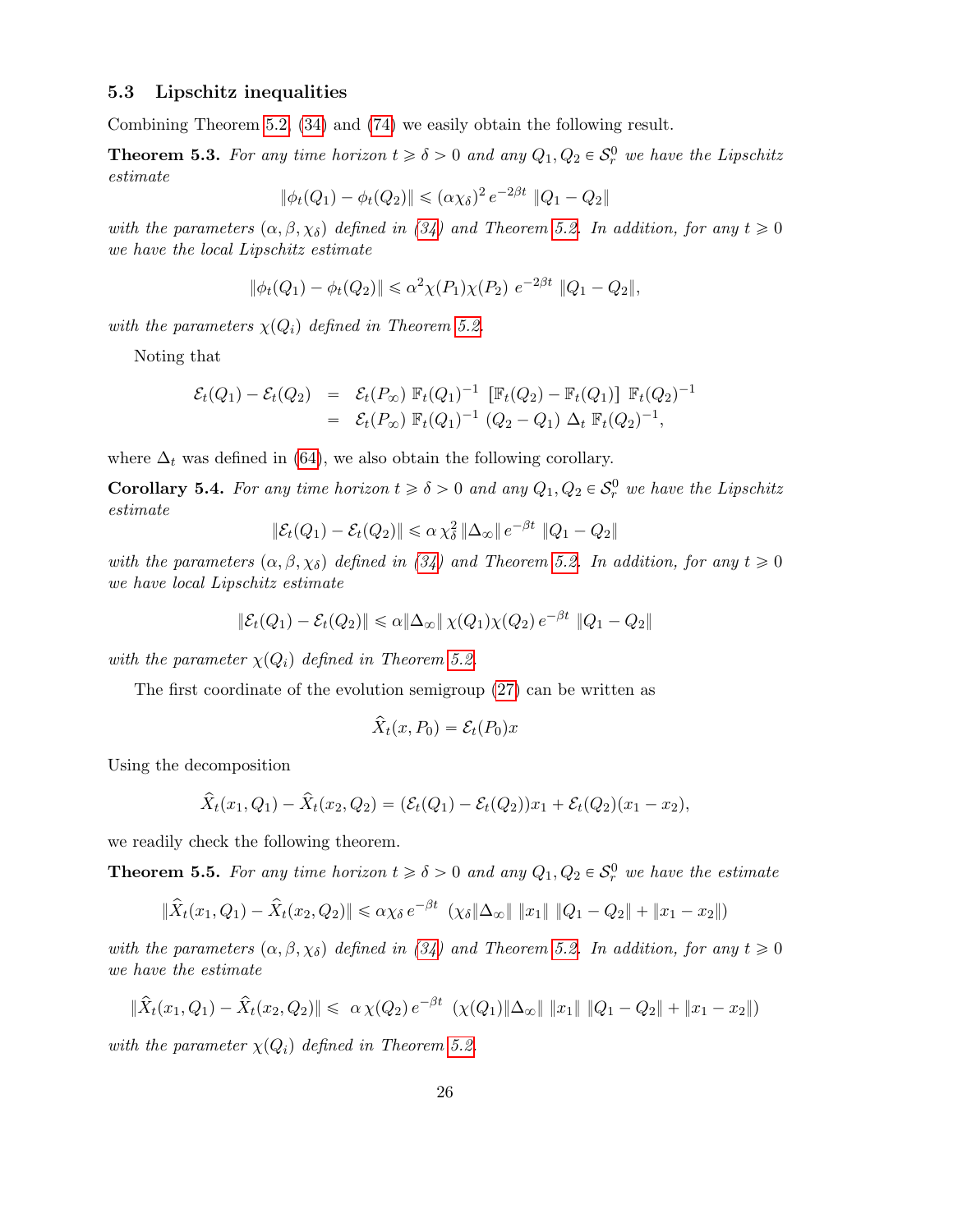### 5.3 Lipschitz inequalities

Combining Theorem 5.2, (34) and (74) we easily obtain the following result.

**Theorem 5.3.** *For any time horizon $t \geqslant \delta > 0$ and any $Q_1, Q_2 \in \mathcal{S}_r^0$ we have the Lipschitz estimate*

$$\|\phi_t(Q_1) - \phi_t(Q_2)\| \leqslant (\alpha\chi_\delta)^2 \, e^{-2\beta t} \, \|Q_1 - Q_2\|$$

*with the parameters $(\alpha, \beta, \chi_\delta)$ defined in (34) and Theorem 5.2. In addition, for any $t \geqslant 0$ we have the local Lipschitz estimate*

$$\|\phi_t(Q_1) - \phi_t(Q_2)\| \leqslant \alpha^2 \chi(P_1)\chi(P_2) \; e^{-2\beta t} \, \|Q_1 - Q_2\|,$$

*with the parameters $\chi(Q_i)$ defined in Theorem 5.2.*

Noting that

$$\begin{array}{rcl} \mathcal{E}_t(Q_1) - \mathcal{E}_t(Q_2) & = & \mathcal{E}_t(P_\infty) \; \mathbb{F}_t(Q_1)^{-1} \; [\mathbb{F}_t(Q_2) - \mathbb{F}_t(Q_1)] \; \mathbb{F}_t(Q_2)^{-1} \\ & = & \mathcal{E}_t(P_\infty) \; \mathbb{F}_t(Q_1)^{-1} \; (Q_2 - Q_1) \; \Delta_t \; \mathbb{F}_t(Q_2)^{-1}, \end{array}$$

where $\Delta_t$ was defined in (64), we also obtain the following corollary.

**Corollary 5.4.** *For any time horizon $t \geqslant \delta > 0$ and any $Q_1, Q_2 \in \mathcal{S}_r^0$ we have the Lipschitz estimate*

$$\|\mathcal{E}_t(Q_1) - \mathcal{E}_t(Q_2)\| \leqslant \alpha \, \chi_\delta^2 \, \|\Delta_\infty\| \, e^{-\beta t} \, \|Q_1 - Q_2\|$$

*with the parameters $(\alpha, \beta, \chi_\delta)$ defined in (34) and Theorem 5.2. In addition, for any $t \geqslant 0$ we have local Lipschitz estimate*

$$\|\mathcal{E}_t(Q_1) - \mathcal{E}_t(Q_2)\| \leqslant \alpha \|\Delta_\infty\| \, \chi(Q_1)\chi(Q_2) \, e^{-\beta t} \, \|Q_1 - Q_2\|$$

*with the parameter $\chi(Q_i)$ defined in Theorem 5.2.*

The first coordinate of the evolution semigroup (27) can be written as

$$\widehat{X}_t(x, P_0) = \mathcal{E}_t(P_0)x$$

Using the decomposition

$$\widehat{X}_t(x_1, Q_1) - \widehat{X}_t(x_2, Q_2) = (\mathcal{E}_t(Q_1) - \mathcal{E}_t(Q_2))x_1 + \mathcal{E}_t(Q_2)(x_1 - x_2),$$

we readily check the following theorem.

**Theorem 5.5.** *For any time horizon $t \geqslant \delta > 0$ and any $Q_1, Q_2 \in \mathcal{S}_r^0$ we have the estimate*

$$\|\widehat{X}_t(x_1, Q_1) - \widehat{X}_t(x_2, Q_2)\| \leqslant \alpha\chi_\delta \, e^{-\beta t} \; (\chi_\delta \|\Delta_\infty\| \; \|x_1\| \; \|Q_1 - Q_2\| + \|x_1 - x_2\|)$$

*with the parameters $(\alpha, \beta, \chi_\delta)$ defined in (34) and Theorem 5.2. In addition, for any $t \geqslant 0$ we have the estimate*

$$\|\widehat{X}_t(x_1, Q_1) - \widehat{X}_t(x_2, Q_2)\| \leqslant \; \alpha \, \chi(Q_2) \, e^{-\beta t} \; (\chi(Q_1)\|\Delta_\infty\| \; \|x_1\| \; \|Q_1 - Q_2\| + \|x_1 - x_2\|)$$

*with the parameter $\chi(Q_i)$ defined in Theorem 5.2.*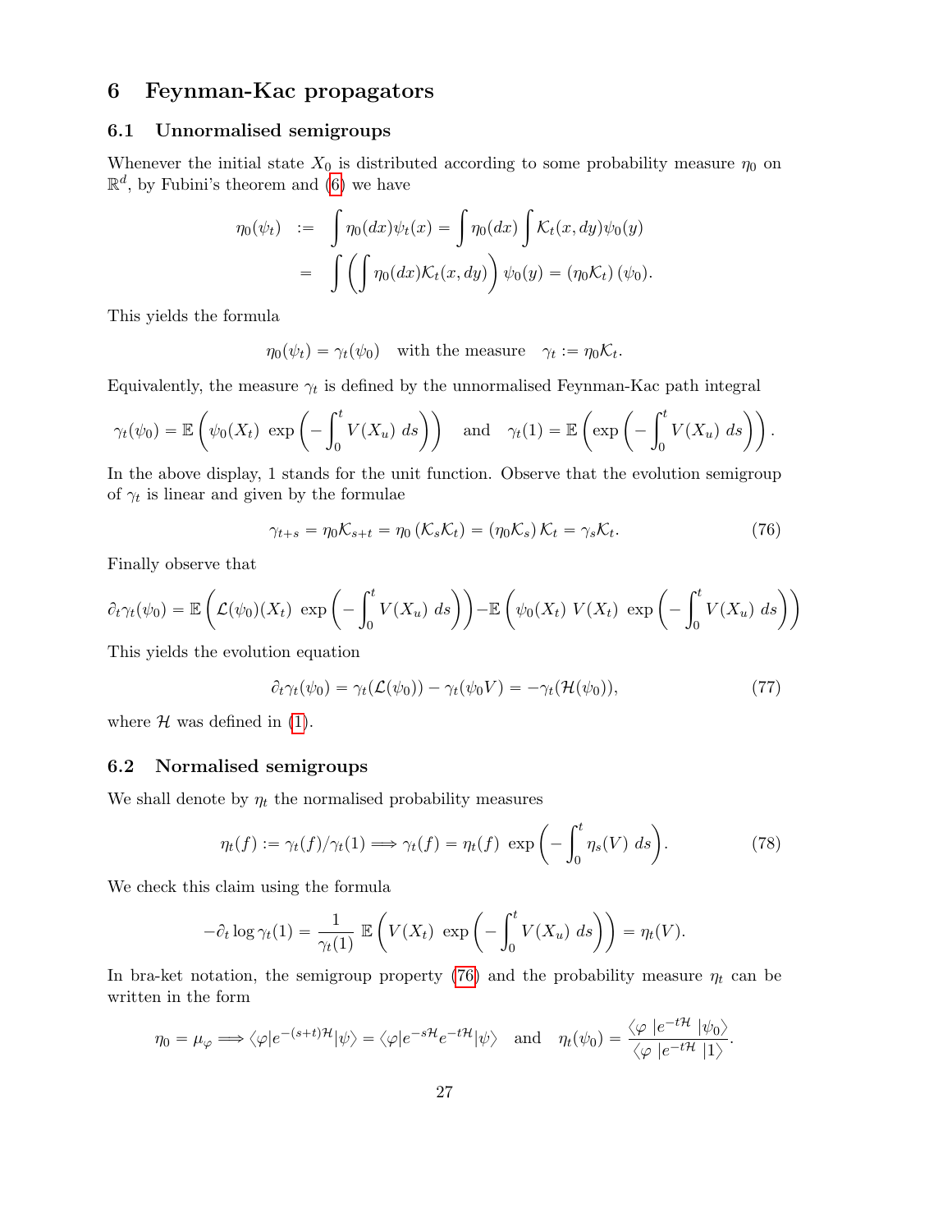# 6 Feynman-Kac propagators

## 6.1 Unnormalised semigroups

Whenever the initial state $X_0$ is distributed according to some probability measure $\eta_0$ on $\mathbb{R}^d$, by Fubini's theorem and (6) we have

$$
\begin{aligned}
\eta_0(\psi_t) &:= \int \eta_0(dx)\psi_t(x) = \int \eta_0(dx) \int \mathcal{K}_t(x,dy)\psi_0(y) \\
&= \int \left( \int \eta_0(dx)\mathcal{K}_t(x,dy) \right) \psi_0(y) = (\eta_0 \mathcal{K}_t)(\psi_0).
\end{aligned}
$$

This yields the formula

$$
\eta_0(\psi_t) = \gamma_t(\psi_0) \quad \text{with the measure} \quad \gamma_t := \eta_0 \mathcal{K}_t.
$$

Equivalently, the measure $\gamma_t$ is defined by the unnormalised Feynman-Kac path integral

$$
\gamma_t(\psi_0) = \mathbb{E}\left( \psi_0(X_t) \, \exp\left( -\int_0^t V(X_u) \, ds \right) \right) \quad \text{and} \quad \gamma_t(1) = \mathbb{E}\left( \exp\left( -\int_0^t V(X_u) \, ds \right) \right).
$$

In the above display, 1 stands for the unit function. Observe that the evolution semigroup of $\gamma_t$ is linear and given by the formulae

$$
\gamma_{t+s} = \eta_0 \mathcal{K}_{s+t} = \eta_0 \left( \mathcal{K}_s \mathcal{K}_t \right) = \left( \eta_0 \mathcal{K}_s \right) \mathcal{K}_t = \gamma_s \mathcal{K}_t. \tag{76}
$$

Finally observe that

$$
\partial_t \gamma_t(\psi_0) = \mathbb{E}\left( \mathcal{L}(\psi_0)(X_t) \, \exp\left( -\int_0^t V(X_u) \, ds \right) \right) - \mathbb{E}\left( \psi_0(X_t) \, V(X_t) \, \exp\left( -\int_0^t V(X_u) \, ds \right) \right)
$$

This yields the evolution equation

$$
\partial_t \gamma_t(\psi_0) = \gamma_t(\mathcal{L}(\psi_0)) - \gamma_t(\psi_0 V) = -\gamma_t(\mathcal{H}(\psi_0)), \tag{77}
$$

where $\mathcal{H}$ was defined in (1).

## 6.2 Normalised semigroups

We shall denote by $\eta_t$ the normalised probability measures

$$
\eta_t(f) := \gamma_t(f)/\gamma_t(1) \Longrightarrow \gamma_t(f) = \eta_t(f) \, \exp\left( -\int_0^t \eta_s(V) \, ds \right). \tag{78}
$$

We check this claim using the formula

$$
-\partial_t \log \gamma_t(1) = \frac{1}{\gamma_t(1)} \, \mathbb{E}\left( V(X_t) \, \exp\left( -\int_0^t V(X_u) \, ds \right) \right) = \eta_t(V).
$$

In bra-ket notation, the semigroup property (76) and the probability measure $\eta_t$ can be written in the form

$$
\eta_0 = \mu_\varphi \Longrightarrow \langle \varphi | e^{-(s+t)\mathcal{H}} | \psi \rangle = \langle \varphi | e^{-s\mathcal{H}} e^{-t\mathcal{H}} | \psi \rangle \quad \text{and} \quad \eta_t(\psi_0) = \frac{\langle \varphi \ | e^{-t\mathcal{H}} \ | \psi_0 \rangle}{\langle \varphi \ | e^{-t\mathcal{H}} \ | 1 \rangle}.
$$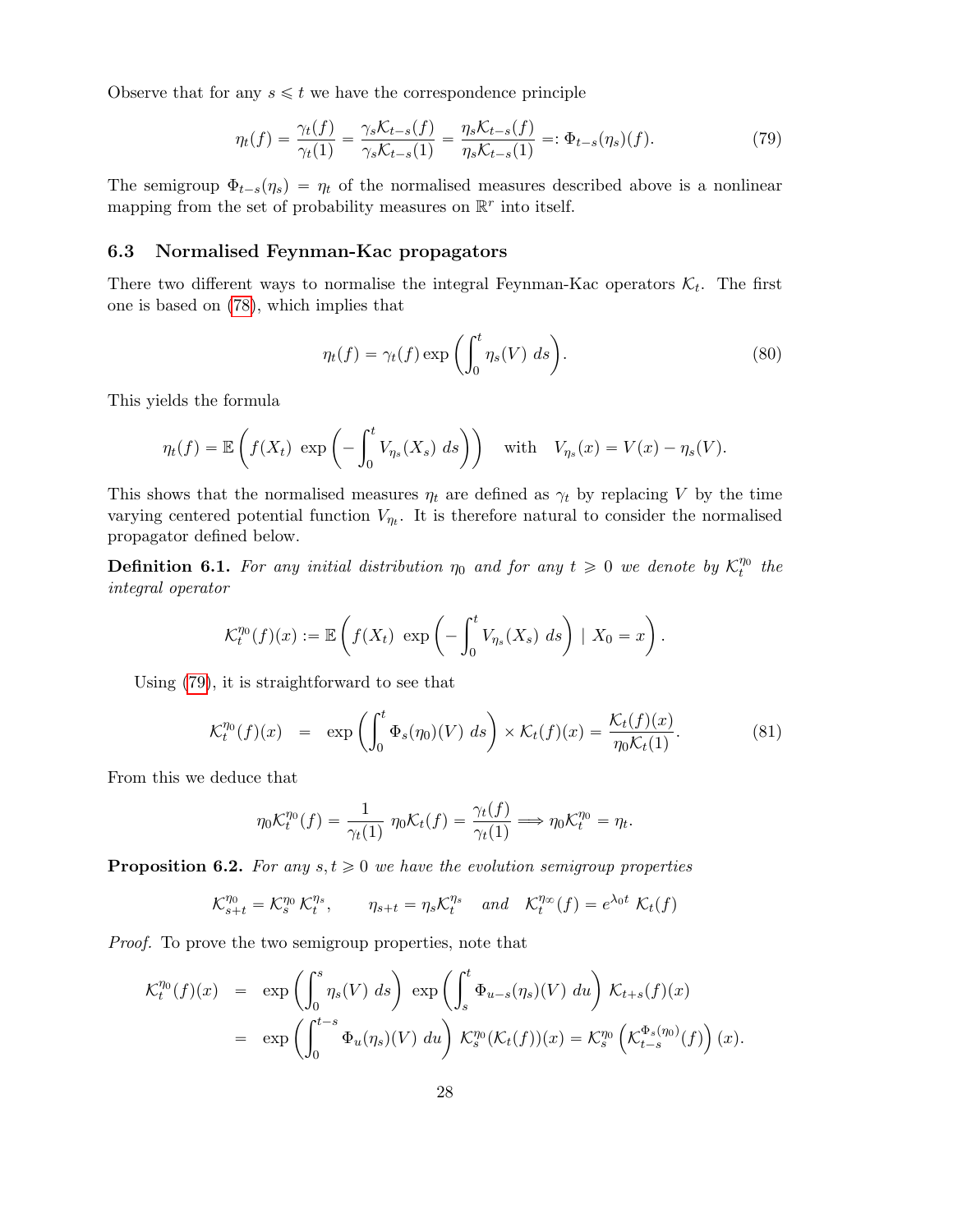Observe that for any $s \leqslant t$ we have the correspondence principle

$$\eta_t(f) = \frac{\gamma_t(f)}{\gamma_t(1)} = \frac{\gamma_s \mathcal{K}_{t-s}(f)}{\gamma_s \mathcal{K}_{t-s}(1)} = \frac{\eta_s \mathcal{K}_{t-s}(f)}{\eta_s \mathcal{K}_{t-s}(1)} =: \Phi_{t-s}(\eta_s)(f). \tag{79}$$

The semigroup $\Phi_{t-s}(\eta_s) = \eta_t$ of the normalised measures described above is a nonlinear mapping from the set of probability measures on $\mathbb{R}^r$ into itself.

### 6.3 Normalised Feynman-Kac propagators

There two different ways to normalise the integral Feynman-Kac operators $\mathcal{K}_t$. The first one is based on (78), which implies that

$$\eta_t(f) = \gamma_t(f) \exp\left(\int_0^t \eta_s(V)\ ds\right). \tag{80}$$

This yields the formula

$$\eta_t(f) = \mathbb{E}\left(f(X_t)\ \exp\left(-\int_0^t V_{\eta_s}(X_s)\ ds\right)\right) \quad \text{with} \quad V_{\eta_s}(x) = V(x) - \eta_s(V).$$

This shows that the normalised measures $\eta_t$ are defined as $\gamma_t$ by replacing $V$ by the time varying centered potential function $V_{\eta_t}$. It is therefore natural to consider the normalised propagator defined below.

**Definition 6.1.** *For any initial distribution $\eta_0$ and for any $t \geqslant 0$ we denote by $\mathcal{K}_t^{\eta_0}$ the integral operator*

$$\mathcal{K}_t^{\eta_0}(f)(x) := \mathbb{E}\left(f(X_t)\ \exp\left(-\int_0^t V_{\eta_s}(X_s)\ ds\right)\ \mid\ X_0 = x\right).$$

Using (79), it is straightforward to see that

$$\mathcal{K}_t^{\eta_0}(f)(x) \quad = \quad \exp\left(\int_0^t \Phi_s(\eta_0)(V)\ ds\right) \times \mathcal{K}_t(f)(x) = \frac{\mathcal{K}_t(f)(x)}{\eta_0 \mathcal{K}_t(1)}. \tag{81}$$

From this we deduce that

$$\eta_0 \mathcal{K}_t^{\eta_0}(f) = \frac{1}{\gamma_t(1)}\ \eta_0 \mathcal{K}_t(f) = \frac{\gamma_t(f)}{\gamma_t(1)} \Longrightarrow \eta_0 \mathcal{K}_t^{\eta_0} = \eta_t.$$

**Proposition 6.2.** *For any $s, t \geqslant 0$ we have the evolution semigroup properties*

$$\mathcal{K}_{s+t}^{\eta_0} = \mathcal{K}_s^{\eta_0}\ \mathcal{K}_t^{\eta_s}, \qquad \eta_{s+t} = \eta_s \mathcal{K}_t^{\eta_s} \quad \text{and} \quad \mathcal{K}_t^{\eta_\infty}(f) = e^{\lambda_0 t}\ \mathcal{K}_t(f)$$

*Proof.* To prove the two semigroup properties, note that

$$\begin{aligned}
\mathcal{K}_t^{\eta_0}(f)(x) \quad &= \quad \exp\left(\int_0^s \eta_s(V)\ ds\right)\ \exp\left(\int_s^t \Phi_{u-s}(\eta_s)(V)\ du\right)\ \mathcal{K}_{t+s}(f)(x) \\
&= \quad \exp\left(\int_0^{t-s} \Phi_u(\eta_s)(V)\ du\right)\ \mathcal{K}_s^{\eta_0}(\mathcal{K}_t(f))(x) = \mathcal{K}_s^{\eta_0}\left(\mathcal{K}_{t-s}^{\Phi_s(\eta_0)}(f)\right)(x).
\end{aligned}$$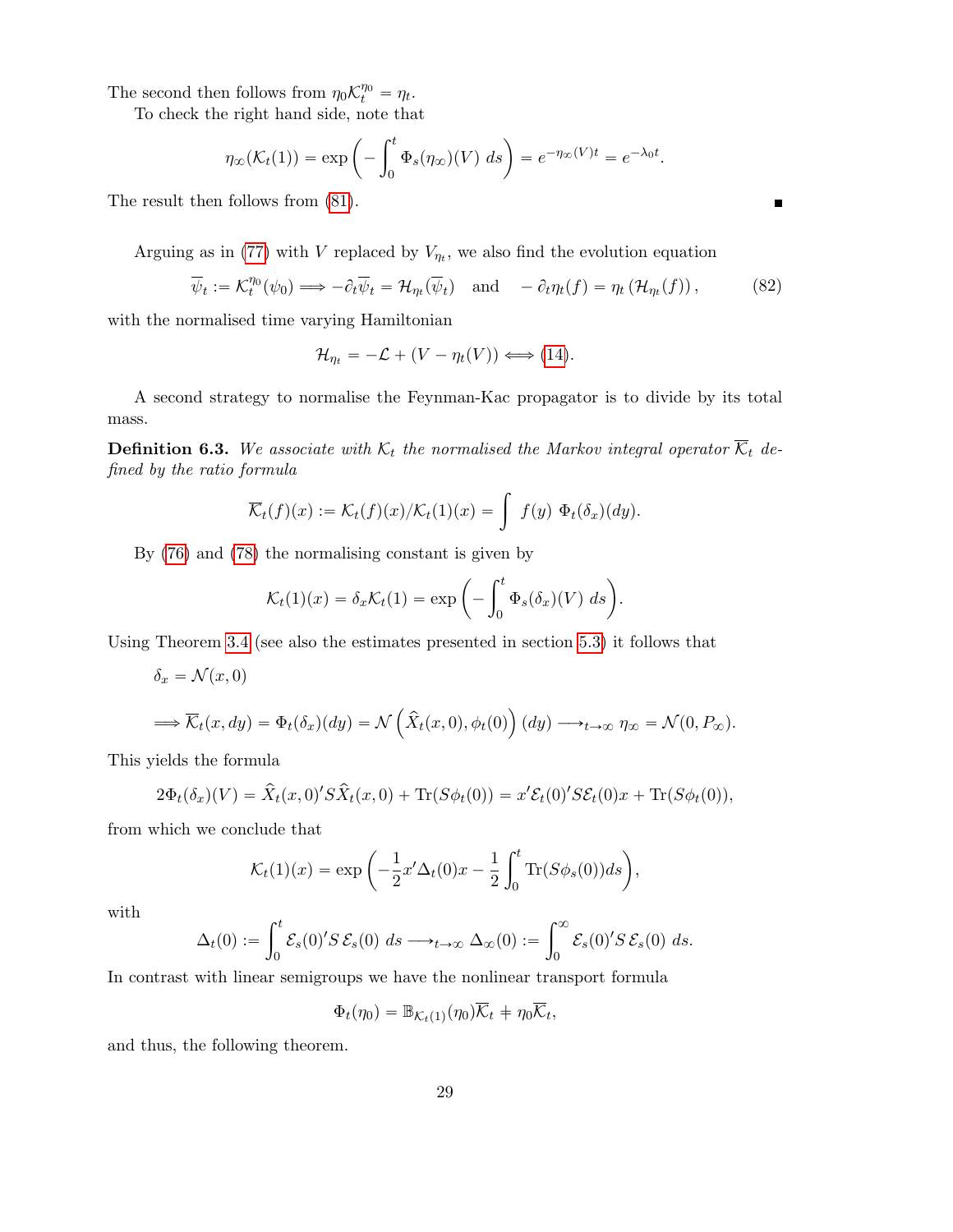The second then follows from $\eta_0 \mathcal{K}_t^{\eta_0} = \eta_t$.

To check the right hand side, note that

$$\eta_\infty(\mathcal{K}_t(1)) = \exp\left(-\int_0^t \Phi_s(\eta_\infty)(V)\ ds\right) = e^{-\eta_\infty(V)t} = e^{-\lambda_0 t}.$$

The result then follows from (81). ∎

Arguing as in (77) with $V$ replaced by $V_{\eta_t}$, we also find the evolution equation

$$\overline{\psi}_t := \mathcal{K}_t^{\eta_0}(\psi_0) \Longrightarrow -\partial_t \overline{\psi}_t = \mathcal{H}_{\eta_t}(\overline{\psi}_t) \quad \text{and} \quad -\partial_t \eta_t(f) = \eta_t\left(\mathcal{H}_{\eta_t}(f)\right), \tag{82}$$

with the normalised time varying Hamiltonian

$$\mathcal{H}_{\eta_t} = -\mathcal{L} + (V - \eta_t(V)) \Longleftrightarrow (14).$$

A second strategy to normalise the Feynman-Kac propagator is to divide by its total mass.

**Definition 6.3.** *We associate with $\mathcal{K}_t$ the normalised the Markov integral operator $\overline{\mathcal{K}}_t$ defined by the ratio formula*

$$\overline{\mathcal{K}}_t(f)(x) := \mathcal{K}_t(f)(x)/\mathcal{K}_t(1)(x) = \int f(y)\ \Phi_t(\delta_x)(dy).$$

By (76) and (78) the normalising constant is given by

$$\mathcal{K}_t(1)(x) = \delta_x \mathcal{K}_t(1) = \exp\left(-\int_0^t \Phi_s(\delta_x)(V)\ ds\right).$$

Using Theorem 3.4 (see also the estimates presented in section 5.3) it follows that

$$\delta_x = \mathcal{N}(x, 0)$$

$$\Longrightarrow \overline{\mathcal{K}}_t(x, dy) = \Phi_t(\delta_x)(dy) = \mathcal{N}\left(\widehat{X}_t(x, 0), \phi_t(0)\right)(dy) \longrightarrow_{t\to\infty} \eta_\infty = \mathcal{N}(0, P_\infty).$$

This yields the formula

$$2\Phi_t(\delta_x)(V) = \widehat{X}_t(x, 0)' S \widehat{X}_t(x, 0) + \mathrm{Tr}(S\phi_t(0)) = x' \mathcal{E}_t(0)' S \mathcal{E}_t(0) x + \mathrm{Tr}(S\phi_t(0)),$$

from which we conclude that

$$\mathcal{K}_t(1)(x) = \exp\left(-\frac{1}{2} x' \Delta_t(0) x - \frac{1}{2}\int_0^t \mathrm{Tr}(S\phi_s(0)) ds\right),$$

with

$$\Delta_t(0) := \int_0^t \mathcal{E}_s(0)' S\, \mathcal{E}_s(0)\ ds \longrightarrow_{t\to\infty} \Delta_\infty(0) := \int_0^\infty \mathcal{E}_s(0)' S\, \mathcal{E}_s(0)\ ds.$$

In contrast with linear semigroups we have the nonlinear transport formula

$$\Phi_t(\eta_0) = \mathbb{B}_{\mathcal{K}_t(1)}(\eta_0)\overline{\mathcal{K}}_t \neq \eta_0 \overline{\mathcal{K}}_t,$$

and thus, the following theorem.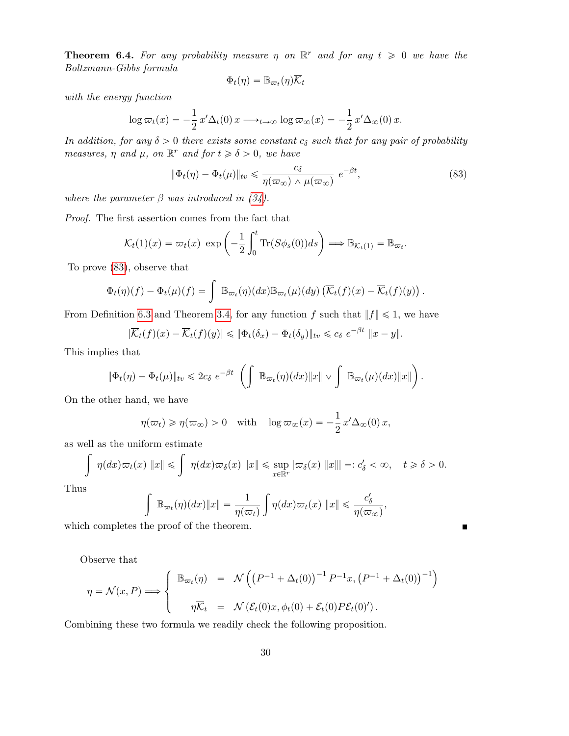**Theorem 6.4.** *For any probability measure $\eta$ on $\mathbb{R}^r$ and for any $t \geqslant 0$ we have the Boltzmann-Gibbs formula*

$$\Phi_t(\eta) = \mathbb{B}_{\varpi_t}(\eta)\overline{\mathcal{K}}_t$$

*with the energy function*

$$\log \varpi_t(x) = -\frac{1}{2}\, x'\Delta_t(0)\, x \longrightarrow_{t\to\infty} \log \varpi_\infty(x) = -\frac{1}{2}\, x'\Delta_\infty(0)\, x.$$

*In addition, for any $\delta > 0$ there exists some constant $c_\delta$ such that for any pair of probability measures, $\eta$ and $\mu$, on $\mathbb{R}^r$ and for $t \geqslant \delta > 0$, we have*

$$\|\Phi_t(\eta) - \Phi_t(\mu)\|_{tv} \leqslant \frac{c_\delta}{\eta(\varpi_\infty) \wedge \mu(\varpi_\infty)}\; e^{-\beta t}, \tag{83}$$

*where the parameter $\beta$ was introduced in (34).*

*Proof.* The first assertion comes from the fact that

$$\mathcal{K}_t(1)(x) = \varpi_t(x)\;\exp\left(-\frac{1}{2}\int_0^t \mathrm{Tr}(S\phi_s(0))ds\right) \Longrightarrow \mathbb{B}_{\mathcal{K}_t(1)} = \mathbb{B}_{\varpi_t}.$$

To prove (83), observe that

$$\Phi_t(\eta)(f) - \Phi_t(\mu)(f) = \int\; \mathbb{B}_{\varpi_t}(\eta)(dx)\mathbb{B}_{\varpi_t}(\mu)(dy)\left(\overline{\mathcal{K}}_t(f)(x) - \overline{\mathcal{K}}_t(f)(y)\right).$$

From Definition 6.3 and Theorem 3.4, for any function $f$ such that $\|f\| \leqslant 1$, we have

$$|\overline{\mathcal{K}}_t(f)(x) - \overline{\mathcal{K}}_t(f)(y)| \leqslant \|\Phi_t(\delta_x) - \Phi_t(\delta_y)\|_{tv} \leqslant c_\delta\; e^{-\beta t}\; \|x - y\|.$$

This implies that

$$\|\Phi_t(\eta) - \Phi_t(\mu)\|_{tv} \leqslant 2c_\delta\; e^{-\beta t}\; \left(\int\; \mathbb{B}_{\varpi_t}(\eta)(dx)\|x\| \vee \int\; \mathbb{B}_{\varpi_t}(\mu)(dx)\|x\|\right).$$

On the other hand, we have

$$\eta(\varpi_t) \geqslant \eta(\varpi_\infty) > 0 \quad \text{with} \quad \log \varpi_\infty(x) = -\frac{1}{2}\, x'\Delta_\infty(0)\, x,$$

as well as the uniform estimate

$$\int\; \eta(dx)\varpi_t(x)\; \|x\| \leqslant \int\; \eta(dx)\varpi_\delta(x)\; \|x\| \leqslant \sup_{x\in\mathbb{R}^r} |\varpi_\delta(x)\; \|x\|| =: c'_\delta < \infty, \quad t \geqslant \delta > 0.$$

Thus

$$\int\; \mathbb{B}_{\varpi_t}(\eta)(dx)\|x\| = \frac{1}{\eta(\varpi_t)}\int \eta(dx)\varpi_t(x)\; \|x\| \leqslant \frac{c'_\delta}{\eta(\varpi_\infty)},$$

which completes the proof of the theorem. ∎

Observe that

$$\eta = \mathcal{N}(x, P) \Longrightarrow \left\{\begin{array}{rcl} \mathbb{B}_{\varpi_t}(\eta) & = & \mathcal{N}\left(\left(P^{-1} + \Delta_t(0)\right)^{-1} P^{-1}x, \left(P^{-1} + \Delta_t(0)\right)^{-1}\right) \\ \\ \eta\overline{\mathcal{K}}_t & = & \mathcal{N}\left(\mathcal{E}_t(0)x, \phi_t(0) + \mathcal{E}_t(0)P\mathcal{E}_t(0)'\right). \end{array}\right.$$

Combining these two formula we readily check the following proposition.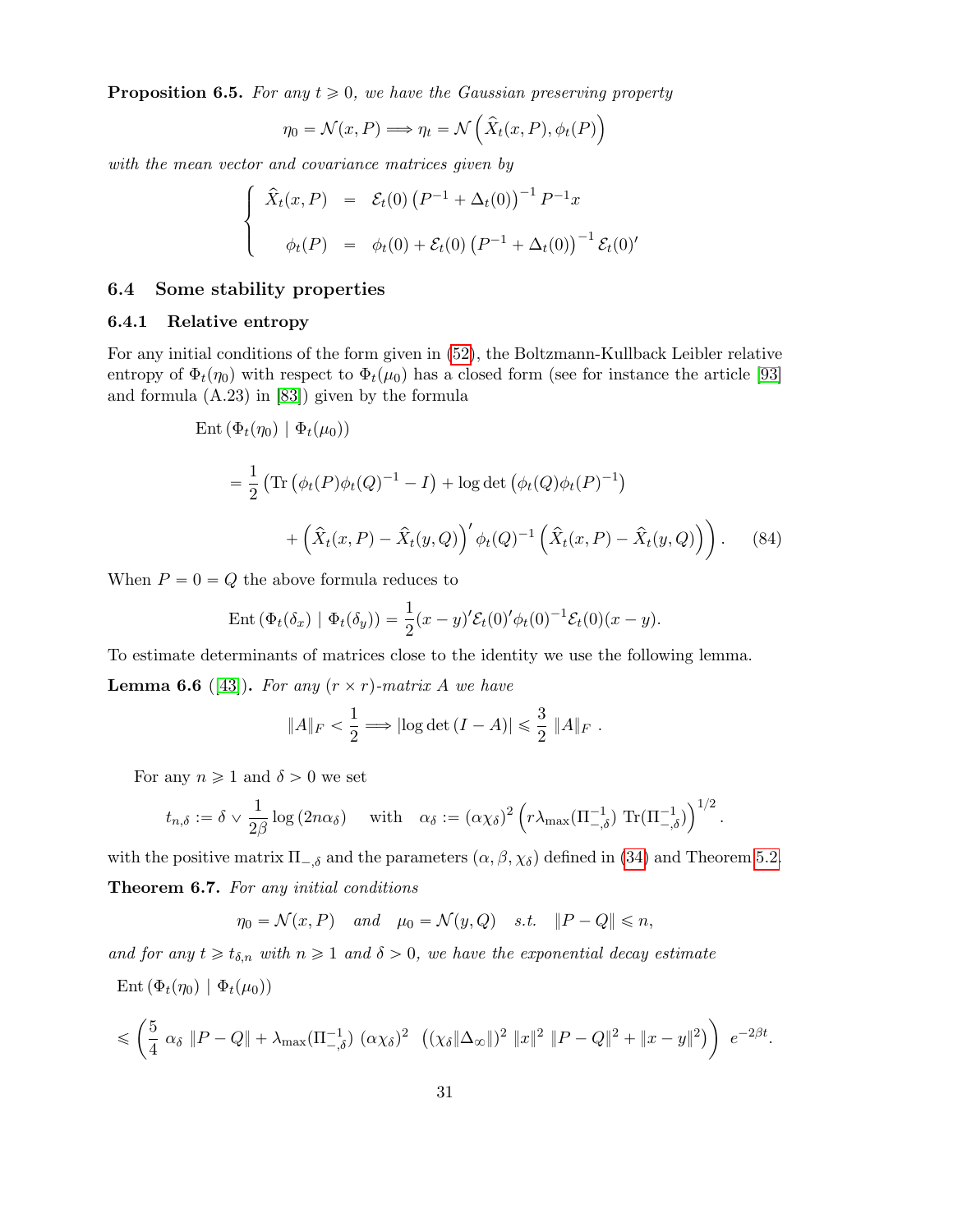**Proposition 6.5.** *For any $t \geqslant 0$, we have the Gaussian preserving property*

$$\eta_0 = \mathcal{N}(x,P) \Longrightarrow \eta_t = \mathcal{N}\left(\widehat{X}_t(x,P), \phi_t(P)\right)$$

*with the mean vector and covariance matrices given by*

$$\left\{\begin{array}{rcl} \widehat{X}_t(x,P) & = & \mathcal{E}_t(0)\left(P^{-1}+\Delta_t(0)\right)^{-1}P^{-1}x \\ \\ \phi_t(P) & = & \phi_t(0)+\mathcal{E}_t(0)\left(P^{-1}+\Delta_t(0)\right)^{-1}\mathcal{E}_t(0)' \end{array}\right.$$

## 6.4 Some stability properties

### 6.4.1 Relative entropy

For any initial conditions of the form given in (52), the Boltzmann-Kullback Leibler relative entropy of $\Phi_t(\eta_0)$ with respect to $\Phi_t(\mu_0)$ has a closed form (see for instance the article [93] and formula (A.23) in [83]) given by the formula

$$\begin{aligned}
&\mathrm{Ent}\left(\Phi_t(\eta_0)\mid\Phi_t(\mu_0)\right) \\
&= \frac{1}{2}\left(\mathrm{Tr}\left(\phi_t(P)\phi_t(Q)^{-1}-I\right)+\log\det\left(\phi_t(Q)\phi_t(P)^{-1}\right)\right. \\
&\qquad \left.+\left(\widehat{X}_t(x,P)-\widehat{X}_t(y,Q)\right)'\phi_t(Q)^{-1}\left(\widehat{X}_t(x,P)-\widehat{X}_t(y,Q)\right)\right). \qquad (84)
\end{aligned}$$

When $P=0=Q$ the above formula reduces to

$$\mathrm{Ent}\left(\Phi_t(\delta_x)\mid\Phi_t(\delta_y)\right)=\frac{1}{2}(x-y)'\mathcal{E}_t(0)'\phi_t(0)^{-1}\mathcal{E}_t(0)(x-y).$$

To estimate determinants of matrices close to the identity we use the following lemma.

**Lemma 6.6** ([43]). *For any $(r\times r)$-matrix $A$ we have*

$$\|A\|_F<\frac{1}{2}\Longrightarrow|\log\det(I-A)|\leqslant\frac{3}{2}\,\|A\|_F\ .$$

For any $n\geqslant 1$ and $\delta>0$ we set

$$t_{n,\delta}:=\delta\vee\frac{1}{2\beta}\log\left(2n\alpha_\delta\right)\quad\text{ with }\quad\alpha_\delta:=(\alpha\chi_\delta)^2\left(r\lambda_{\max}(\Pi_{-,\delta}^{-1})\ \mathrm{Tr}(\Pi_{-,\delta}^{-1})\right)^{1/2}.$$

with the positive matrix $\Pi_{-,\delta}$ and the parameters $(\alpha,\beta,\chi_\delta)$ defined in (34) and Theorem 5.2.

**Theorem 6.7.** *For any initial conditions*

$$\eta_0=\mathcal{N}(x,P)\quad\text{and}\quad\mu_0=\mathcal{N}(y,Q)\quad\text{s.t.}\quad\|P-Q\|\leqslant n,$$

*and for any $t\geqslant t_{\delta,n}$ with $n\geqslant 1$ and $\delta>0$, we have the exponential decay estimate*

$$\begin{aligned}
&\mathrm{Ent}\left(\Phi_t(\eta_0)\mid\Phi_t(\mu_0)\right) \\
&\leqslant\left(\frac{5}{4}\ \alpha_\delta\ \|P-Q\|+\lambda_{\max}(\Pi_{-,\delta}^{-1})\ (\alpha\chi_\delta)^2\ \left((\chi_\delta\|\Delta_\infty\|)^2\ \|x\|^2\ \|P-Q\|^2+\|x-y\|^2\right)\right)\ e^{-2\beta t}.
\end{aligned}$$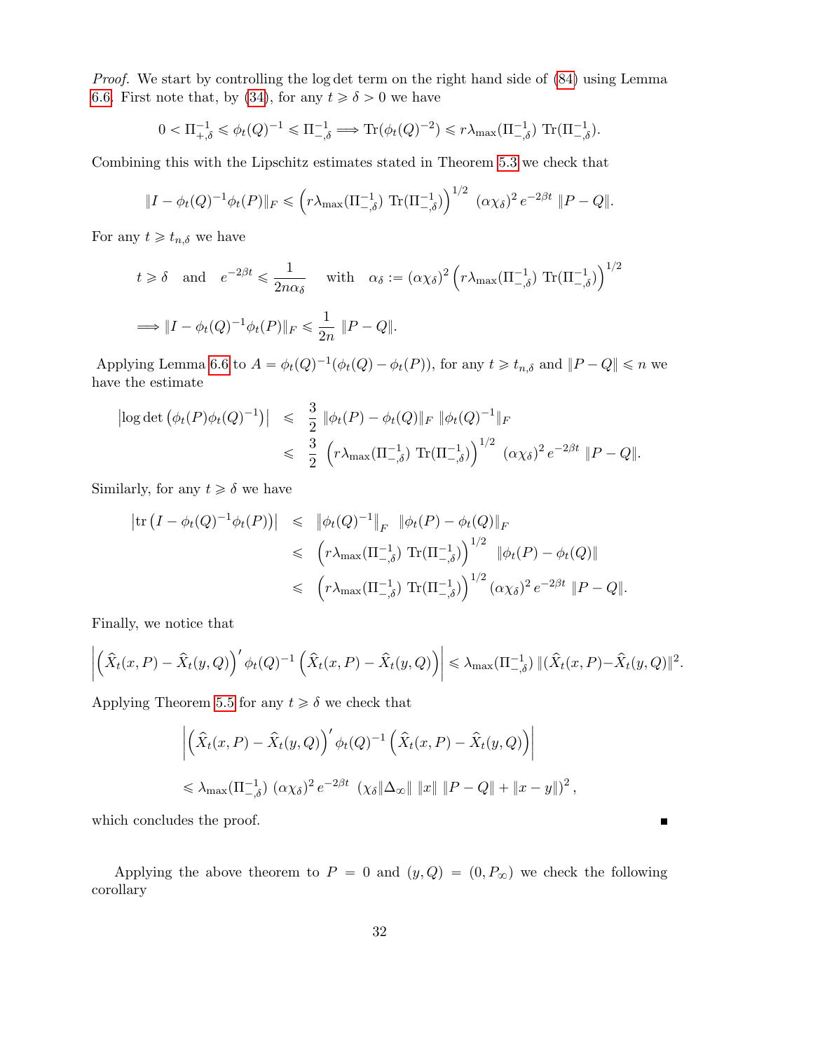*Proof.* We start by controlling the log det term on the right hand side of (84) using Lemma 6.6. First note that, by (34), for any $t \geqslant \delta > 0$ we have

$$0 < \Pi_{+,\delta}^{-1} \leqslant \phi_t(Q)^{-1} \leqslant \Pi_{-,\delta}^{-1} \Longrightarrow \mathrm{Tr}(\phi_t(Q)^{-2}) \leqslant r\lambda_{\max}(\Pi_{-,\delta}^{-1})\ \mathrm{Tr}(\Pi_{-,\delta}^{-1}).$$

Combining this with the Lipschitz estimates stated in Theorem 5.3 we check that

$$\|I - \phi_t(Q)^{-1}\phi_t(P)\|_F \leqslant \left(r\lambda_{\max}(\Pi_{-,\delta}^{-1})\ \mathrm{Tr}(\Pi_{-,\delta}^{-1})\right)^{1/2}\ (\alpha\chi_\delta)^2\, e^{-2\beta t}\ \|P-Q\|.$$

For any $t \geqslant t_{n,\delta}$ we have

$$t \geqslant \delta \quad \text{and} \quad e^{-2\beta t} \leqslant \frac{1}{2n\alpha_\delta} \quad \text{with} \quad \alpha_\delta := (\alpha\chi_\delta)^2 \left(r\lambda_{\max}(\Pi_{-,\delta}^{-1})\ \mathrm{Tr}(\Pi_{-,\delta}^{-1})\right)^{1/2}$$

$$\Longrightarrow \|I - \phi_t(Q)^{-1}\phi_t(P)\|_F \leqslant \frac{1}{2n}\ \|P-Q\|.$$

Applying Lemma 6.6 to $A = \phi_t(Q)^{-1}(\phi_t(Q) - \phi_t(P))$, for any $t \geqslant t_{n,\delta}$ and $\|P-Q\| \leqslant n$ we have the estimate

$$\begin{aligned}
\left|\log\det\left(\phi_t(P)\phi_t(Q)^{-1}\right)\right| &\leqslant \frac{3}{2}\ \|\phi_t(P) - \phi_t(Q)\|_F\ \|\phi_t(Q)^{-1}\|_F \\
&\leqslant \frac{3}{2}\ \left(r\lambda_{\max}(\Pi_{-,\delta}^{-1})\ \mathrm{Tr}(\Pi_{-,\delta}^{-1})\right)^{1/2}\ (\alpha\chi_\delta)^2\, e^{-2\beta t}\ \|P-Q\|.
\end{aligned}$$

Similarly, for any $t \geqslant \delta$ we have

$$\begin{aligned}
\left|\mathrm{tr}\left(I - \phi_t(Q)^{-1}\phi_t(P)\right)\right| &\leqslant \left\|\phi_t(Q)^{-1}\right\|_F\ \left\|\phi_t(P) - \phi_t(Q)\right\|_F \\
&\leqslant \left(r\lambda_{\max}(\Pi_{-,\delta}^{-1})\ \mathrm{Tr}(\Pi_{-,\delta}^{-1})\right)^{1/2}\ \|\phi_t(P) - \phi_t(Q)\| \\
&\leqslant \left(r\lambda_{\max}(\Pi_{-,\delta}^{-1})\ \mathrm{Tr}(\Pi_{-,\delta}^{-1})\right)^{1/2} (\alpha\chi_\delta)^2\, e^{-2\beta t}\ \|P-Q\|.
\end{aligned}$$

Finally, we notice that

$$\left|\left(\widehat{X}_t(x,P) - \widehat{X}_t(y,Q)\right)'\phi_t(Q)^{-1}\left(\widehat{X}_t(x,P) - \widehat{X}_t(y,Q)\right)\right| \leqslant \lambda_{\max}(\Pi_{-,\delta}^{-1})\ \|(\widehat{X}_t(x,P) - \widehat{X}_t(y,Q)\|^2.$$

Applying Theorem 5.5 for any $t \geqslant \delta$ we check that

$$\left|\left(\widehat{X}_t(x,P) - \widehat{X}_t(y,Q)\right)'\phi_t(Q)^{-1}\left(\widehat{X}_t(x,P) - \widehat{X}_t(y,Q)\right)\right|$$

$$\leqslant \lambda_{\max}(\Pi_{-,\delta}^{-1})\ (\alpha\chi_\delta)^2\, e^{-2\beta t}\ \left(\chi_\delta\|\Delta_\infty\|\ \|x\|\ \|P-Q\| + \|x-y\|\right)^2,$$

which concludes the proof. ■

Applying the above theorem to $P = 0$ and $(y,Q) = (0, P_\infty)$ we check the following corollary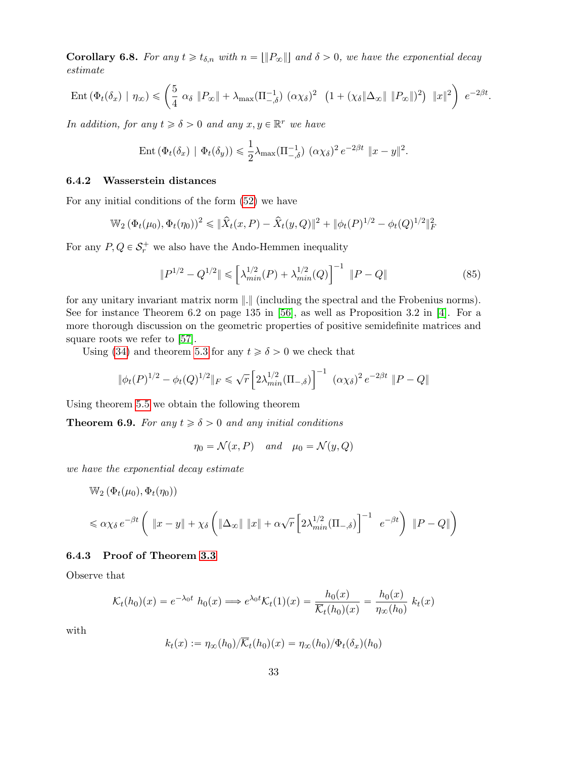**Corollary 6.8.** *For any $t \geqslant t_{\delta,n}$ with $n = \lfloor \|P_\infty\| \rfloor$ and $\delta > 0$, we have the exponential decay estimate*

$$\text{Ent}\left(\Phi_t(\delta_x) \mid \eta_\infty\right) \leqslant \left(\frac{5}{4}\ \alpha_\delta\ \|P_\infty\| + \lambda_{\max}(\Pi_{-,\delta}^{-1})\ (\alpha\chi_\delta)^2\ \left(1 + (\chi_\delta \|\Delta_\infty\|\ \|P_\infty\|)^2\right)\ \|x\|^2\right)\ e^{-2\beta t}.$$

*In addition, for any $t \geqslant \delta > 0$ and any $x, y \in \mathbb{R}^r$ we have*

$$\text{Ent}\left(\Phi_t(\delta_x) \mid \Phi_t(\delta_y)\right) \leqslant \frac{1}{2}\lambda_{\max}(\Pi_{-,\delta}^{-1})\ (\alpha\chi_\delta)^2\, e^{-2\beta t}\ \|x - y\|^2.$$

### 6.4.2 Wasserstein distances

For any initial conditions of the form (52) we have

$$\mathbb{W}_2\left(\Phi_t(\mu_0), \Phi_t(\eta_0)\right)^2 \leqslant \|\widehat{X}_t(x,P) - \widehat{X}_t(y,Q)\|^2 + \|\phi_t(P)^{1/2} - \phi_t(Q)^{1/2}\|_F^2$$

For any $P, Q \in \mathcal{S}_r^+$ we also have the Ando-Hemmen inequality

$$\|P^{1/2} - Q^{1/2}\| \leqslant \left[\lambda_{min}^{1/2}(P) + \lambda_{min}^{1/2}(Q)\right]^{-1}\ \|P - Q\| \tag{85}$$

for any unitary invariant matrix norm $\|.\|$ (including the spectral and the Frobenius norms). See for instance Theorem 6.2 on page 135 in [56], as well as Proposition 3.2 in [4]. For a more thorough discussion on the geometric properties of positive semidefinite matrices and square roots we refer to [57].

Using (34) and theorem 5.3 for any $t \geqslant \delta > 0$ we check that

$$\|\phi_t(P)^{1/2} - \phi_t(Q)^{1/2}\|_F \leqslant \sqrt{r}\left[2\lambda_{min}^{1/2}(\Pi_{-,\delta})\right]^{-1}\ (\alpha\chi_\delta)^2\, e^{-2\beta t}\ \|P - Q\|$$

Using theorem 5.5 we obtain the following theorem

**Theorem 6.9.** *For any $t \geqslant \delta > 0$ and any initial conditions*

$$\eta_0 = \mathcal{N}(x, P) \quad \text{and} \quad \mu_0 = \mathcal{N}(y, Q)$$

*we have the exponential decay estimate*

$$\begin{aligned}
&\mathbb{W}_2\left(\Phi_t(\mu_0), \Phi_t(\eta_0)\right) \\
&\leqslant \alpha\chi_\delta\, e^{-\beta t}\left(\ \|x - y\| + \chi_\delta\left(\|\Delta_\infty\|\ \|x\| + \alpha\sqrt{r}\left[2\lambda_{min}^{1/2}(\Pi_{-,\delta})\right]^{-1}\ e^{-\beta t}\right)\ \|P - Q\|\right)
\end{aligned}$$

### 6.4.3 Proof of Theorem 3.3

Observe that

$$\mathcal{K}_t(h_0)(x) = e^{-\lambda_0 t}\ h_0(x) \Longrightarrow e^{\lambda_0 t}\mathcal{K}_t(1)(x) = \frac{h_0(x)}{\overline{\mathcal{K}}_t(h_0)(x)} = \frac{h_0(x)}{\eta_\infty(h_0)}\ k_t(x)$$

with

$$k_t(x) := \eta_\infty(h_0)/\overline{\mathcal{K}}_t(h_0)(x) = \eta_\infty(h_0)/\Phi_t(\delta_x)(h_0)$$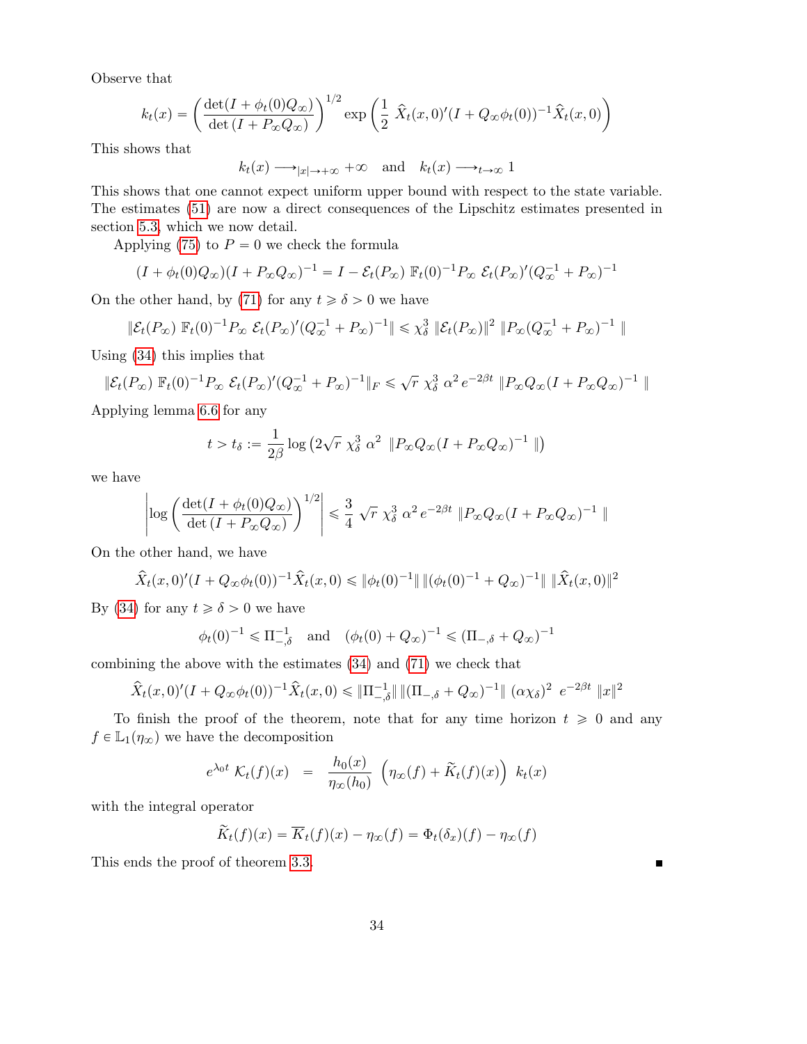Observe that

$$k_t(x) = \left(\frac{\det(I+\phi_t(0)Q_\infty)}{\det\left(I+P_\infty Q_\infty\right)}\right)^{1/2} \exp\left(\frac{1}{2}\ \widehat{X}_t(x,0)'(I+Q_\infty\phi_t(0))^{-1}\widehat{X}_t(x,0)\right)$$

This shows that

$$k_t(x) \longrightarrow_{|x|\rightarrow+\infty} +\infty \quad \text{and} \quad k_t(x) \longrightarrow_{t\rightarrow\infty} 1$$

This shows that one cannot expect uniform upper bound with respect to the state variable. The estimates (51) are now a direct consequences of the Lipschitz estimates presented in section 5.3, which we now detail.

Applying (75) to $P=0$ we check the formula

$$(I+\phi_t(0)Q_\infty)(I+P_\infty Q_\infty)^{-1} = I - \mathcal{E}_t(P_\infty)\ \mathbb{F}_t(0)^{-1} P_\infty\ \mathcal{E}_t(P_\infty)'(Q_\infty^{-1}+P_\infty)^{-1}$$

On the other hand, by (71) for any $t\geqslant\delta>0$ we have

$$\|\mathcal{E}_t(P_\infty)\ \mathbb{F}_t(0)^{-1} P_\infty\ \mathcal{E}_t(P_\infty)'(Q_\infty^{-1}+P_\infty)^{-1}\| \leqslant \chi_\delta^3\ \|\mathcal{E}_t(P_\infty)\|^2\ \|P_\infty(Q_\infty^{-1}+P_\infty)^{-1}\ \|$$

Using (34) this implies that

$$\|\mathcal{E}_t(P_\infty)\ \mathbb{F}_t(0)^{-1} P_\infty\ \mathcal{E}_t(P_\infty)'(Q_\infty^{-1}+P_\infty)^{-1}\|_F \leqslant \sqrt{r}\ \chi_\delta^3\ \alpha^2\, e^{-2\beta t}\ \|P_\infty Q_\infty(I+P_\infty Q_\infty)^{-1}\ \|$$

Applying lemma 6.6 for any

$$t > t_\delta := \frac{1}{2\beta}\log\left(2\sqrt{r}\ \chi_\delta^3\ \alpha^2\ \ \|P_\infty Q_\infty(I+P_\infty Q_\infty)^{-1}\ \|\right)$$

we have

$$\left|\log\left(\frac{\det(I+\phi_t(0)Q_\infty)}{\det\left(I+P_\infty Q_\infty\right)}\right)^{1/2}\right| \leqslant \frac{3}{4}\ \sqrt{r}\ \chi_\delta^3\ \alpha^2\, e^{-2\beta t}\ \|P_\infty Q_\infty(I+P_\infty Q_\infty)^{-1}\ \|$$

On the other hand, we have

$$\widehat{X}_t(x,0)'(I+Q_\infty\phi_t(0))^{-1}\widehat{X}_t(x,0) \leqslant \|\phi_t(0)^{-1}\|\ \|(\phi_t(0)^{-1}+Q_\infty)^{-1}\|\ \|\widehat{X}_t(x,0)\|^2$$

By (34) for any $t\geqslant\delta>0$ we have

$$\phi_t(0)^{-1}\leqslant \Pi_{-,\delta}^{-1} \quad \text{and} \quad (\phi_t(0)+Q_\infty)^{-1}\leqslant(\Pi_{-,\delta}+Q_\infty)^{-1}$$

combining the above with the estimates (34) and (71) we check that

$$\widehat{X}_t(x,0)'(I+Q_\infty\phi_t(0))^{-1}\widehat{X}_t(x,0) \leqslant \|\Pi_{-,\delta}^{-1}\|\ \|(\Pi_{-,\delta}+Q_\infty)^{-1}\|\ (\alpha\chi_\delta)^2\ \ e^{-2\beta t}\ \|x\|^2$$

To finish the proof of the theorem, note that for any time horizon $t\geqslant 0$ and any $f\in\mathbb{L}_1(\eta_\infty)$ we have the decomposition

$$e^{\lambda_0 t}\ \mathcal{K}_t(f)(x) \quad = \quad \frac{h_0(x)}{\eta_\infty(h_0)}\ \left(\eta_\infty(f)+\widetilde{K}_t(f)(x)\right)\ k_t(x)$$

with the integral operator

$$\widetilde{K}_t(f)(x) = \overline{K}_t(f)(x)-\eta_\infty(f) = \Phi_t(\delta_x)(f)-\eta_\infty(f)$$

This ends the proof of theorem 3.3. ∎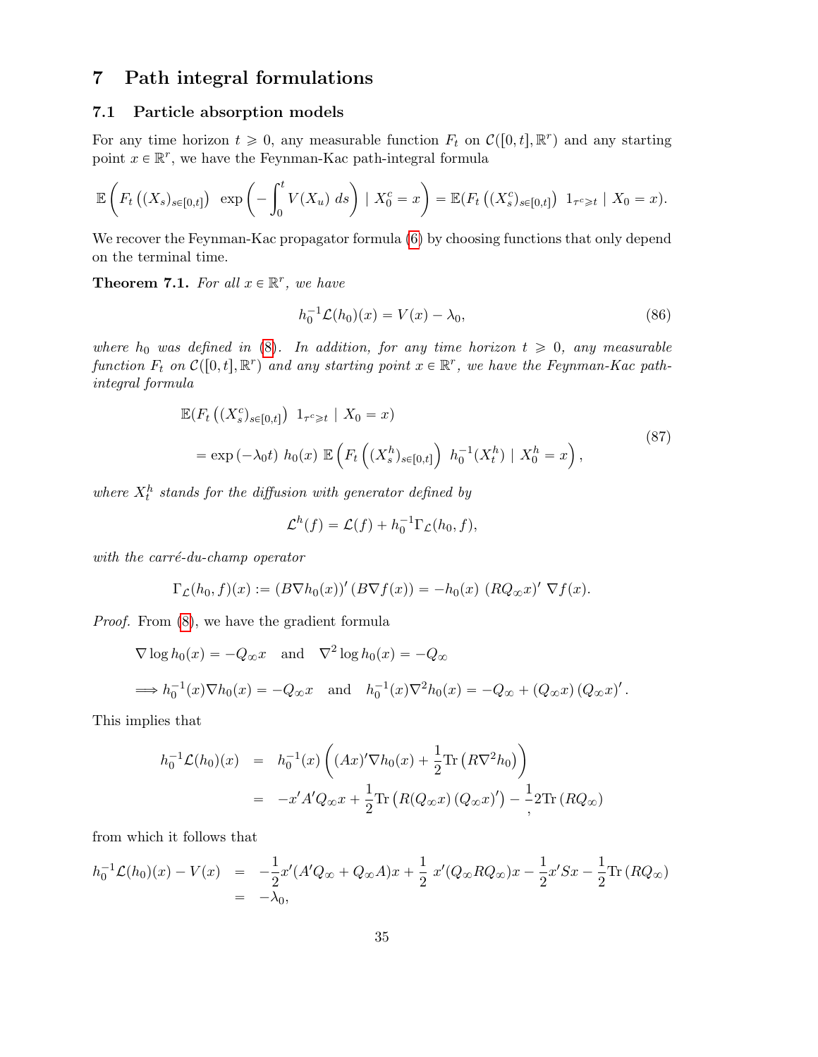# 7 Path integral formulations

## 7.1 Particle absorption models

For any time horizon $t \geqslant 0$, any measurable function $F_t$ on $\mathcal{C}([0,t],\mathbb{R}^r)$ and any starting point $x \in \mathbb{R}^r$, we have the Feynman-Kac path-integral formula

$$
\mathbb{E}\left(F_t\left((X_s)_{s\in[0,t]}\right)\ \exp\left(-\int_0^t V(X_u)\ ds\right)\mid X_0^c = x\right) = \mathbb{E}(F_t\left((X_s^c)_{s\in[0,t]}\right)\ 1_{\tau^c\geqslant t}\mid X_0 = x).
$$

We recover the Feynman-Kac propagator formula (6) by choosing functions that only depend on the terminal time.

**Theorem 7.1.** *For all $x \in \mathbb{R}^r$, we have*

$$
h_0^{-1}\mathcal{L}(h_0)(x) = V(x) - \lambda_0, \tag{86}
$$

*where $h_0$ was defined in (8). In addition, for any time horizon $t \geqslant 0$, any measurable function $F_t$ on $\mathcal{C}([0,t],\mathbb{R}^r)$ and any starting point $x \in \mathbb{R}^r$, we have the Feynman-Kac path-integral formula*

$$
\begin{aligned}
&\mathbb{E}(F_t\left((X_s^c)_{s\in[0,t]}\right)\ 1_{\tau^c\geqslant t}\mid X_0 = x) \\
&\quad = \exp\left(-\lambda_0 t\right)\ h_0(x)\ \mathbb{E}\left(F_t\left((X_s^h)_{s\in[0,t]}\right)\ h_0^{-1}(X_t^h)\mid X_0^h = x\right),
\end{aligned} \tag{87}
$$

*where $X_t^h$ stands for the diffusion with generator defined by*

$$
\mathcal{L}^h(f) = \mathcal{L}(f) + h_0^{-1}\Gamma_{\mathcal{L}}(h_0, f),
$$

*with the carré-du-champ operator*

$$
\Gamma_{\mathcal{L}}(h_0, f)(x) := (B\nabla h_0(x))'\,(B\nabla f(x)) = -h_0(x)\ (RQ_\infty x)'\ \nabla f(x).
$$

*Proof.* From (8), we have the gradient formula

$$
\begin{aligned}
&\nabla \log h_0(x) = -Q_\infty x \quad \text{and} \quad \nabla^2 \log h_0(x) = -Q_\infty \\
&\Longrightarrow h_0^{-1}(x)\nabla h_0(x) = -Q_\infty x \quad \text{and} \quad h_0^{-1}(x)\nabla^2 h_0(x) = -Q_\infty + (Q_\infty x)\,(Q_\infty x)'.
\end{aligned}
$$

This implies that

$$
\begin{aligned}
h_0^{-1}\mathcal{L}(h_0)(x) &= h_0^{-1}(x)\left((Ax)'\nabla h_0(x) + \frac{1}{2}\mathrm{Tr}\left(R\nabla^2 h_0\right)\right) \\
&= -x'A'Q_\infty x + \frac{1}{2}\mathrm{Tr}\left(R(Q_\infty x)\,(Q_\infty x)'\right) - \frac{1}{,}2\mathrm{Tr}\left(RQ_\infty\right)
\end{aligned}
$$

from which it follows that

$$
\begin{aligned}
h_0^{-1}\mathcal{L}(h_0)(x) - V(x) &= -\frac{1}{2}x'(A'Q_\infty + Q_\infty A)x + \frac{1}{2}\ x'(Q_\infty R Q_\infty)x - \frac{1}{2}x'Sx - \frac{1}{2}\mathrm{Tr}\left(RQ_\infty\right) \\
&= -\lambda_0,
\end{aligned}
$$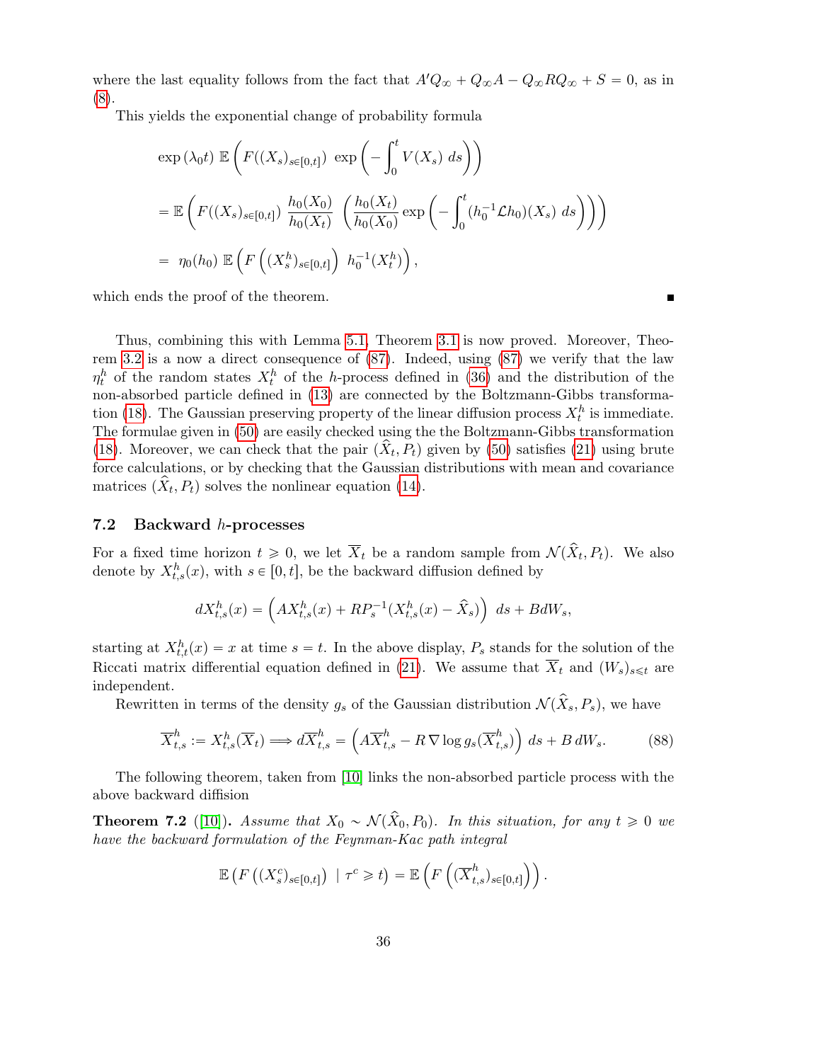where the last equality follows from the fact that $A'Q_\infty + Q_\infty A - Q_\infty R Q_\infty + S = 0$, as in (8).

This yields the exponential change of probability formula

$$
\begin{aligned}
&\exp(\lambda_0 t)\ \mathbb{E}\left(F((X_s)_{s\in[0,t]})\ \exp\left(-\int_0^t V(X_s)\ ds\right)\right) \\
&= \mathbb{E}\left(F((X_s)_{s\in[0,t]})\ \frac{h_0(X_0)}{h_0(X_t)}\ \left(\frac{h_0(X_t)}{h_0(X_0)}\exp\left(-\int_0^t (h_0^{-1}\mathcal{L}h_0)(X_s)\ ds\right)\right)\right) \\
&= \ \eta_0(h_0)\ \mathbb{E}\left(F\left((X_s^h)_{s\in[0,t]}\right)\ h_0^{-1}(X_t^h)\right),
\end{aligned}
$$

which ends the proof of the theorem. ∎

Thus, combining this with Lemma 5.1, Theorem 3.1 is now proved. Moreover, Theorem 3.2 is a now a direct consequence of (87). Indeed, using (87) we verify that the law $\eta_t^h$ of the random states $X_t^h$ of the $h$-process defined in (36) and the distribution of the non-absorbed particle defined in (13) are connected by the Boltzmann-Gibbs transformation (18). The Gaussian preserving property of the linear diffusion process $X_t^h$ is immediate. The formulae given in (50) are easily checked using the the Boltzmann-Gibbs transformation (18). Moreover, we can check that the pair $(\widehat{X}_t, P_t)$ given by (50) satisfies (21) using brute force calculations, or by checking that the Gaussian distributions with mean and covariance matrices $(\widehat{X}_t, P_t)$ solves the nonlinear equation (14).

### 7.2 Backward $h$-processes

For a fixed time horizon $t \geqslant 0$, we let $\overline{X}_t$ be a random sample from $\mathcal{N}(\widehat{X}_t, P_t)$. We also denote by $X_{t,s}^h(x)$, with $s \in [0,t]$, be the backward diffusion defined by

$$
dX_{t,s}^h(x) = \left(AX_{t,s}^h(x) + RP_s^{-1}(X_{t,s}^h(x) - \widehat{X}_s)\right)\ ds + BdW_s,
$$

starting at $X_{t,t}^h(x) = x$ at time $s = t$. In the above display, $P_s$ stands for the solution of the Riccati matrix differential equation defined in (21). We assume that $\overline{X}_t$ and $(W_s)_{s\leqslant t}$ are independent.

Rewritten in terms of the density $g_s$ of the Gaussian distribution $\mathcal{N}(\widehat{X}_s, P_s)$, we have

$$
\overline{X}_{t,s}^h := X_{t,s}^h(\overline{X}_t) \Longrightarrow d\overline{X}_{t,s}^h = \left(A\overline{X}_{t,s}^h - R\,\nabla\log g_s(\overline{X}_{t,s}^h)\right)\ ds + B\,dW_s. \tag{88}
$$

The following theorem, taken from [10] links the non-absorbed particle process with the above backward diffision

**Theorem 7.2** ([10]). *Assume that $X_0 \sim \mathcal{N}(\widehat{X}_0, P_0)$. In this situation, for any $t \geqslant 0$ we have the backward formulation of the Feynman-Kac path integral*

$$
\mathbb{E}\left(F\left((X_s^c)_{s\in[0,t]}\right)\ \mid \tau^c \geqslant t\right) = \mathbb{E}\left(F\left((\overline{X}_{t,s}^h)_{s\in[0,t]}\right)\right).
$$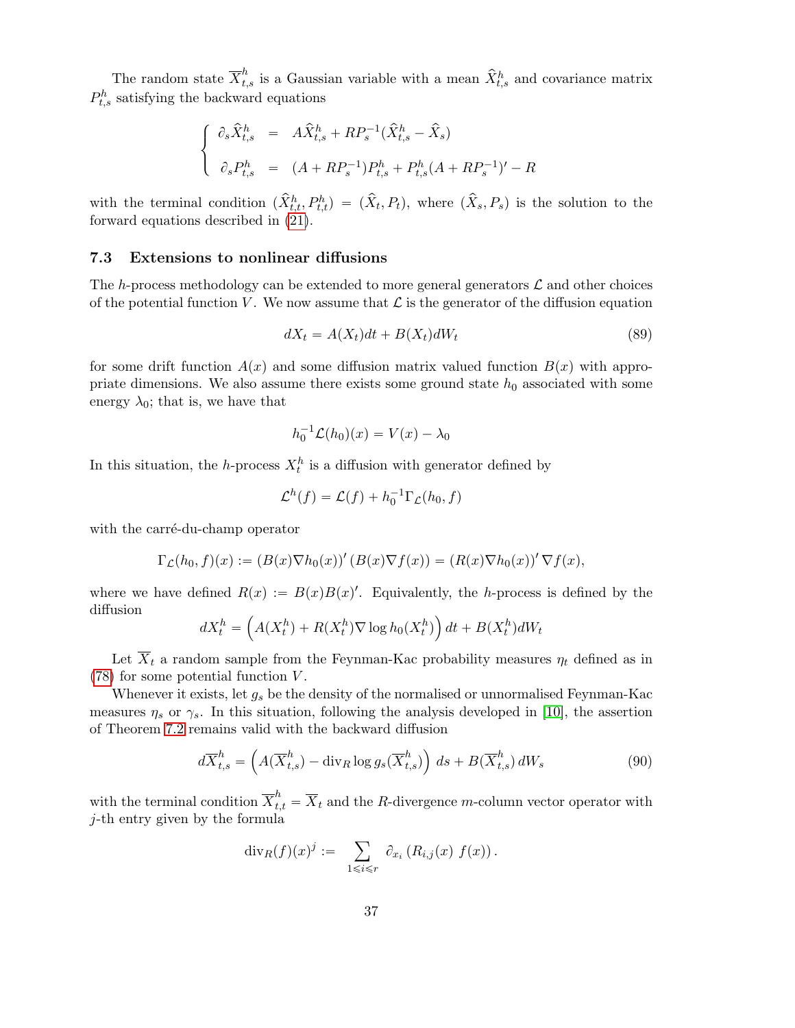The random state $\overline{X}^h_{t,s}$ is a Gaussian variable with a mean $\widehat{X}^h_{t,s}$ and covariance matrix $P^h_{t,s}$ satisfying the backward equations

$$
\left\{
\begin{array}{rcl}
\partial_s \widehat{X}^h_{t,s} & = & A\widehat{X}^h_{t,s} + RP_s^{-1}(\widehat{X}^h_{t,s} - \widehat{X}_s) \\[2ex]
\partial_s P^h_{t,s} & = & (A + RP_s^{-1})P^h_{t,s} + P^h_{t,s}(A + RP_s^{-1})' - R
\end{array}
\right.
$$

with the terminal condition $(\widehat{X}^h_{t,t}, P^h_{t,t}) = (\widehat{X}_t, P_t)$, where $(\widehat{X}_s, P_s)$ is the solution to the forward equations described in (21).

### 7.3 Extensions to nonlinear diffusions

The $h$-process methodology can be extended to more general generators $\mathcal{L}$ and other choices of the potential function $V$. We now assume that $\mathcal{L}$ is the generator of the diffusion equation

$$
dX_t = A(X_t)dt + B(X_t)dW_t \tag{89}
$$

for some drift function $A(x)$ and some diffusion matrix valued function $B(x)$ with appropriate dimensions. We also assume there exists some ground state $h_0$ associated with some energy $\lambda_0$; that is, we have that

$$
h_0^{-1}\mathcal{L}(h_0)(x) = V(x) - \lambda_0
$$

In this situation, the $h$-process $X^h_t$ is a diffusion with generator defined by

$$
\mathcal{L}^h(f) = \mathcal{L}(f) + h_0^{-1}\Gamma_{\mathcal{L}}(h_0, f)
$$

with the carré-du-champ operator

$$
\Gamma_{\mathcal{L}}(h_0, f)(x) := (B(x)\nabla h_0(x))' \, (B(x)\nabla f(x)) = (R(x)\nabla h_0(x))' \, \nabla f(x),
$$

where we have defined $R(x) := B(x)B(x)'$. Equivalently, the $h$-process is defined by the diffusion

$$
dX^h_t = \left(A(X^h_t) + R(X^h_t)\nabla \log h_0(X^h_t)\right) dt + B(X^h_t)dW_t
$$

Let $\overline{X}_t$ a random sample from the Feynman-Kac probability measures $\eta_t$ defined as in (78) for some potential function $V$.

Whenever it exists, let $g_s$ be the density of the normalised or unnormalised Feynman-Kac measures $\eta_s$ or $\gamma_s$. In this situation, following the analysis developed in [10], the assertion of Theorem 7.2 remains valid with the backward diffusion

$$
d\overline{X}^h_{t,s} = \left(A(\overline{X}^h_{t,s}) - \mathrm{div}_R \log g_s(\overline{X}^h_{t,s})\right) ds + B(\overline{X}^h_{t,s})\, dW_s \tag{90}
$$

with the terminal condition $\overline{X}^h_{t,t} = \overline{X}_t$ and the $R$-divergence $m$-column vector operator with $j$-th entry given by the formula

$$
\mathrm{div}_R(f)(x)^j := \sum_{1 \leqslant i \leqslant r} \partial_{x_i}\left(R_{i,j}(x)\ f(x)\right).
$$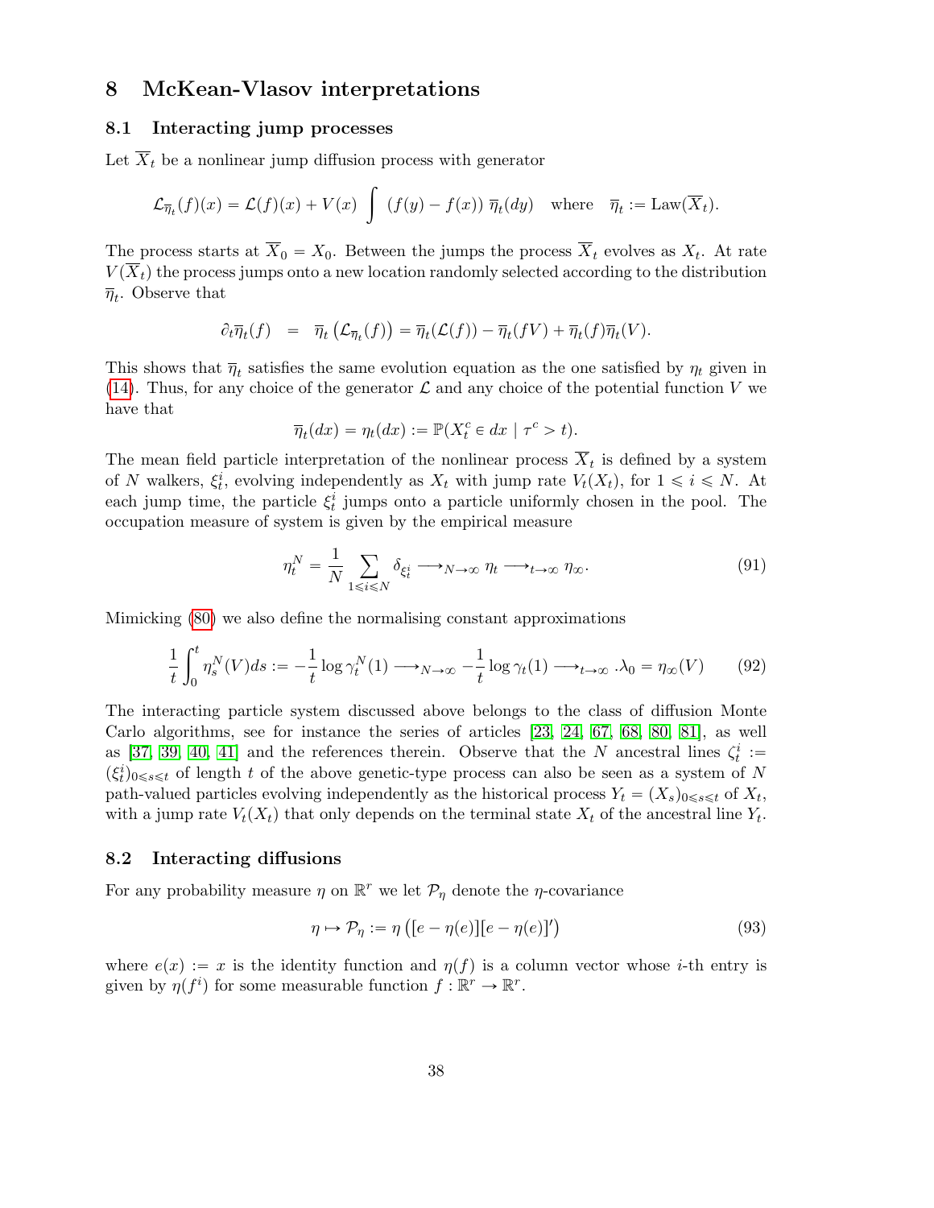# 8 McKean-Vlasov interpretations

## 8.1 Interacting jump processes

Let $\overline{X}_t$ be a nonlinear jump diffusion process with generator

$$\mathcal{L}_{\overline{\eta}_t}(f)(x) = \mathcal{L}(f)(x) + V(x) \int (f(y) - f(x))\, \overline{\eta}_t(dy) \quad \text{where} \quad \overline{\eta}_t := \text{Law}(\overline{X}_t).$$

The process starts at $\overline{X}_0 = X_0$. Between the jumps the process $\overline{X}_t$ evolves as $X_t$. At rate $V(\overline{X}_t)$ the process jumps onto a new location randomly selected according to the distribution $\overline{\eta}_t$. Observe that

$$\partial_t \overline{\eta}_t(f) \;=\; \overline{\eta}_t\left(\mathcal{L}_{\overline{\eta}_t}(f)\right) = \overline{\eta}_t(\mathcal{L}(f)) - \overline{\eta}_t(fV) + \overline{\eta}_t(f)\overline{\eta}_t(V).$$

This shows that $\overline{\eta}_t$ satisfies the same evolution equation as the one satisfied by $\eta_t$ given in (14). Thus, for any choice of the generator $\mathcal{L}$ and any choice of the potential function $V$ we have that

$$\overline{\eta}_t(dx) = \eta_t(dx) := \mathbb{P}(X_t^c \in dx \mid \tau^c > t).$$

The mean field particle interpretation of the nonlinear process $\overline{X}_t$ is defined by a system of $N$ walkers, $\xi_t^i$, evolving independently as $X_t$ with jump rate $V_t(X_t)$, for $1 \leqslant i \leqslant N$. At each jump time, the particle $\xi_t^i$ jumps onto a particle uniformly chosen in the pool. The occupation measure of system is given by the empirical measure

$$\eta_t^N = \frac{1}{N} \sum_{1 \leqslant i \leqslant N} \delta_{\xi_t^i} \longrightarrow_{N\to\infty} \eta_t \longrightarrow_{t\to\infty} \eta_\infty. \tag{91}$$

Mimicking (80) we also define the normalising constant approximations

$$\frac{1}{t}\int_0^t \eta_s^N(V)ds := -\frac{1}{t}\log \gamma_t^N(1) \longrightarrow_{N\to\infty} -\frac{1}{t}\log \gamma_t(1) \longrightarrow_{t\to\infty} .\lambda_0 = \eta_\infty(V) \tag{92}$$

The interacting particle system discussed above belongs to the class of diffusion Monte Carlo algorithms, see for instance the series of articles [23, 24, 67, 68, 80, 81], as well as [37, 39, 40, 41] and the references therein. Observe that the $N$ ancestral lines $\zeta_t^i := (\xi_t^i)_{0\leqslant s\leqslant t}$ of length $t$ of the above genetic-type process can also be seen as a system of $N$ path-valued particles evolving independently as the historical process $Y_t = (X_s)_{0\leqslant s\leqslant t}$ of $X_t$, with a jump rate $V_t(X_t)$ that only depends on the terminal state $X_t$ of the ancestral line $Y_t$.

## 8.2 Interacting diffusions

For any probability measure $\eta$ on $\mathbb{R}^r$ we let $\mathcal{P}_\eta$ denote the $\eta$-covariance

$$\eta \mapsto \mathcal{P}_\eta := \eta\left([e - \eta(e)][e - \eta(e)]'\right) \tag{93}$$

where $e(x) := x$ is the identity function and $\eta(f)$ is a column vector whose $i$-th entry is given by $\eta(f^i)$ for some measurable function $f : \mathbb{R}^r \to \mathbb{R}^r$.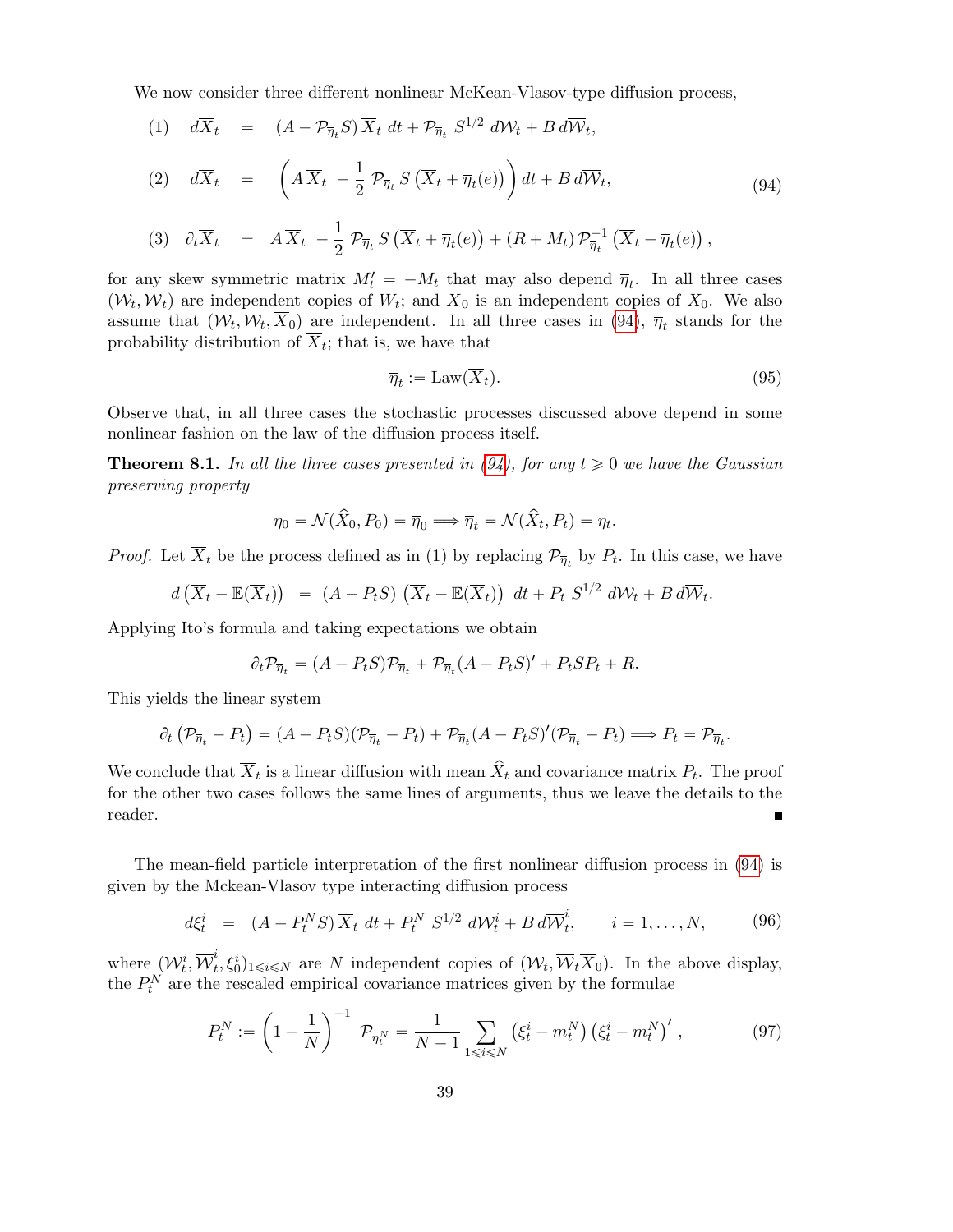We now consider three different nonlinear McKean-Vlasov-type diffusion process,

$$
\begin{array}{rcl}
(1) \quad d\overline{X}_t & = & (A - \mathcal{P}_{\overline{\eta}_t} S)\, \overline{X}_t \, dt + \mathcal{P}_{\overline{\eta}_t}\, S^{1/2}\, d\mathcal{W}_t + B\, d\overline{\mathcal{W}}_t, \\[2ex]
(2) \quad d\overline{X}_t & = & \left( A\, \overline{X}_t \, - \dfrac{1}{2}\, \mathcal{P}_{\overline{\eta}_t}\, S \left(\overline{X}_t + \overline{\eta}_t(e)\right) \right) dt + B\, d\overline{\mathcal{W}}_t, \\[2ex]
(3) \quad \partial_t \overline{X}_t & = & A\, \overline{X}_t \, - \dfrac{1}{2}\, \mathcal{P}_{\overline{\eta}_t}\, S \left(\overline{X}_t + \overline{\eta}_t(e)\right) + (R + M_t)\, \mathcal{P}_{\overline{\eta}_t}^{-1} \left(\overline{X}_t - \overline{\eta}_t(e)\right),
\end{array}
\tag{94}
$$

for any skew symmetric matrix $M_t' = -M_t$ that may also depend $\overline{\eta}_t$. In all three cases $(\mathcal{W}_t, \overline{\mathcal{W}}_t)$ are independent copies of $W_t$; and $\overline{X}_0$ is an independent copies of $X_0$. We also assume that $(\mathcal{W}_t, \mathcal{W}_t, \overline{X}_0)$ are independent. In all three cases in (94), $\overline{\eta}_t$ stands for the probability distribution of $\overline{X}_t$; that is, we have that

$$
\overline{\eta}_t := \mathrm{Law}(\overline{X}_t). \tag{95}
$$

Observe that, in all three cases the stochastic processes discussed above depend in some nonlinear fashion on the law of the diffusion process itself.

**Theorem 8.1.** *In all the three cases presented in (94), for any $t \geqslant 0$ we have the Gaussian preserving property*

$$
\eta_0 = \mathcal{N}(\widehat{X}_0, P_0) = \overline{\eta}_0 \Longrightarrow \overline{\eta}_t = \mathcal{N}(\widehat{X}_t, P_t) = \eta_t.
$$

*Proof.* Let $\overline{X}_t$ be the process defined as in (1) by replacing $\mathcal{P}_{\overline{\eta}_t}$ by $P_t$. In this case, we have

$$
d\left(\overline{X}_t - \mathbb{E}(\overline{X}_t)\right) \;=\; (A - P_t S)\, \left(\overline{X}_t - \mathbb{E}(\overline{X}_t)\right)\, dt + P_t\, S^{1/2}\, d\mathcal{W}_t + B\, d\overline{\mathcal{W}}_t.
$$

Applying Ito's formula and taking expectations we obtain

$$
\partial_t \mathcal{P}_{\overline{\eta}_t} = (A - P_t S)\mathcal{P}_{\overline{\eta}_t} + \mathcal{P}_{\overline{\eta}_t}(A - P_t S)' + P_t S P_t + R.
$$

This yields the linear system

$$
\partial_t \left(\mathcal{P}_{\overline{\eta}_t} - P_t\right) = (A - P_t S)(\mathcal{P}_{\overline{\eta}_t} - P_t) + \mathcal{P}_{\overline{\eta}_t}(A - P_t S)'(\mathcal{P}_{\overline{\eta}_t} - P_t) \Longrightarrow P_t = \mathcal{P}_{\overline{\eta}_t}.
$$

We conclude that $\overline{X}_t$ is a linear diffusion with mean $\widehat{X}_t$ and covariance matrix $P_t$. The proof for the other two cases follows the same lines of arguments, thus we leave the details to the reader. ∎

The mean-field particle interpretation of the first nonlinear diffusion process in (94) is given by the Mckean-Vlasov type interacting diffusion process

$$
d\xi_t^i \;=\; (A - P_t^N S)\, \overline{X}_t \, dt + P_t^N\, S^{1/2}\, d\mathcal{W}_t^i + B\, d\overline{\mathcal{W}}_t^i, \qquad i = 1, \ldots, N, \tag{96}
$$

where $(\mathcal{W}_t^i, \overline{\mathcal{W}}_t^i, \xi_0^i)_{1 \leqslant i \leqslant N}$ are $N$ independent copies of $(\mathcal{W}_t, \overline{\mathcal{W}}_t \overline{X}_0)$. In the above display, the $P_t^N$ are the rescaled empirical covariance matrices given by the formulae

$$
P_t^N := \left(1 - \frac{1}{N}\right)^{-1}\, \mathcal{P}_{\eta_t^N} = \frac{1}{N-1} \sum_{1 \leqslant i \leqslant N} \left(\xi_t^i - m_t^N\right) \left(\xi_t^i - m_t^N\right)', \tag{97}
$$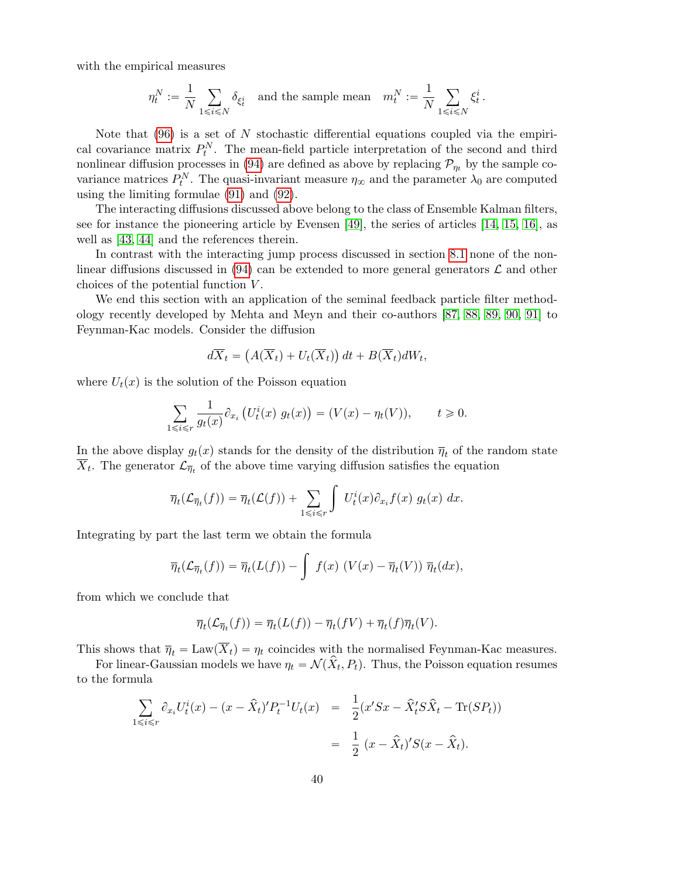with the empirical measures

$$\eta_t^N := \frac{1}{N}\sum_{1\leqslant i\leqslant N}\delta_{\xi_t^i} \quad \text{and the sample mean} \quad m_t^N := \frac{1}{N}\sum_{1\leqslant i\leqslant N}\xi_t^i.$$

Note that (96) is a set of $N$ stochastic differential equations coupled via the empirical covariance matrix $P_t^N$. The mean-field particle interpretation of the second and third nonlinear diffusion processes in (94) are defined as above by replacing $\mathcal{P}_{\eta_t}$ by the sample covariance matrices $P_t^N$. The quasi-invariant measure $\eta_\infty$ and the parameter $\lambda_0$ are computed using the limiting formulae (91) and (92).

The interacting diffusions discussed above belong to the class of Ensemble Kalman filters, see for instance the pioneering article by Evensen [49], the series of articles [14, 15, 16], as well as [43, 44] and the references therein.

In contrast with the interacting jump process discussed in section 8.1 none of the nonlinear diffusions discussed in (94) can be extended to more general generators $\mathcal{L}$ and other choices of the potential function $V$.

We end this section with an application of the seminal feedback particle filter methodology recently developed by Mehta and Meyn and their co-authors [87, 88, 89, 90, 91] to Feynman-Kac models. Consider the diffusion

$$d\overline{X}_t = \left(A(\overline{X}_t) + U_t(\overline{X}_t)\right)dt + B(\overline{X}_t)dW_t,$$

where $U_t(x)$ is the solution of the Poisson equation

$$\sum_{1\leqslant i\leqslant r}\frac{1}{g_t(x)}\partial_{x_i}\left(U_t^i(x)\ g_t(x)\right) = (V(x) - \eta_t(V)), \qquad t \geqslant 0.$$

In the above display $g_t(x)$ stands for the density of the distribution $\overline{\eta}_t$ of the random state $\overline{X}_t$. The generator $\mathcal{L}_{\overline{\eta}_t}$ of the above time varying diffusion satisfies the equation

$$\overline{\eta}_t(\mathcal{L}_{\overline{\eta}_t}(f)) = \overline{\eta}_t(\mathcal{L}(f)) + \sum_{1\leqslant i\leqslant r}\int U_t^i(x)\partial_{x_i}f(x)\ g_t(x)\ dx.$$

Integrating by part the last term we obtain the formula

$$\overline{\eta}_t(\mathcal{L}_{\overline{\eta}_t}(f)) = \overline{\eta}_t(L(f)) - \int f(x)\ (V(x) - \overline{\eta}_t(V))\ \overline{\eta}_t(dx),$$

from which we conclude that

$$\overline{\eta}_t(\mathcal{L}_{\overline{\eta}_t}(f)) = \overline{\eta}_t(L(f)) - \overline{\eta}_t(fV) + \overline{\eta}_t(f)\overline{\eta}_t(V).$$

This shows that $\overline{\eta}_t = \text{Law}(\overline{X}_t) = \eta_t$ coincides with the normalised Feynman-Kac measures.

For linear-Gaussian models we have $\eta_t = \mathcal{N}(\widehat{X}_t, P_t)$. Thus, the Poisson equation resumes to the formula

$$\begin{aligned}\sum_{1\leqslant i\leqslant r}\partial_{x_i}U_t^i(x) - (x-\widehat{X}_t)'P_t^{-1}U_t(x) &= \frac{1}{2}(x'Sx - \widehat{X}_t'S\widehat{X}_t - \text{Tr}(SP_t)) \\ &= \frac{1}{2}\ (x-\widehat{X}_t)'S(x-\widehat{X}_t).\end{aligned}$$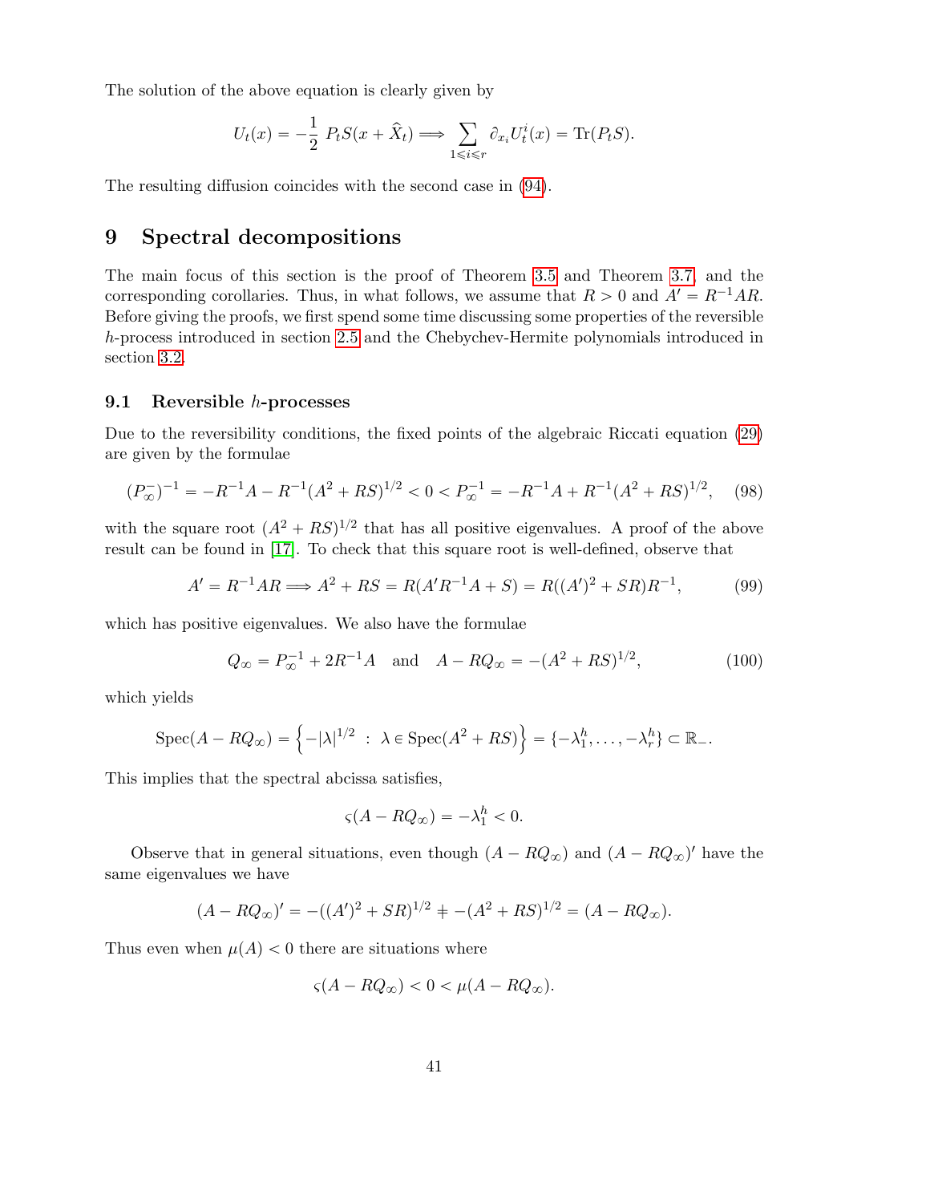The solution of the above equation is clearly given by

$$U_t(x) = -\frac{1}{2}\, P_t S(x + \widehat{X}_t) \Longrightarrow \sum_{1\leqslant i\leqslant r} \partial_{x_i} U_t^i(x) = \mathrm{Tr}(P_t S).$$

The resulting diffusion coincides with the second case in (94).

# 9 Spectral decompositions

The main focus of this section is the proof of Theorem 3.5 and Theorem 3.7, and the corresponding corollaries. Thus, in what follows, we assume that $R > 0$ and $A' = R^{-1}AR$. Before giving the proofs, we first spend some time discussing some properties of the reversible $h$-process introduced in section 2.5 and the Chebychev-Hermite polynomials introduced in section 3.2.

## 9.1 Reversible $h$-processes

Due to the reversibility conditions, the fixed points of the algebraic Riccati equation (29) are given by the formulae

$$(P_\infty^-)^{-1} = -R^{-1}A - R^{-1}(A^2 + RS)^{1/2} < 0 < P_\infty^{-1} = -R^{-1}A + R^{-1}(A^2 + RS)^{1/2}, \qquad (98)$$

with the square root $(A^2 + RS)^{1/2}$ that has all positive eigenvalues. A proof of the above result can be found in [17]. To check that this square root is well-defined, observe that

$$A' = R^{-1}AR \Longrightarrow A^2 + RS = R(A'R^{-1}A + S) = R((A')^2 + SR)R^{-1}, \qquad (99)$$

which has positive eigenvalues. We also have the formulae

$$Q_\infty = P_\infty^{-1} + 2R^{-1}A \quad \text{and} \quad A - RQ_\infty = -(A^2 + RS)^{1/2}, \qquad (100)$$

which yields

$$\mathrm{Spec}(A - RQ_\infty) = \left\{ -|\lambda|^{1/2} \ :\ \lambda \in \mathrm{Spec}(A^2 + RS) \right\} = \{-\lambda_1^h, \ldots, -\lambda_r^h\} \subset \mathbb{R}_-.$$

This implies that the spectral abcissa satisfies,

$$\varsigma(A - RQ_\infty) = -\lambda_1^h < 0.$$

Observe that in general situations, even though $(A - RQ_\infty)$ and $(A - RQ_\infty)'$ have the same eigenvalues we have

$$(A - RQ_\infty)' = -((A')^2 + SR)^{1/2} \neq -(A^2 + RS)^{1/2} = (A - RQ_\infty).$$

Thus even when $\mu(A) < 0$ there are situations where

$$\varsigma(A - RQ_\infty) < 0 < \mu(A - RQ_\infty).$$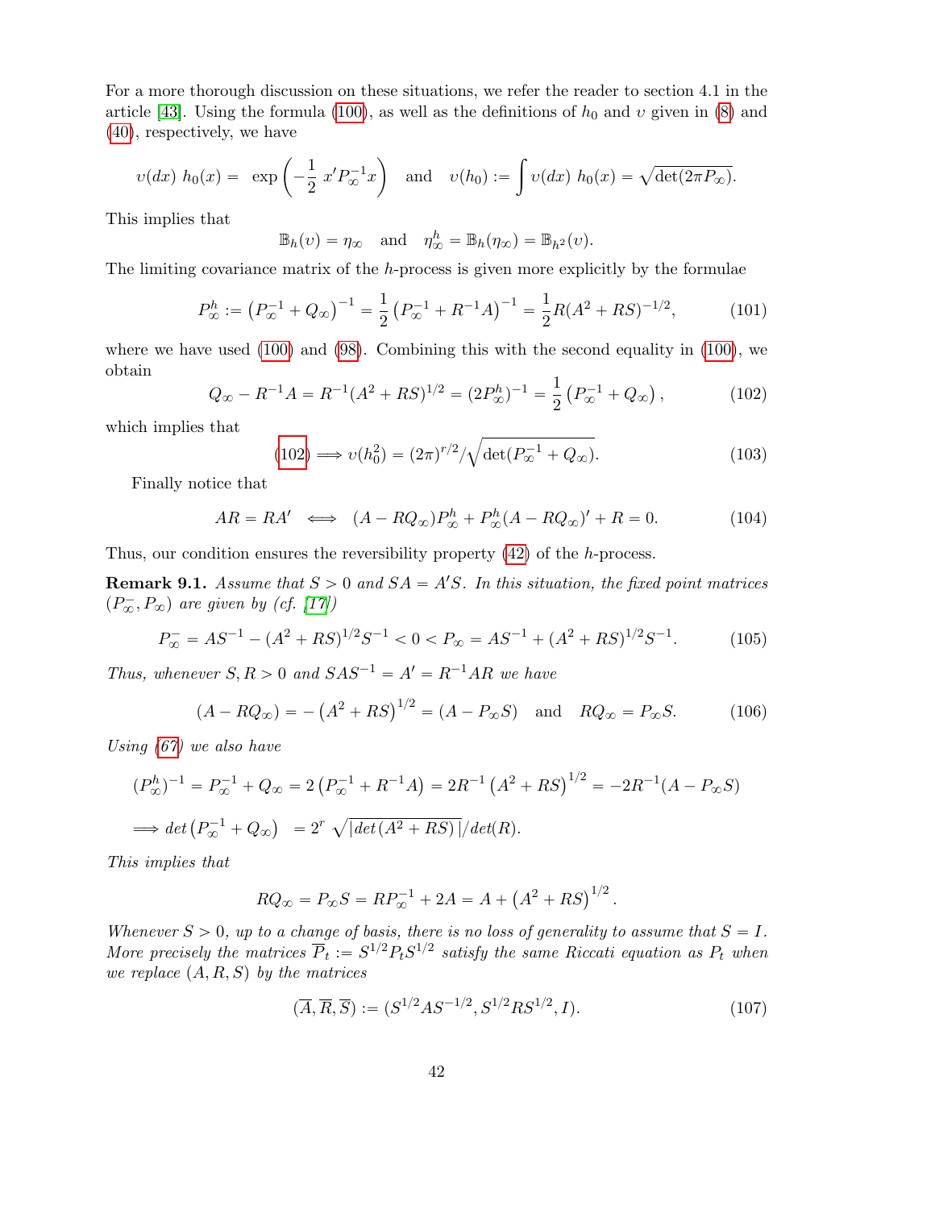For a more thorough discussion on these situations, we refer the reader to section 4.1 in the article [43]. Using the formula (100), as well as the definitions of $h_0$ and $\upsilon$ given in (8) and (40), respectively, we have

$$\upsilon(dx)\ h_0(x) = \ \exp\left(-\frac{1}{2}\ x' P_\infty^{-1} x\right) \quad \text{and} \quad \upsilon(h_0) := \int \upsilon(dx)\ h_0(x) = \sqrt{\det(2\pi P_\infty)}.$$

This implies that

$$\mathbb{B}_h(\upsilon) = \eta_\infty \quad \text{and} \quad \eta_\infty^h = \mathbb{B}_h(\eta_\infty) = \mathbb{B}_{h^2}(\upsilon).$$

The limiting covariance matrix of the $h$-process is given more explicitly by the formulae

$$P_\infty^h := \left(P_\infty^{-1} + Q_\infty\right)^{-1} = \frac{1}{2}\left(P_\infty^{-1} + R^{-1}A\right)^{-1} = \frac{1}{2} R (A^2 + RS)^{-1/2}, \tag{101}$$

where we have used (100) and (98). Combining this with the second equality in (100), we obtain

$$Q_\infty - R^{-1}A = R^{-1}(A^2 + RS)^{1/2} = (2P_\infty^h)^{-1} = \frac{1}{2}\left(P_\infty^{-1} + Q_\infty\right), \tag{102}$$

which implies that

$$(102) \Longrightarrow \upsilon(h_0^2) = (2\pi)^{r/2} / \sqrt{\det(P_\infty^{-1} + Q_\infty)}. \tag{103}$$

Finally notice that

$$AR = RA' \iff (A - RQ_\infty)P_\infty^h + P_\infty^h (A - RQ_\infty)' + R = 0. \tag{104}$$

Thus, our condition ensures the reversibility property (42) of the $h$-process.

**Remark 9.1.** *Assume that $S > 0$ and $SA = A'S$. In this situation, the fixed point matrices $(P_\infty^-, P_\infty)$ are given by (cf. [17])*

$$P_\infty^- = AS^{-1} - (A^2 + RS)^{1/2} S^{-1} < 0 < P_\infty = AS^{-1} + (A^2 + RS)^{1/2} S^{-1}. \tag{105}$$

*Thus, whenever $S, R > 0$ and $SAS^{-1} = A' = R^{-1}AR$ we have*

$$(A - RQ_\infty) = -\left(A^2 + RS\right)^{1/2} = (A - P_\infty S) \quad \text{and} \quad RQ_\infty = P_\infty S. \tag{106}$$

*Using (67) we also have*

$$(P_\infty^h)^{-1} = P_\infty^{-1} + Q_\infty = 2\left(P_\infty^{-1} + R^{-1}A\right) = 2R^{-1}\left(A^2 + RS\right)^{1/2} = -2R^{-1}(A - P_\infty S)$$

$$\Longrightarrow det\left(P_\infty^{-1} + Q_\infty\right) \ = 2^r \ \sqrt{|det\left(A^2 + RS\right)|} / det(R).$$

*This implies that*

$$RQ_\infty = P_\infty S = RP_\infty^{-1} + 2A = A + \left(A^2 + RS\right)^{1/2}.$$

*Whenever $S > 0$, up to a change of basis, there is no loss of generality to assume that $S = I$. More precisely the matrices $\overline{P}_t := S^{1/2} P_t S^{1/2}$ satisfy the same Riccati equation as $P_t$ when we replace $(A, R, S)$ by the matrices*

$$(\overline{A}, \overline{R}, \overline{S}) := (S^{1/2} A S^{-1/2}, S^{1/2} R S^{1/2}, I). \tag{107}$$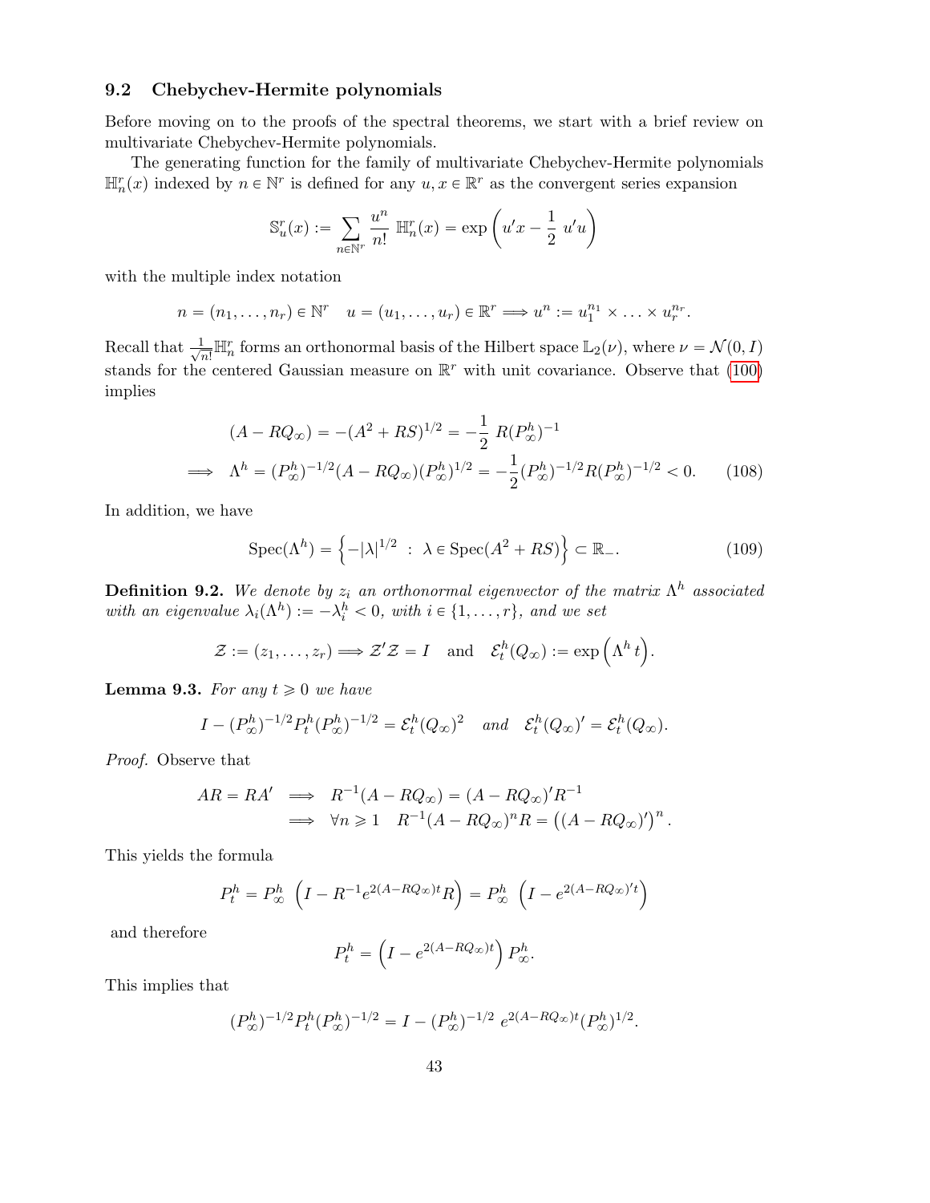### 9.2 Chebychev-Hermite polynomials

Before moving on to the proofs of the spectral theorems, we start with a brief review on multivariate Chebychev-Hermite polynomials.

The generating function for the family of multivariate Chebychev-Hermite polynomials $\mathbb{H}_n^r(x)$ indexed by $n \in \mathbb{N}^r$ is defined for any $u, x \in \mathbb{R}^r$ as the convergent series expansion

$$\mathbb{S}_u^r(x) := \sum_{n \in \mathbb{N}^r} \frac{u^n}{n!} \, \mathbb{H}_n^r(x) = \exp\left(u'x - \frac{1}{2} \, u'u\right)$$

with the multiple index notation

$$n = (n_1, \ldots, n_r) \in \mathbb{N}^r \quad u = (u_1, \ldots, u_r) \in \mathbb{R}^r \Longrightarrow u^n := u_1^{n_1} \times \ldots \times u_r^{n_r}.$$

Recall that $\frac{1}{\sqrt{n!}}\mathbb{H}_n^r$ forms an orthonormal basis of the Hilbert space $\mathbb{L}_2(\nu)$, where $\nu = \mathcal{N}(0, I)$ stands for the centered Gaussian measure on $\mathbb{R}^r$ with unit covariance. Observe that (100) implies

$$\begin{aligned}
& (A - RQ_\infty) = -(A^2 + RS)^{1/2} = -\frac{1}{2} \, R(P_\infty^h)^{-1} \\
\Longrightarrow \quad & \Lambda^h = (P_\infty^h)^{-1/2}(A - RQ_\infty)(P_\infty^h)^{1/2} = -\frac{1}{2}(P_\infty^h)^{-1/2}R(P_\infty^h)^{-1/2} < 0. \qquad (108)
\end{aligned}$$

In addition, we have

$$\mathrm{Spec}(\Lambda^h) = \left\{-|\lambda|^{1/2} \ : \ \lambda \in \mathrm{Spec}(A^2 + RS)\right\} \subset \mathbb{R}_-. \tag{109}$$

**Definition 9.2.** *We denote by $z_i$ an orthonormal eigenvector of the matrix $\Lambda^h$ associated with an eigenvalue $\lambda_i(\Lambda^h) := -\lambda_i^h < 0$, with $i \in \{1, \ldots, r\}$, and we set*

$$\mathcal{Z} := (z_1, \ldots, z_r) \Longrightarrow \mathcal{Z}'\mathcal{Z} = I \quad \text{and} \quad \mathcal{E}_t^h(Q_\infty) := \exp\left(\Lambda^h \, t\right).$$

**Lemma 9.3.** *For any $t \geqslant 0$ we have*

$$I - (P_\infty^h)^{-1/2}P_t^h(P_\infty^h)^{-1/2} = \mathcal{E}_t^h(Q_\infty)^2 \quad \text{and} \quad \mathcal{E}_t^h(Q_\infty)' = \mathcal{E}_t^h(Q_\infty).$$

*Proof.* Observe that

$$\begin{aligned}
AR = RA' \quad & \Longrightarrow \quad R^{-1}(A - RQ_\infty) = (A - RQ_\infty)'R^{-1} \\
& \Longrightarrow \quad \forall n \geqslant 1 \quad R^{-1}(A - RQ_\infty)^n R = \left((A - RQ_\infty)'\right)^n.
\end{aligned}$$

This yields the formula

$$P_t^h = P_\infty^h \ \left(I - R^{-1}e^{2(A - RQ_\infty)t}R\right) = P_\infty^h \ \left(I - e^{2(A-RQ_\infty)'t}\right)$$

and therefore

$$P_t^h = \left(I - e^{2(A-RQ_\infty)t}\right) P_\infty^h.$$

This implies that

$$(P_\infty^h)^{-1/2}P_t^h(P_\infty^h)^{-1/2} = I - (P_\infty^h)^{-1/2} \ e^{2(A-RQ_\infty)t}(P_\infty^h)^{1/2}.$$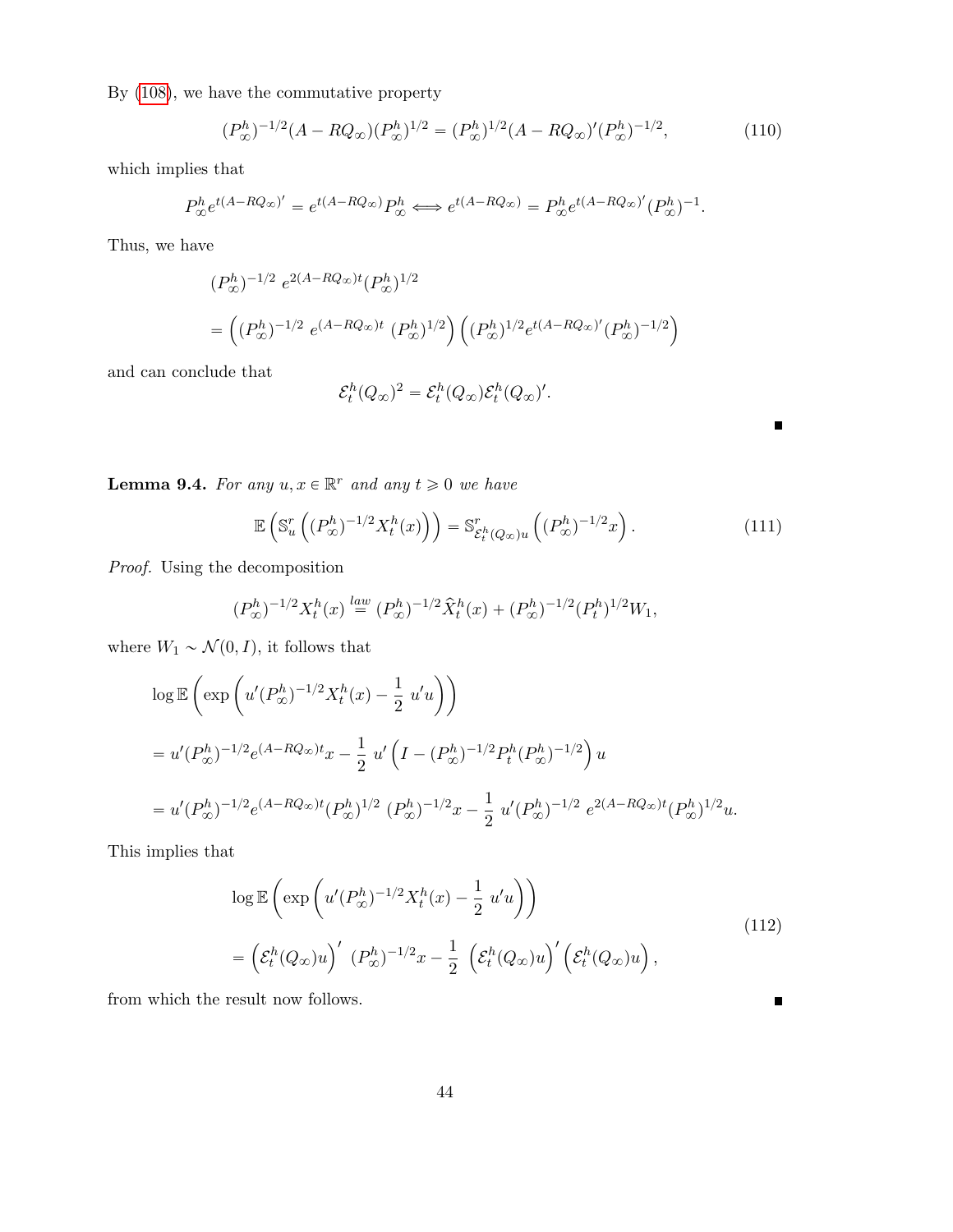By (108), we have the commutative property

$$(P^h_\infty)^{-1/2}(A - RQ_\infty)(P^h_\infty)^{1/2} = (P^h_\infty)^{1/2}(A - RQ_\infty)'(P^h_\infty)^{-1/2}, \tag{110}$$

which implies that

$$P^h_\infty e^{t(A-RQ_\infty)'} = e^{t(A-RQ_\infty)} P^h_\infty \Longleftrightarrow e^{t(A-RQ_\infty)} = P^h_\infty e^{t(A-RQ_\infty)'}(P^h_\infty)^{-1}.$$

Thus, we have

$$\begin{aligned}
&(P^h_\infty)^{-1/2}\ e^{2(A-RQ_\infty)t}(P^h_\infty)^{1/2} \\
&= \left((P^h_\infty)^{-1/2}\ e^{(A-RQ_\infty)t}\ (P^h_\infty)^{1/2}\right)\left((P^h_\infty)^{1/2} e^{t(A-RQ_\infty)'}(P^h_\infty)^{-1/2}\right)
\end{aligned}$$

and can conclude that

$$\mathcal{E}^h_t(Q_\infty)^2 = \mathcal{E}^h_t(Q_\infty)\mathcal{E}^h_t(Q_\infty)'.$$

∎

**Lemma 9.4.** *For any $u, x \in \mathbb{R}^r$ and any $t \geqslant 0$ we have*

$$\mathbb{E}\left(\mathbb{S}^r_u\left((P^h_\infty)^{-1/2} X^h_t(x)\right)\right) = \mathbb{S}^r_{\mathcal{E}^h_t(Q_\infty)u}\left((P^h_\infty)^{-1/2}x\right). \tag{111}$$

*Proof.* Using the decomposition

$$(P^h_\infty)^{-1/2} X^h_t(x) \stackrel{law}{=} (P^h_\infty)^{-1/2}\widehat{X}^h_t(x) + (P^h_\infty)^{-1/2}(P^h_t)^{1/2} W_1,$$

where $W_1 \sim \mathcal{N}(0, I)$, it follows that

$$\begin{aligned}
&\log \mathbb{E}\left(\exp\left(u'(P^h_\infty)^{-1/2} X^h_t(x) - \frac{1}{2}\ u'u\right)\right) \\
&= u'(P^h_\infty)^{-1/2} e^{(A-RQ_\infty)t} x - \frac{1}{2}\ u'\left(I - (P^h_\infty)^{-1/2} P^h_t (P^h_\infty)^{-1/2}\right) u \\
&= u'(P^h_\infty)^{-1/2} e^{(A-RQ_\infty)t}(P^h_\infty)^{1/2}\ (P^h_\infty)^{-1/2} x - \frac{1}{2}\ u'(P^h_\infty)^{-1/2}\ e^{2(A-RQ_\infty)t}(P^h_\infty)^{1/2} u.
\end{aligned}$$

This implies that

$$\begin{aligned}
&\log \mathbb{E}\left(\exp\left(u'(P^h_\infty)^{-1/2} X^h_t(x) - \frac{1}{2}\ u'u\right)\right) \\
&= \left(\mathcal{E}^h_t(Q_\infty)u\right)'\ (P^h_\infty)^{-1/2} x - \frac{1}{2}\ \left(\mathcal{E}^h_t(Q_\infty)u\right)'\left(\mathcal{E}^h_t(Q_\infty)u\right),
\end{aligned} \tag{112}$$

from which the result now follows. ∎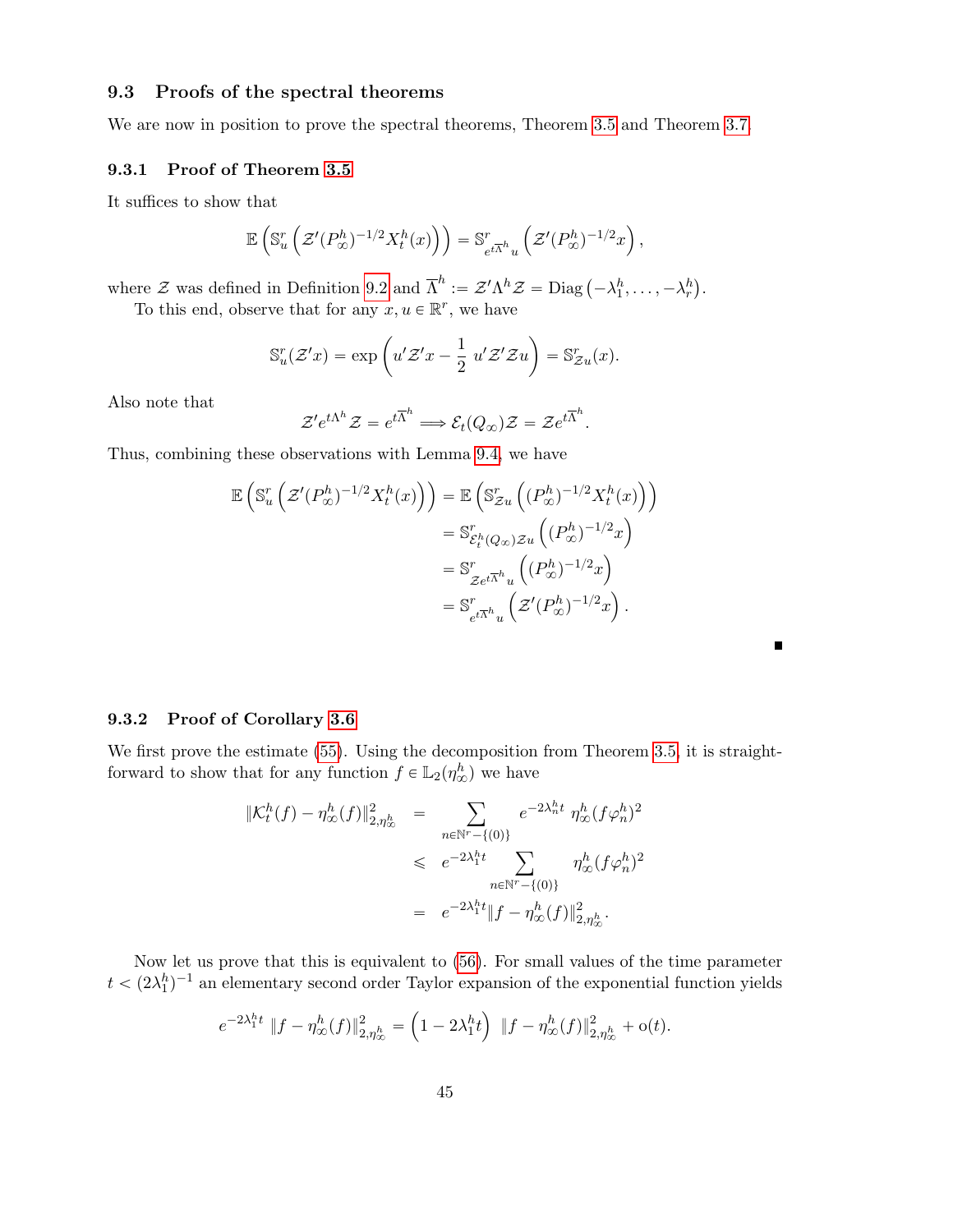### 9.3 Proofs of the spectral theorems

We are now in position to prove the spectral theorems, Theorem 3.5 and Theorem 3.7.

#### 9.3.1 Proof of Theorem 3.5

It suffices to show that

$$\mathbb{E}\left(\mathbb{S}^r_u\left(\mathcal{Z}'(P^h_\infty)^{-1/2}X^h_t(x)\right)\right) = \mathbb{S}^r_{e^{t\overline{\Lambda}^h}u}\left(\mathcal{Z}'(P^h_\infty)^{-1/2}x\right),$$

where $\mathcal{Z}$ was defined in Definition 9.2 and $\overline{\Lambda}^h := \mathcal{Z}'\Lambda^h\mathcal{Z} = \text{Diag}\left(-\lambda^h_1, \ldots, -\lambda^h_r\right)$.

To this end, observe that for any $x, u \in \mathbb{R}^r$, we have

$$\mathbb{S}^r_u(\mathcal{Z}'x) = \exp\left(u'\mathcal{Z}'x - \frac{1}{2}\, u'\mathcal{Z}'\mathcal{Z}u\right) = \mathbb{S}^r_{\mathcal{Z}u}(x).$$

Also note that

$$\mathcal{Z}'e^{t\Lambda^h}\mathcal{Z} = e^{t\overline{\Lambda}^h} \Longrightarrow \mathcal{E}_t(Q_\infty)\mathcal{Z} = \mathcal{Z}e^{t\overline{\Lambda}^h}.$$

Thus, combining these observations with Lemma 9.4, we have

$$\begin{aligned}
\mathbb{E}\left(\mathbb{S}^r_u\left(\mathcal{Z}'(P^h_\infty)^{-1/2}X^h_t(x)\right)\right) &= \mathbb{E}\left(\mathbb{S}^r_{\mathcal{Z}u}\left((P^h_\infty)^{-1/2}X^h_t(x)\right)\right) \\
&= \mathbb{S}^r_{\mathcal{E}^h_t(Q_\infty)\mathcal{Z}u}\left((P^h_\infty)^{-1/2}x\right) \\
&= \mathbb{S}^r_{\mathcal{Z}e^{t\overline{\Lambda}^h}u}\left((P^h_\infty)^{-1/2}x\right) \\
&= \mathbb{S}^r_{e^{t\overline{\Lambda}^h}u}\left(\mathcal{Z}'(P^h_\infty)^{-1/2}x\right).
\end{aligned}$$

■

#### 9.3.2 Proof of Corollary 3.6

We first prove the estimate (55). Using the decomposition from Theorem 3.5, it is straightforward to show that for any function $f \in \mathbb{L}_2(\eta^h_\infty)$ we have

$$\begin{aligned}
\|\mathcal{K}^h_t(f) - \eta^h_\infty(f)\|^2_{2,\eta^h_\infty} &= \sum_{n\in\mathbb{N}^r-\{(0)\}} e^{-2\lambda^h_n t}\ \eta^h_\infty(f\varphi^h_n)^2 \\
&\leqslant e^{-2\lambda^h_1 t} \sum_{n\in\mathbb{N}^r-\{(0)\}} \eta^h_\infty(f\varphi^h_n)^2 \\
&= e^{-2\lambda^h_1 t}\|f - \eta^h_\infty(f)\|^2_{2,\eta^h_\infty}.
\end{aligned}$$

Now let us prove that this is equivalent to (56). For small values of the time parameter $t < (2\lambda^h_1)^{-1}$ an elementary second order Taylor expansion of the exponential function yields

$$e^{-2\lambda^h_1 t}\ \|f - \eta^h_\infty(f)\|^2_{2,\eta^h_\infty} = \left(1 - 2\lambda^h_1 t\right)\ \|f - \eta^h_\infty(f)\|^2_{2,\eta^h_\infty} + \mathrm{o}(t).$$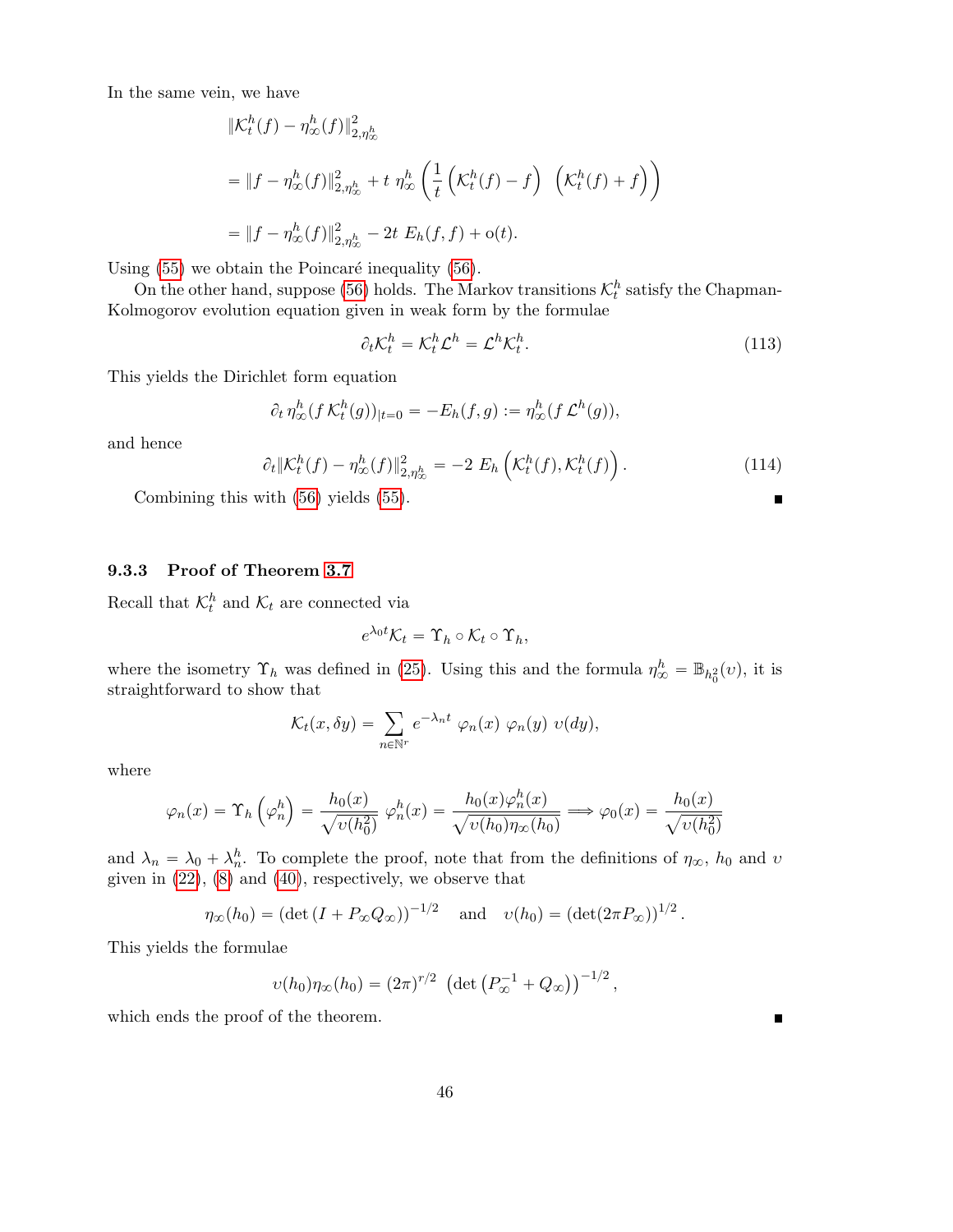In the same vein, we have

$$
\begin{aligned}
&\|\mathcal{K}_t^h(f) - \eta_\infty^h(f)\|_{2,\eta_\infty^h}^2 \\
&= \|f - \eta_\infty^h(f)\|_{2,\eta_\infty^h}^2 + t\ \eta_\infty^h\left(\frac{1}{t}\left(\mathcal{K}_t^h(f) - f\right)\ \left(\mathcal{K}_t^h(f) + f\right)\right) \\
&= \|f - \eta_\infty^h(f)\|_{2,\eta_\infty^h}^2 - 2t\ E_h(f,f) + \mathrm{o}(t).
\end{aligned}
$$

Using (55) we obtain the Poincaré inequality (56).

On the other hand, suppose (56) holds. The Markov transitions $\mathcal{K}_t^h$ satisfy the Chapman-Kolmogorov evolution equation given in weak form by the formulae

$$
\partial_t \mathcal{K}_t^h = \mathcal{K}_t^h \mathcal{L}^h = \mathcal{L}^h \mathcal{K}_t^h. \tag{113}
$$

This yields the Dirichlet form equation

$$
\partial_t\, \eta_\infty^h(f\, \mathcal{K}_t^h(g))_{|t=0} = -E_h(f,g) := \eta_\infty^h(f\, \mathcal{L}^h(g)),
$$

and hence

$$
\partial_t \|\mathcal{K}_t^h(f) - \eta_\infty^h(f)\|_{2,\eta_\infty^h}^2 = -2\ E_h\left(\mathcal{K}_t^h(f), \mathcal{K}_t^h(f)\right). \tag{114}
$$

Combining this with (56) yields (55). ∎

### 9.3.3 Proof of Theorem 3.7

Recall that $\mathcal{K}_t^h$ and $\mathcal{K}_t$ are connected via

$$
e^{\lambda_0 t}\mathcal{K}_t = \Upsilon_h \circ \mathcal{K}_t \circ \Upsilon_h,
$$

where the isometry $\Upsilon_h$ was defined in (25). Using this and the formula $\eta_\infty^h = \mathbb{B}_{h_0^2}(\upsilon)$, it is straightforward to show that

$$
\mathcal{K}_t(x, \delta y) = \sum_{n\in\mathbb{N}^r} e^{-\lambda_n t}\ \varphi_n(x)\ \varphi_n(y)\ \upsilon(dy),
$$

where

$$
\varphi_n(x) = \Upsilon_h\left(\varphi_n^h\right) = \frac{h_0(x)}{\sqrt{\upsilon(h_0^2)}}\ \varphi_n^h(x) = \frac{h_0(x)\varphi_n^h(x)}{\sqrt{\upsilon(h_0)\eta_\infty(h_0)}} \Longrightarrow \varphi_0(x) = \frac{h_0(x)}{\sqrt{\upsilon(h_0^2)}}
$$

and $\lambda_n = \lambda_0 + \lambda_n^h$. To complete the proof, note that from the definitions of $\eta_\infty$, $h_0$ and $\upsilon$ given in (22), (8) and (40), respectively, we observe that

$$
\eta_\infty(h_0) = \left(\det\left(I + P_\infty Q_\infty\right)\right)^{-1/2} \quad \text{and} \quad \upsilon(h_0) = \left(\det(2\pi P_\infty)\right)^{1/2}.
$$

This yields the formulae

$$
\upsilon(h_0)\eta_\infty(h_0) = (2\pi)^{r/2}\ \left(\det\left(P_\infty^{-1} + Q_\infty\right)\right)^{-1/2},
$$

which ends the proof of the theorem. ∎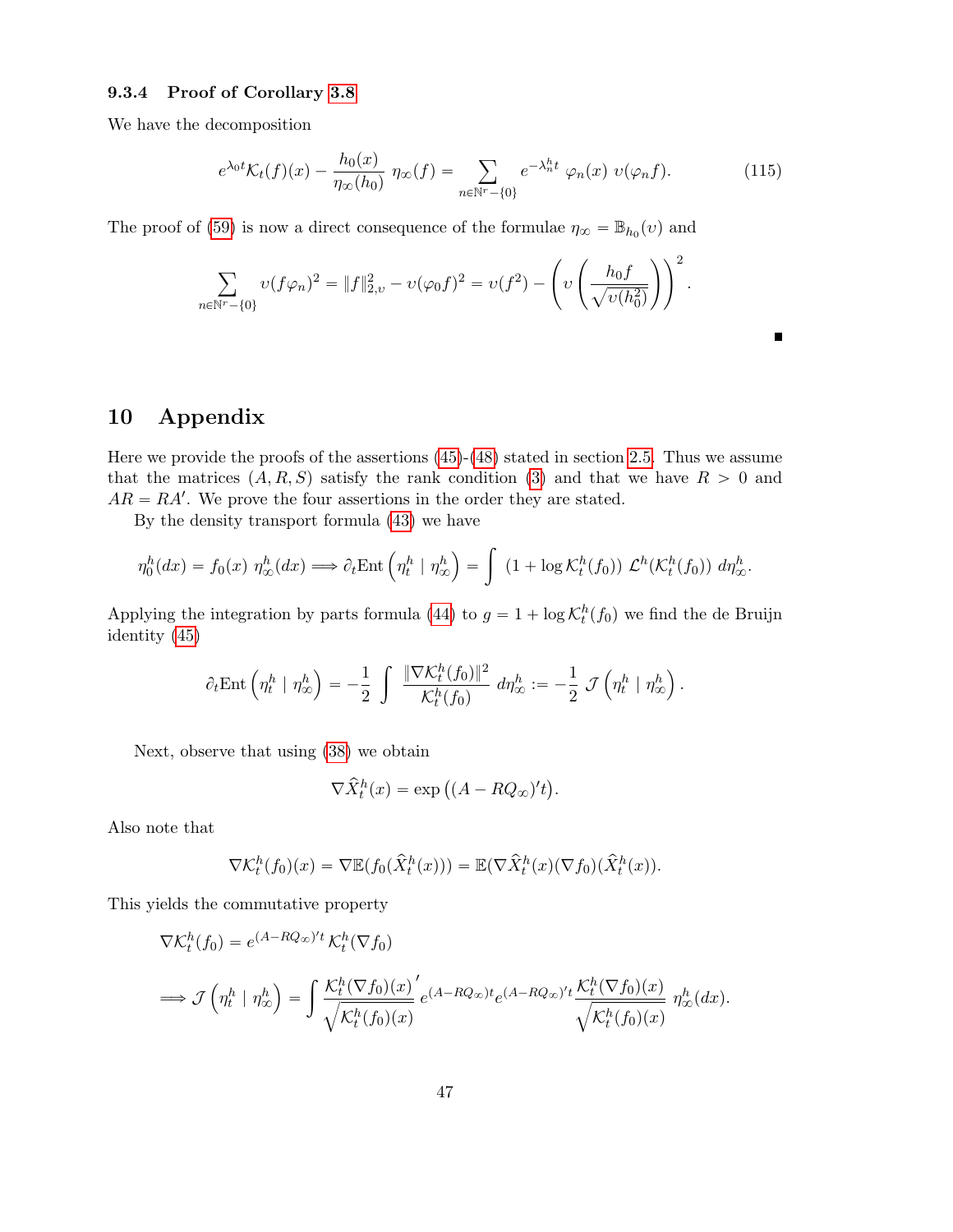### 9.3.4 Proof of Corollary 3.8

We have the decomposition

$$e^{\lambda_0 t}\mathcal{K}_t(f)(x) - \frac{h_0(x)}{\eta_\infty(h_0)}\ \eta_\infty(f) = \sum_{n\in\mathbb{N}^r-\{0\}} e^{-\lambda_n^h t}\ \varphi_n(x)\ \upsilon(\varphi_n f). \tag{115}$$

The proof of (59) is now a direct consequence of the formulae $\eta_\infty = \mathbb{B}_{h_0}(\upsilon)$ and

$$\sum_{n\in\mathbb{N}^r-\{0\}} \upsilon(f\varphi_n)^2 = \|f\|_{2,\upsilon}^2 - \upsilon(\varphi_0 f)^2 = \upsilon(f^2) - \left(\upsilon\left(\frac{h_0 f}{\sqrt{\upsilon(h_0^2)}}\right)\right)^2.$$

■

# 10 Appendix

Here we provide the proofs of the assertions (45)-(48) stated in section 2.5. Thus we assume that the matrices $(A, R, S)$ satisfy the rank condition (3) and that we have $R > 0$ and $AR = RA'$. We prove the four assertions in the order they are stated.

By the density transport formula (43) we have

$$\eta_0^h(dx) = f_0(x)\ \eta_\infty^h(dx) \Longrightarrow \partial_t \text{Ent}\left(\eta_t^h \mid \eta_\infty^h\right) = \int\ (1+\log\mathcal{K}_t^h(f_0))\ \mathcal{L}^h(\mathcal{K}_t^h(f_0))\ d\eta_\infty^h.$$

Applying the integration by parts formula (44) to $g = 1 + \log\mathcal{K}_t^h(f_0)$ we find the de Bruijn identity (45)

$$\partial_t \text{Ent}\left(\eta_t^h \mid \eta_\infty^h\right) = -\frac{1}{2}\int\ \frac{\|\nabla\mathcal{K}_t^h(f_0)\|^2}{\mathcal{K}_t^h(f_0)}\ d\eta_\infty^h := -\frac{1}{2}\ \mathcal{J}\left(\eta_t^h \mid \eta_\infty^h\right).$$

Next, observe that using (38) we obtain

$$\nabla\widehat{X}_t^h(x) = \exp\left((A - RQ_\infty)'t\right).$$

Also note that

$$\nabla\mathcal{K}_t^h(f_0)(x) = \nabla\mathbb{E}(f_0(\widehat{X}_t^h(x))) = \mathbb{E}(\nabla\widehat{X}_t^h(x)(\nabla f_0)(\widehat{X}_t^h(x)).$$

This yields the commutative property

$$\begin{aligned}
&\nabla\mathcal{K}_t^h(f_0) = e^{(A-RQ_\infty)'t}\,\mathcal{K}_t^h(\nabla f_0) \\
&\Longrightarrow \mathcal{J}\left(\eta_t^h \mid \eta_\infty^h\right) = \int \frac{\mathcal{K}_t^h(\nabla f_0)(x)}{\sqrt{\mathcal{K}_t^h(f_0)(x)}}' e^{(A-RQ_\infty)t} e^{(A-RQ_\infty)'t}\frac{\mathcal{K}_t^h(\nabla f_0)(x)}{\sqrt{\mathcal{K}_t^h(f_0)(x)}}\ \eta_\infty^h(dx).
\end{aligned}$$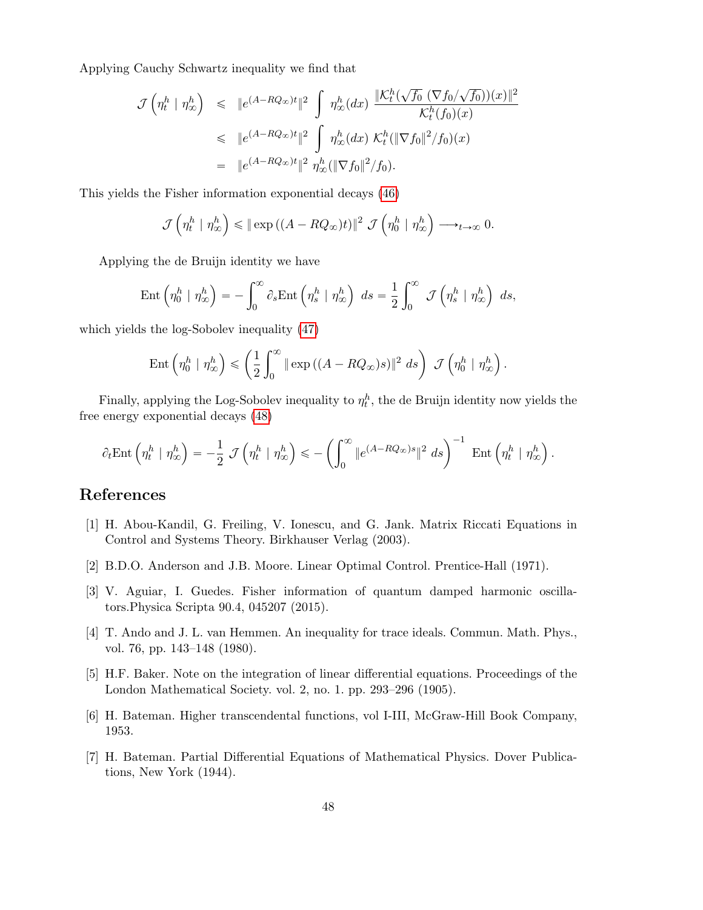Applying Cauchy Schwartz inequality we find that

$$
\begin{aligned}
\mathcal{J}\left(\eta_t^h \mid \eta_\infty^h\right) &\leqslant \|e^{(A-RQ_\infty)t}\|^2 \int \eta_\infty^h(dx)\, \frac{\|\mathcal{K}_t^h(\sqrt{f_0}\ (\nabla f_0/\sqrt{f_0}))(x)\|^2}{\mathcal{K}_t^h(f_0)(x)} \\
&\leqslant \|e^{(A-RQ_\infty)t}\|^2 \int \eta_\infty^h(dx)\ \mathcal{K}_t^h(\|\nabla f_0\|^2/f_0)(x) \\
&= \|e^{(A-RQ_\infty)t}\|^2\ \eta_\infty^h(\|\nabla f_0\|^2/f_0).
\end{aligned}
$$

This yields the Fisher information exponential decays (46)

$$
\mathcal{J}\left(\eta_t^h \mid \eta_\infty^h\right) \leqslant \|\exp\left((A-RQ_\infty)t\right)\|^2\ \mathcal{J}\left(\eta_0^h \mid \eta_\infty^h\right) \longrightarrow_{t\to\infty} 0.
$$

Applying the de Bruijn identity we have

$$
\mathrm{Ent}\left(\eta_0^h \mid \eta_\infty^h\right) = -\int_0^\infty \partial_s \mathrm{Ent}\left(\eta_s^h \mid \eta_\infty^h\right)\ ds = \frac{1}{2}\int_0^\infty\ \mathcal{J}\left(\eta_s^h \mid \eta_\infty^h\right)\ ds,
$$

which yields the log-Sobolev inequality (47)

$$
\mathrm{Ent}\left(\eta_0^h \mid \eta_\infty^h\right) \leqslant \left(\frac{1}{2}\int_0^\infty \|\exp\left((A-RQ_\infty)s\right)\|^2\ ds\right)\ \mathcal{J}\left(\eta_0^h \mid \eta_\infty^h\right).
$$

Finally, applying the Log-Sobolev inequality to $\eta_t^h$, the de Bruijn identity now yields the free energy exponential decays (48)

$$
\partial_t \mathrm{Ent}\left(\eta_t^h \mid \eta_\infty^h\right) = -\frac{1}{2}\ \mathcal{J}\left(\eta_t^h \mid \eta_\infty^h\right) \leqslant -\left(\int_0^\infty \|e^{(A-RQ_\infty)s}\|^2\ ds\right)^{-1}\ \mathrm{Ent}\left(\eta_t^h \mid \eta_\infty^h\right).
$$

# References

[1] H. Abou-Kandil, G. Freiling, V. Ionescu, and G. Jank. Matrix Riccati Equations in Control and Systems Theory. Birkhauser Verlag (2003).

[2] B.D.O. Anderson and J.B. Moore. Linear Optimal Control. Prentice-Hall (1971).

[3] V. Aguiar, I. Guedes. Fisher information of quantum damped harmonic oscillators.Physica Scripta 90.4, 045207 (2015).

[4] T. Ando and J. L. van Hemmen. An inequality for trace ideals. Commun. Math. Phys., vol. 76, pp. 143–148 (1980).

[5] H.F. Baker. Note on the integration of linear differential equations. Proceedings of the London Mathematical Society. vol. 2, no. 1. pp. 293–296 (1905).

[6] H. Bateman. Higher transcendental functions, vol I-III, McGraw-Hill Book Company, 1953.

[7] H. Bateman. Partial Differential Equations of Mathematical Physics. Dover Publications, New York (1944).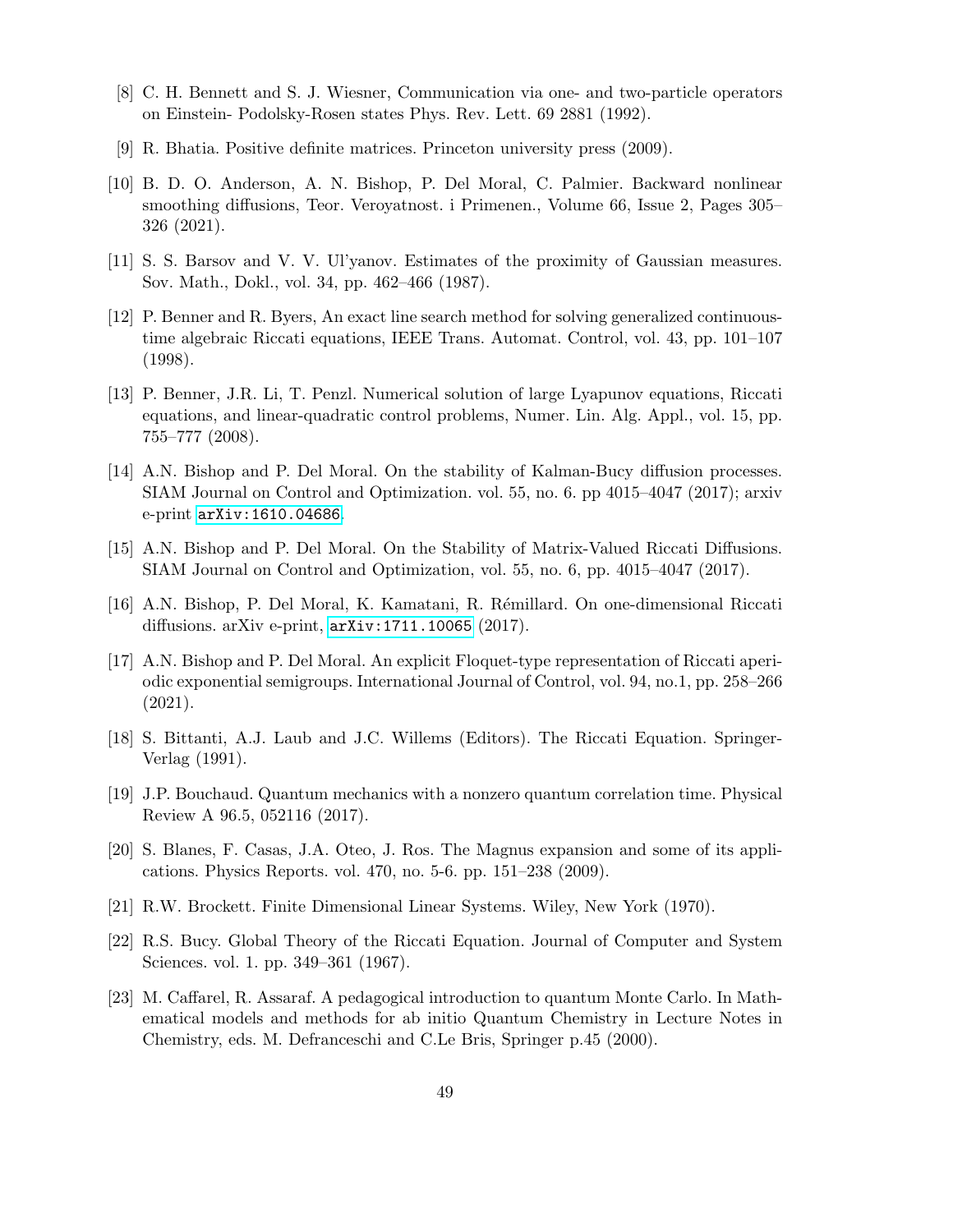[8] C. H. Bennett and S. J. Wiesner, Communication via one- and two-particle operators on Einstein- Podolsky-Rosen states Phys. Rev. Lett. 69 2881 (1992).

[9] R. Bhatia. Positive definite matrices. Princeton university press (2009).

[10] B. D. O. Anderson, A. N. Bishop, P. Del Moral, C. Palmier. Backward nonlinear smoothing diffusions, Teor. Veroyatnost. i Primenen., Volume 66, Issue 2, Pages 305–326 (2021).

[11] S. S. Barsov and V. V. Ul'yanov. Estimates of the proximity of Gaussian measures. Sov. Math., Dokl., vol. 34, pp. 462–466 (1987).

[12] P. Benner and R. Byers, An exact line search method for solving generalized continuous-time algebraic Riccati equations, IEEE Trans. Automat. Control, vol. 43, pp. 101–107 (1998).

[13] P. Benner, J.R. Li, T. Penzl. Numerical solution of large Lyapunov equations, Riccati equations, and linear-quadratic control problems, Numer. Lin. Alg. Appl., vol. 15, pp. 755–777 (2008).

[14] A.N. Bishop and P. Del Moral. On the stability of Kalman-Bucy diffusion processes. SIAM Journal on Control and Optimization. vol. 55, no. 6. pp 4015–4047 (2017); arxiv e-print arXiv:1610.04686.

[15] A.N. Bishop and P. Del Moral. On the Stability of Matrix-Valued Riccati Diffusions. SIAM Journal on Control and Optimization, vol. 55, no. 6, pp. 4015–4047 (2017).

[16] A.N. Bishop, P. Del Moral, K. Kamatani, R. Rémillard. On one-dimensional Riccati diffusions. arXiv e-print, arXiv:1711.10065 (2017).

[17] A.N. Bishop and P. Del Moral. An explicit Floquet-type representation of Riccati aperiodic exponential semigroups. International Journal of Control, vol. 94, no.1, pp. 258–266 (2021).

[18] S. Bittanti, A.J. Laub and J.C. Willems (Editors). The Riccati Equation. Springer-Verlag (1991).

[19] J.P. Bouchaud. Quantum mechanics with a nonzero quantum correlation time. Physical Review A 96.5, 052116 (2017).

[20] S. Blanes, F. Casas, J.A. Oteo, J. Ros. The Magnus expansion and some of its applications. Physics Reports. vol. 470, no. 5-6. pp. 151–238 (2009).

[21] R.W. Brockett. Finite Dimensional Linear Systems. Wiley, New York (1970).

[22] R.S. Bucy. Global Theory of the Riccati Equation. Journal of Computer and System Sciences. vol. 1. pp. 349–361 (1967).

[23] M. Caffarel, R. Assaraf. A pedagogical introduction to quantum Monte Carlo. In Mathematical models and methods for ab initio Quantum Chemistry in Lecture Notes in Chemistry, eds. M. Defranceschi and C.Le Bris, Springer p.45 (2000).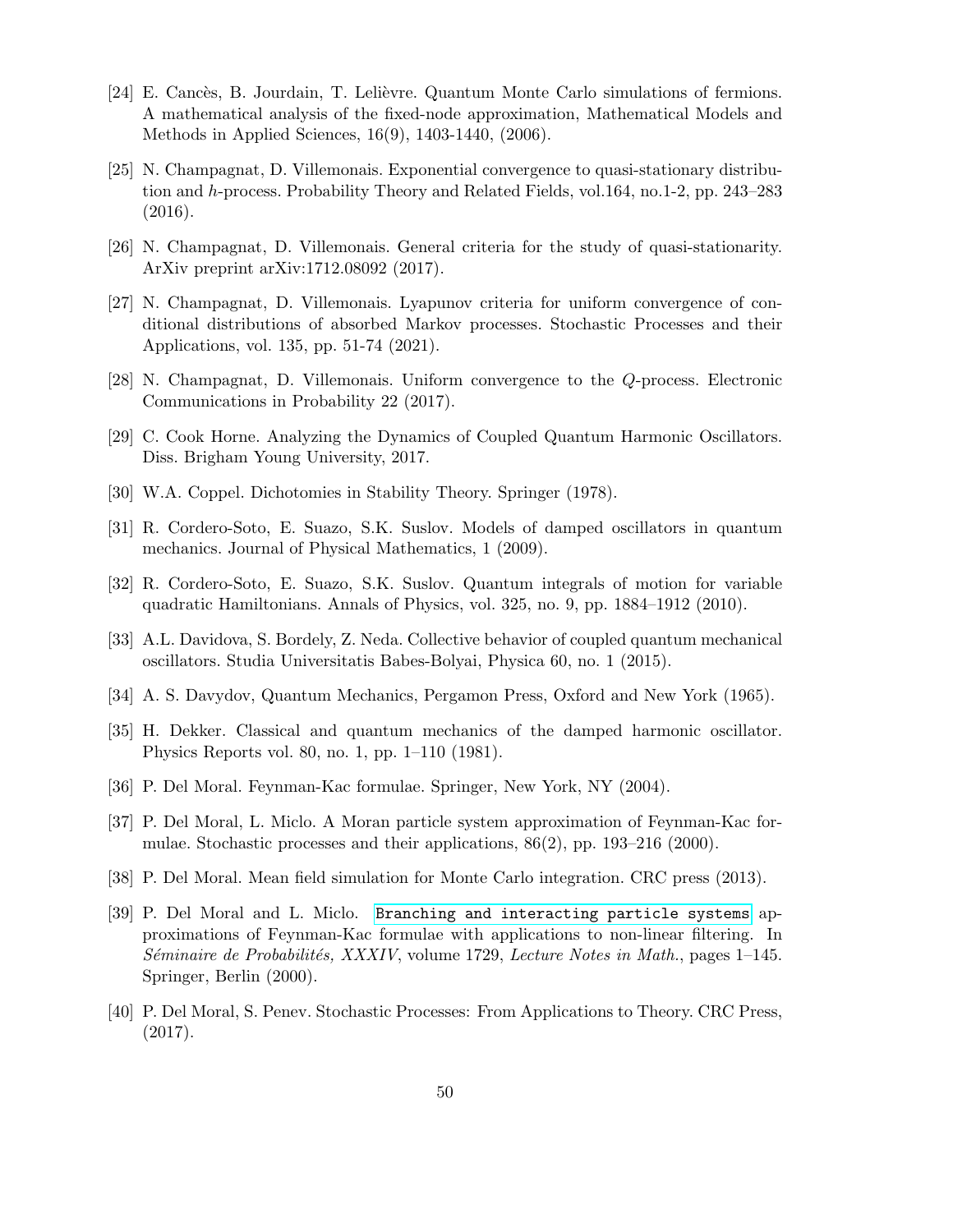[24] E. Cancès, B. Jourdain, T. Lelièvre. Quantum Monte Carlo simulations of fermions. A mathematical analysis of the fixed-node approximation, Mathematical Models and Methods in Applied Sciences, 16(9), 1403-1440, (2006).

[25] N. Champagnat, D. Villemonais. Exponential convergence to quasi-stationary distribution and $h$-process. Probability Theory and Related Fields, vol.164, no.1-2, pp. 243–283 (2016).

[26] N. Champagnat, D. Villemonais. General criteria for the study of quasi-stationarity. ArXiv preprint arXiv:1712.08092 (2017).

[27] N. Champagnat, D. Villemonais. Lyapunov criteria for uniform convergence of conditional distributions of absorbed Markov processes. Stochastic Processes and their Applications, vol. 135, pp. 51-74 (2021).

[28] N. Champagnat, D. Villemonais. Uniform convergence to the $Q$-process. Electronic Communications in Probability 22 (2017).

[29] C. Cook Horne. Analyzing the Dynamics of Coupled Quantum Harmonic Oscillators. Diss. Brigham Young University, 2017.

[30] W.A. Coppel. Dichotomies in Stability Theory. Springer (1978).

[31] R. Cordero-Soto, E. Suazo, S.K. Suslov. Models of damped oscillators in quantum mechanics. Journal of Physical Mathematics, 1 (2009).

[32] R. Cordero-Soto, E. Suazo, S.K. Suslov. Quantum integrals of motion for variable quadratic Hamiltonians. Annals of Physics, vol. 325, no. 9, pp. 1884–1912 (2010).

[33] A.L. Davidova, S. Bordely, Z. Neda. Collective behavior of coupled quantum mechanical oscillators. Studia Universitatis Babes-Bolyai, Physica 60, no. 1 (2015).

[34] A. S. Davydov, Quantum Mechanics, Pergamon Press, Oxford and New York (1965).

[35] H. Dekker. Classical and quantum mechanics of the damped harmonic oscillator. Physics Reports vol. 80, no. 1, pp. 1–110 (1981).

[36] P. Del Moral. Feynman-Kac formulae. Springer, New York, NY (2004).

[37] P. Del Moral, L. Miclo. A Moran particle system approximation of Feynman-Kac formulae. Stochastic processes and their applications, 86(2), pp. 193–216 (2000).

[38] P. Del Moral. Mean field simulation for Monte Carlo integration. CRC press (2013).

[39] P. Del Moral and L. Miclo. Branching and interacting particle systems approximations of Feynman-Kac formulae with applications to non-linear filtering. In *Séminaire de Probabilités, XXXIV*, volume 1729, *Lecture Notes in Math.*, pages 1–145. Springer, Berlin (2000).

[40] P. Del Moral, S. Penev. Stochastic Processes: From Applications to Theory. CRC Press, (2017).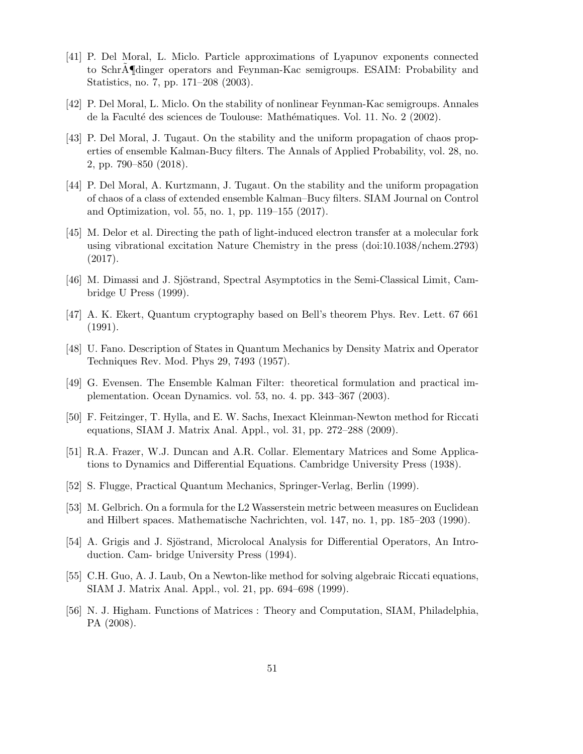[41] P. Del Moral, L. Miclo. Particle approximations of Lyapunov exponents connected to SchrÃ¶dinger operators and Feynman-Kac semigroups. ESAIM: Probability and Statistics, no. 7, pp. 171–208 (2003).

[42] P. Del Moral, L. Miclo. On the stability of nonlinear Feynman-Kac semigroups. Annales de la Faculté des sciences de Toulouse: Mathématiques. Vol. 11. No. 2 (2002).

[43] P. Del Moral, J. Tugaut. On the stability and the uniform propagation of chaos properties of ensemble Kalman-Bucy filters. The Annals of Applied Probability, vol. 28, no. 2, pp. 790–850 (2018).

[44] P. Del Moral, A. Kurtzmann, J. Tugaut. On the stability and the uniform propagation of chaos of a class of extended ensemble Kalman–Bucy filters. SIAM Journal on Control and Optimization, vol. 55, no. 1, pp. 119–155 (2017).

[45] M. Delor et al. Directing the path of light-induced electron transfer at a molecular fork using vibrational excitation Nature Chemistry in the press (doi:10.1038/nchem.2793) (2017).

[46] M. Dimassi and J. Sjöstrand, Spectral Asymptotics in the Semi-Classical Limit, Cambridge U Press (1999).

[47] A. K. Ekert, Quantum cryptography based on Bell's theorem Phys. Rev. Lett. 67 661 (1991).

[48] U. Fano. Description of States in Quantum Mechanics by Density Matrix and Operator Techniques Rev. Mod. Phys 29, 7493 (1957).

[49] G. Evensen. The Ensemble Kalman Filter: theoretical formulation and practical implementation. Ocean Dynamics. vol. 53, no. 4. pp. 343–367 (2003).

[50] F. Feitzinger, T. Hylla, and E. W. Sachs, Inexact Kleinman-Newton method for Riccati equations, SIAM J. Matrix Anal. Appl., vol. 31, pp. 272–288 (2009).

[51] R.A. Frazer, W.J. Duncan and A.R. Collar. Elementary Matrices and Some Applications to Dynamics and Differential Equations. Cambridge University Press (1938).

[52] S. Flugge, Practical Quantum Mechanics, Springer-Verlag, Berlin (1999).

[53] M. Gelbrich. On a formula for the L2 Wasserstein metric between measures on Euclidean and Hilbert spaces. Mathematische Nachrichten, vol. 147, no. 1, pp. 185–203 (1990).

[54] A. Grigis and J. Sjöstrand, Microlocal Analysis for Differential Operators, An Introduction. Cam- bridge University Press (1994).

[55] C.H. Guo, A. J. Laub, On a Newton-like method for solving algebraic Riccati equations, SIAM J. Matrix Anal. Appl., vol. 21, pp. 694–698 (1999).

[56] N. J. Higham. Functions of Matrices : Theory and Computation, SIAM, Philadelphia, PA (2008).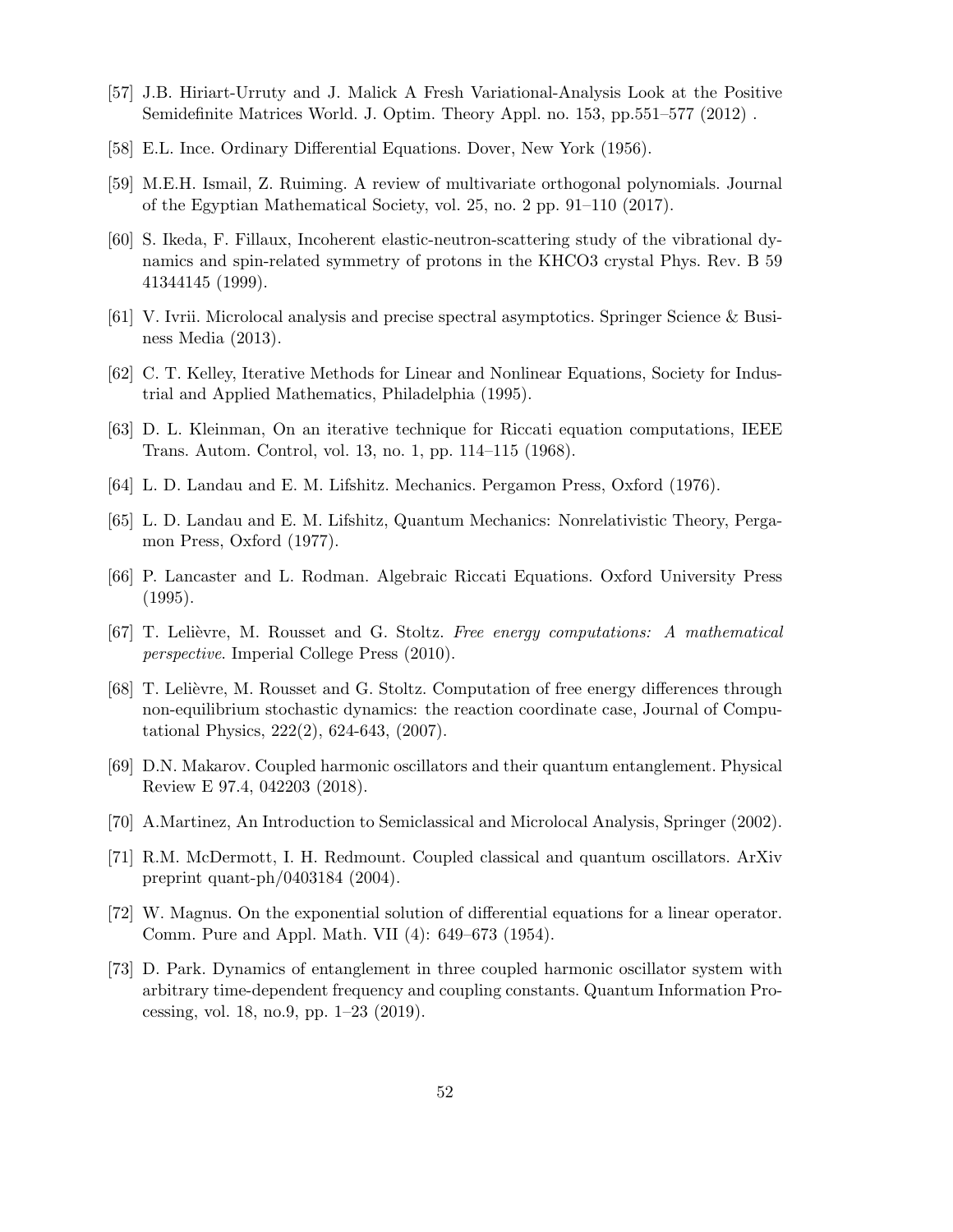[57] J.B. Hiriart-Urruty and J. Malick A Fresh Variational-Analysis Look at the Positive Semidefinite Matrices World. J. Optim. Theory Appl. no. 153, pp.551–577 (2012) .

[58] E.L. Ince. Ordinary Differential Equations. Dover, New York (1956).

[59] M.E.H. Ismail, Z. Ruiming. A review of multivariate orthogonal polynomials. Journal of the Egyptian Mathematical Society, vol. 25, no. 2 pp. 91–110 (2017).

[60] S. Ikeda, F. Fillaux, Incoherent elastic-neutron-scattering study of the vibrational dynamics and spin-related symmetry of protons in the KHCO3 crystal Phys. Rev. B 59 41344145 (1999).

[61] V. Ivrii. Microlocal analysis and precise spectral asymptotics. Springer Science & Business Media (2013).

[62] C. T. Kelley, Iterative Methods for Linear and Nonlinear Equations, Society for Industrial and Applied Mathematics, Philadelphia (1995).

[63] D. L. Kleinman, On an iterative technique for Riccati equation computations, IEEE Trans. Autom. Control, vol. 13, no. 1, pp. 114–115 (1968).

[64] L. D. Landau and E. M. Lifshitz. Mechanics. Pergamon Press, Oxford (1976).

[65] L. D. Landau and E. M. Lifshitz, Quantum Mechanics: Nonrelativistic Theory, Pergamon Press, Oxford (1977).

[66] P. Lancaster and L. Rodman. Algebraic Riccati Equations. Oxford University Press (1995).

[67] T. Lelièvre, M. Rousset and G. Stoltz. *Free energy computations: A mathematical perspective*. Imperial College Press (2010).

[68] T. Lelièvre, M. Rousset and G. Stoltz. Computation of free energy differences through non-equilibrium stochastic dynamics: the reaction coordinate case, Journal of Computational Physics, 222(2), 624-643, (2007).

[69] D.N. Makarov. Coupled harmonic oscillators and their quantum entanglement. Physical Review E 97.4, 042203 (2018).

[70] A.Martinez, An Introduction to Semiclassical and Microlocal Analysis, Springer (2002).

[71] R.M. McDermott, I. H. Redmount. Coupled classical and quantum oscillators. ArXiv preprint quant-ph/0403184 (2004).

[72] W. Magnus. On the exponential solution of differential equations for a linear operator. Comm. Pure and Appl. Math. VII (4): 649–673 (1954).

[73] D. Park. Dynamics of entanglement in three coupled harmonic oscillator system with arbitrary time-dependent frequency and coupling constants. Quantum Information Processing, vol. 18, no.9, pp. 1–23 (2019).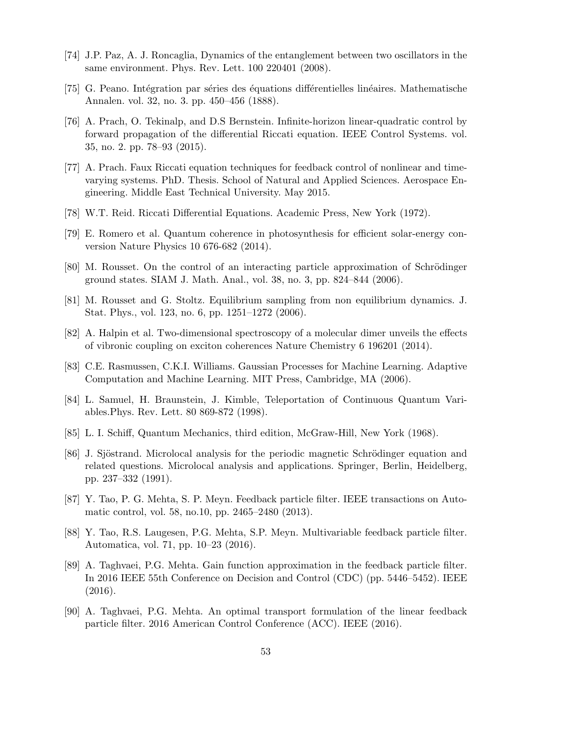[74] J.P. Paz, A. J. Roncaglia, Dynamics of the entanglement between two oscillators in the same environment. Phys. Rev. Lett. 100 220401 (2008).

[75] G. Peano. Intégration par séries des équations différentielles linéaires. Mathematische Annalen. vol. 32, no. 3. pp. 450–456 (1888).

[76] A. Prach, O. Tekinalp, and D.S Bernstein. Infinite-horizon linear-quadratic control by forward propagation of the differential Riccati equation. IEEE Control Systems. vol. 35, no. 2. pp. 78–93 (2015).

[77] A. Prach. Faux Riccati equation techniques for feedback control of nonlinear and time-varying systems. PhD. Thesis. School of Natural and Applied Sciences. Aerospace Engineering. Middle East Technical University. May 2015.

[78] W.T. Reid. Riccati Differential Equations. Academic Press, New York (1972).

[79] E. Romero et al. Quantum coherence in photosynthesis for efficient solar-energy conversion Nature Physics 10 676-682 (2014).

[80] M. Rousset. On the control of an interacting particle approximation of Schrödinger ground states. SIAM J. Math. Anal., vol. 38, no. 3, pp. 824–844 (2006).

[81] M. Rousset and G. Stoltz. Equilibrium sampling from non equilibrium dynamics. J. Stat. Phys., vol. 123, no. 6, pp. 1251–1272 (2006).

[82] A. Halpin et al. Two-dimensional spectroscopy of a molecular dimer unveils the effects of vibronic coupling on exciton coherences Nature Chemistry 6 196201 (2014).

[83] C.E. Rasmussen, C.K.I. Williams. Gaussian Processes for Machine Learning. Adaptive Computation and Machine Learning. MIT Press, Cambridge, MA (2006).

[84] L. Samuel, H. Braunstein, J. Kimble, Teleportation of Continuous Quantum Variables.Phys. Rev. Lett. 80 869-872 (1998).

[85] L. I. Schiff, Quantum Mechanics, third edition, McGraw-Hill, New York (1968).

[86] J. Sjöstrand. Microlocal analysis for the periodic magnetic Schrödinger equation and related questions. Microlocal analysis and applications. Springer, Berlin, Heidelberg, pp. 237–332 (1991).

[87] Y. Tao, P. G. Mehta, S. P. Meyn. Feedback particle filter. IEEE transactions on Automatic control, vol. 58, no.10, pp. 2465–2480 (2013).

[88] Y. Tao, R.S. Laugesen, P.G. Mehta, S.P. Meyn. Multivariable feedback particle filter. Automatica, vol. 71, pp. 10–23 (2016).

[89] A. Taghvaei, P.G. Mehta. Gain function approximation in the feedback particle filter. In 2016 IEEE 55th Conference on Decision and Control (CDC) (pp. 5446–5452). IEEE (2016).

[90] A. Taghvaei, P.G. Mehta. An optimal transport formulation of the linear feedback particle filter. 2016 American Control Conference (ACC). IEEE (2016).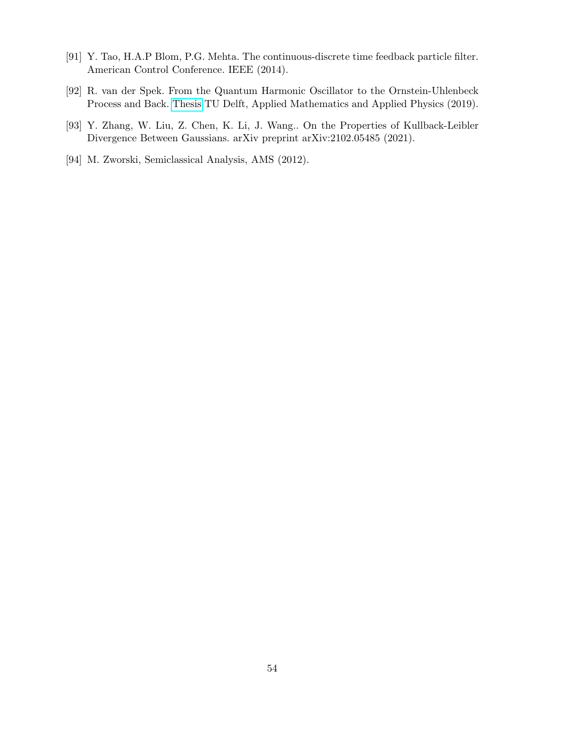[91] Y. Tao, H.A.P Blom, P.G. Mehta. The continuous-discrete time feedback particle filter. American Control Conference. IEEE (2014).

[92] R. van der Spek. From the Quantum Harmonic Oscillator to the Ornstein-Uhlenbeck Process and Back. Thesis TU Delft, Applied Mathematics and Applied Physics (2019).

[93] Y. Zhang, W. Liu, Z. Chen, K. Li, J. Wang.. On the Properties of Kullback-Leibler Divergence Between Gaussians. arXiv preprint arXiv:2102.05485 (2021).

[94] M. Zworski, Semiclassical Analysis, AMS (2012).